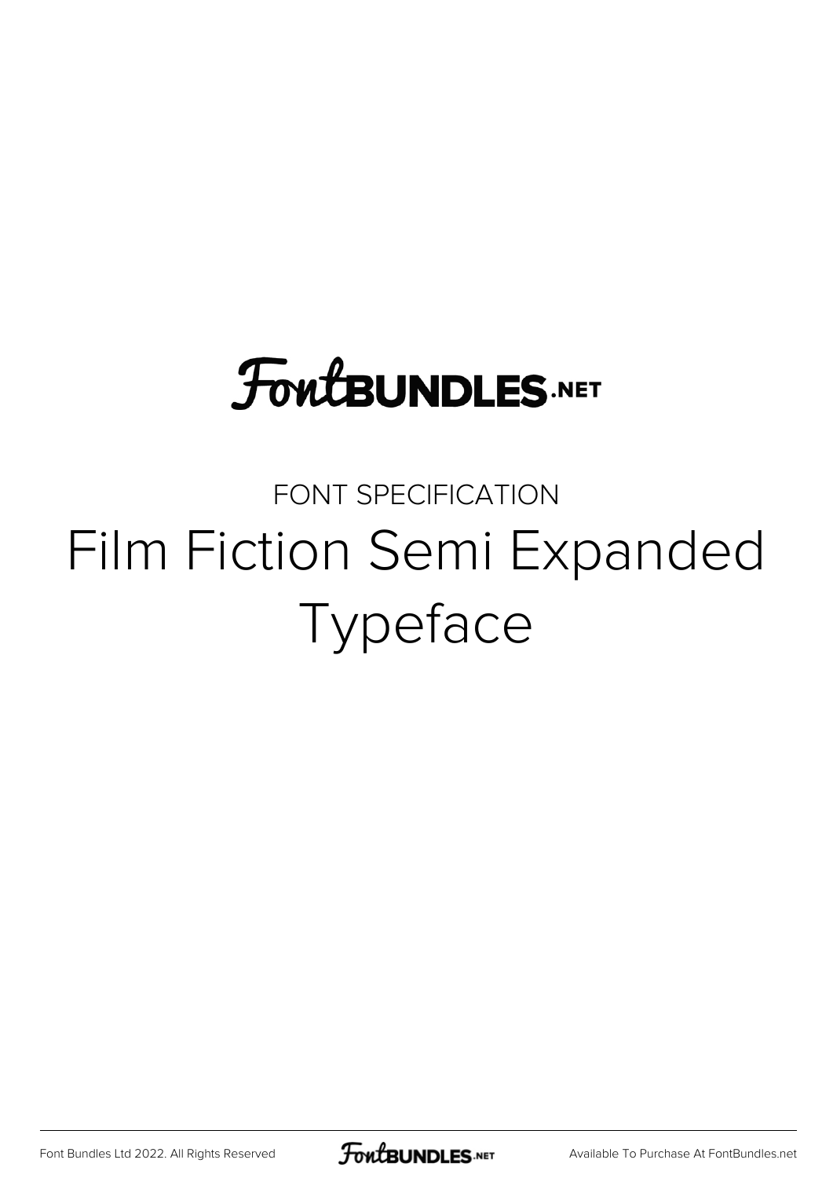FontBUNDLES.NET

FONT SPECIFICATION

# Film Fiction Semi Expanded Typeface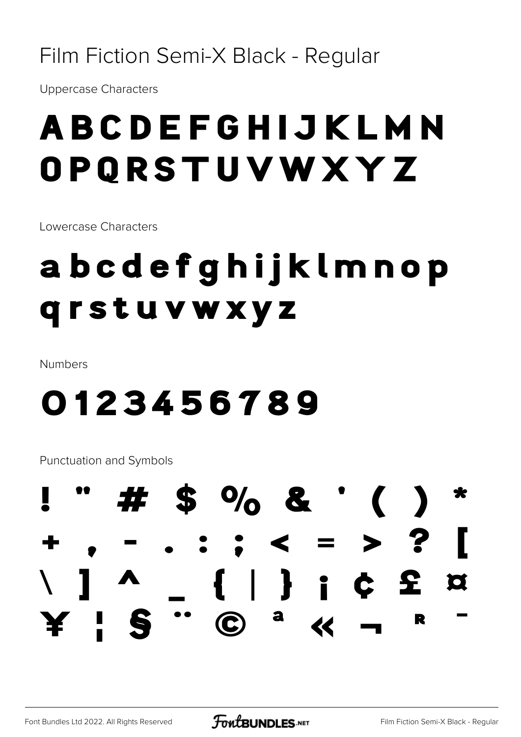# Film Fiction Semi-X Black - Regular

Uppercase Characters

ABCDEFGHIJKLMN
OPQRSTUVWXYZ

Lowercase Characters

abcdefghijklmnop
qrstuvwxyz

Numbers

0123456789

Punctuation and Symbols

! " # $ % & ' ( ) *
+ , - . : ; < = > ? [
\ ] ^ _ { | } ¡ ¢ £ ¤
¥ ¦ § ¨ © ª « ¬ ® ¯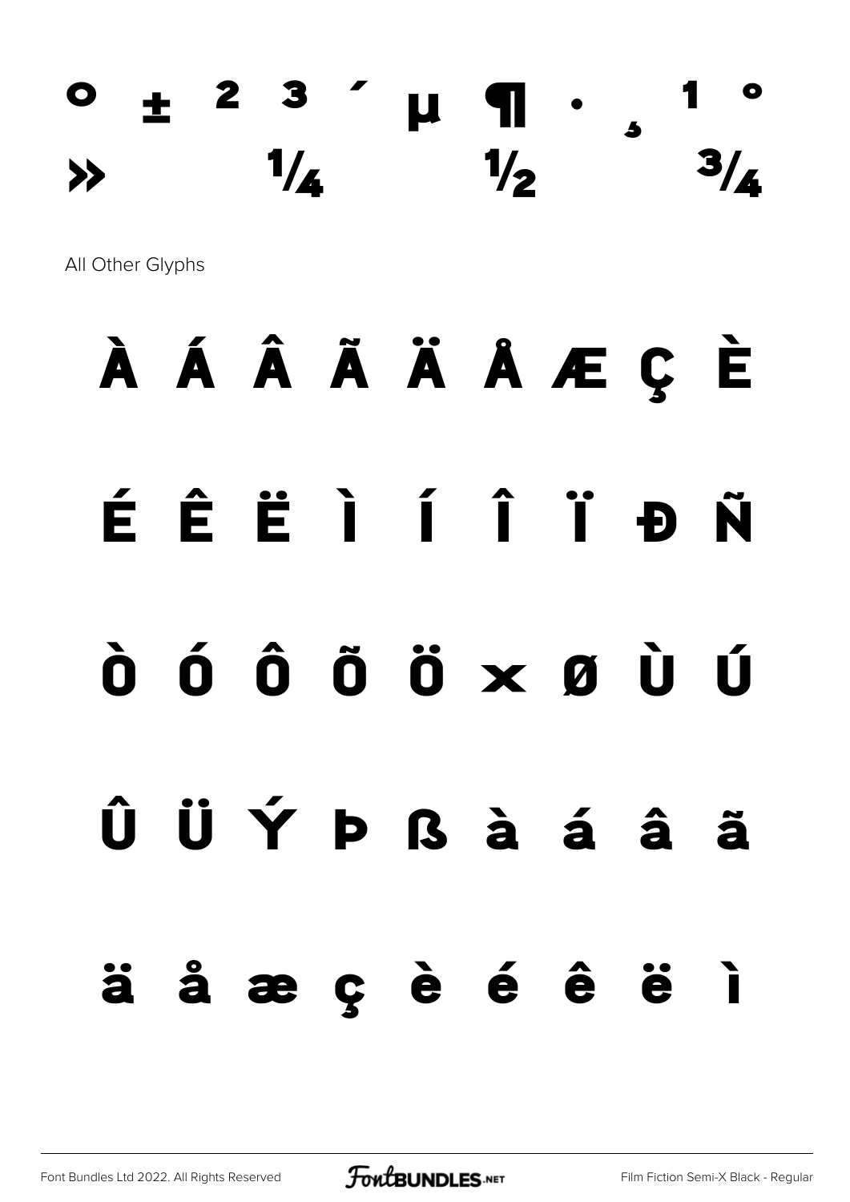º ± ² ³ ´ µ ¶ · ¸ ¹ °
» ¼ ½ ¾

All Other Glyphs

À Á Â Ã Ä Å Æ Ç È

É Ê Ë Ì Í Î Ï Ð Ñ

Ò Ó Ô Õ Ö × Ø Ù Ú

Û Ü Ý Þ ß à á â ã

ä å æ ç è é ê ë ì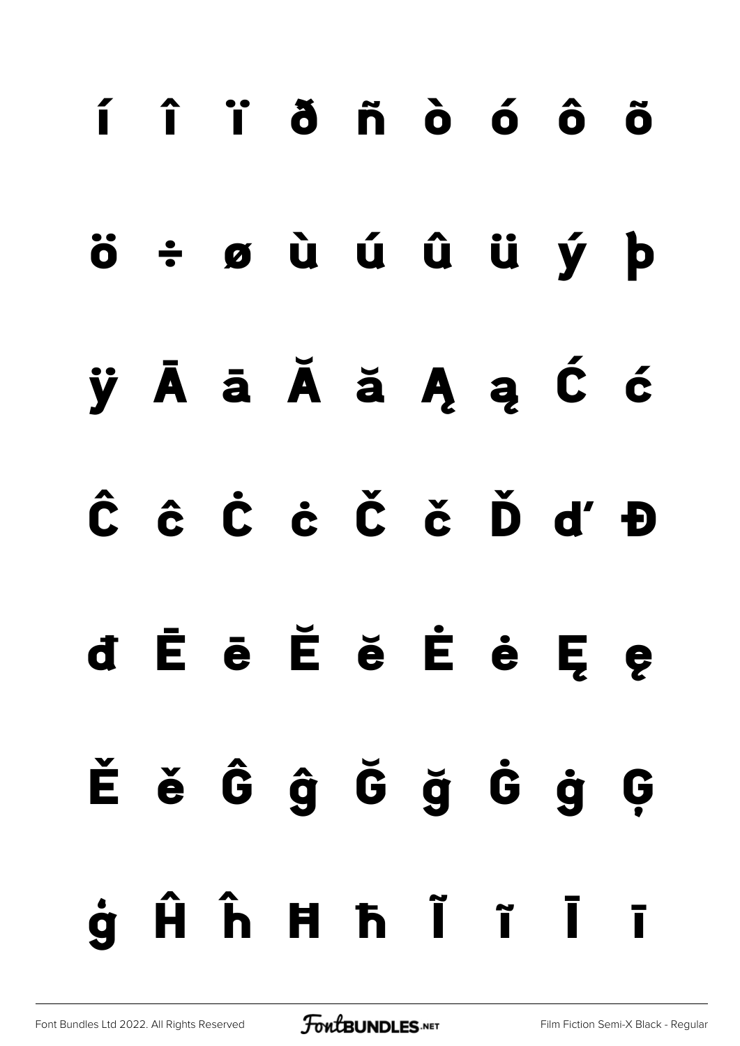í î ï ð ñ ò ó ô õ

ö ÷ ø ù ú û ü ý þ

ÿ Ā ā Ă ă Ą ą Ć ć

Ĉ ĉ Ċ ċ Č č Ď ď Đ

đ Ē ē Ĕ ĕ Ė ė Ę ę

Ě ě Ĝ ĝ Ğ ğ Ġ ġ Ģ

ģ Ĥ ĥ Ħ ħ Ĩ ĩ Ī ī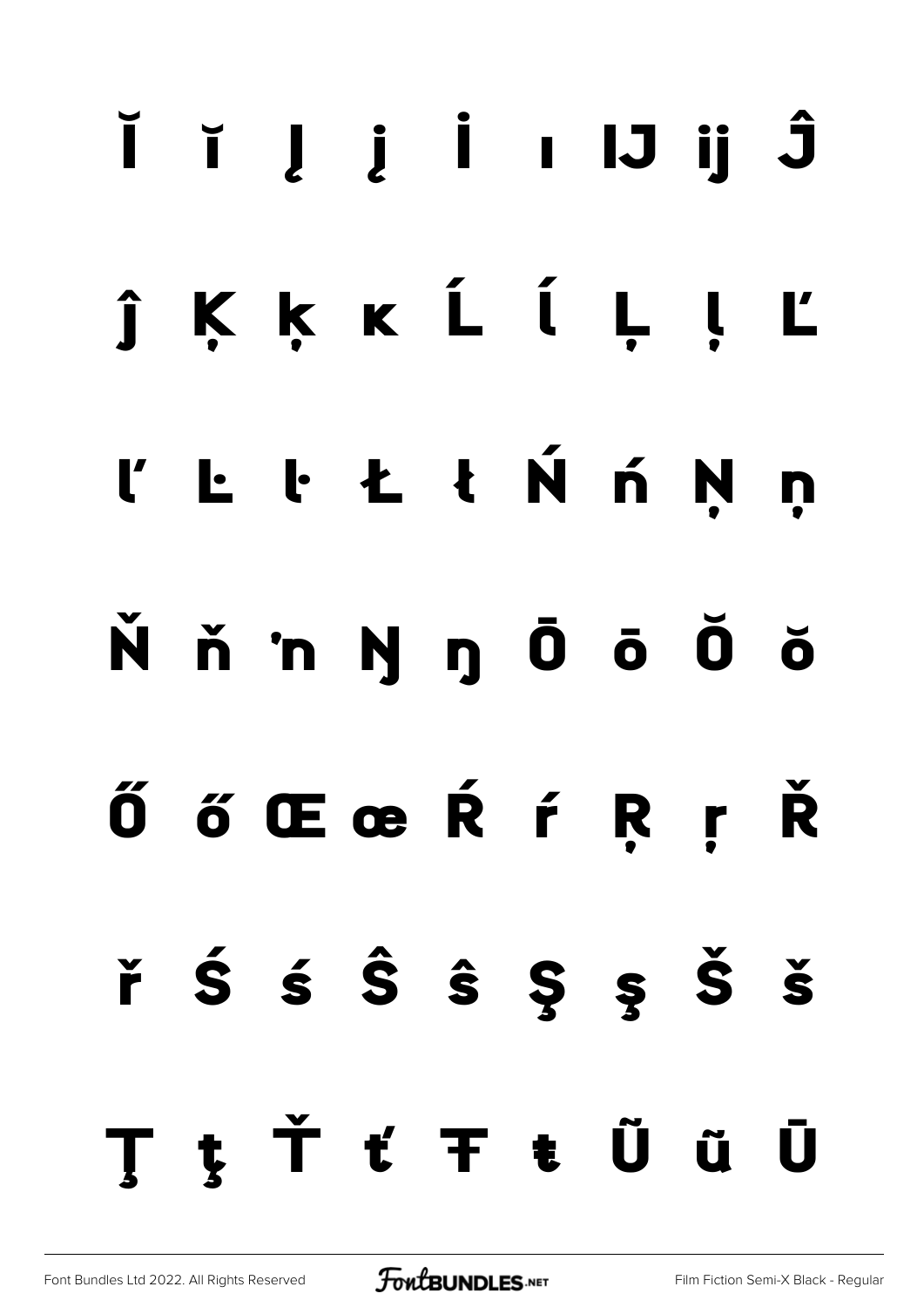Ĭ ĭ Į į İ ı Ĳ ĳ Ĵ

ĵ Ķ ķ ĸ Ĺ ĺ Ļ ļ Ľ

ľ Ŀ ŀ Ł ł Ń ń Ņ ņ

Ň ň ŉ Ŋ ŋ Ō ō Ŏ ŏ

Ő ő Œ œ Ŕ ŕ Ŗ ŗ Ř

ř Ś ś Ŝ ŝ Ş ş Š š

Ţ ţ Ť ť Ŧ ŧ Ũ ũ Ū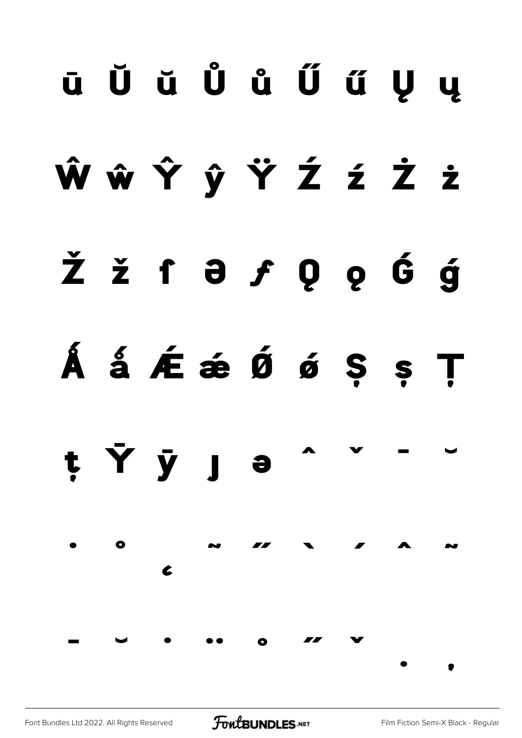ū Ŭ ŭ Ů ů Ű ű Ų ų

Ŵ ŵ Ŷ ŷ Ÿ Ź ź Ż ż

Ž ž ſ Ə ƒ Ǫ ǫ Ǵ ǵ

Ǻ ǻ Ǽ ǽ Ǿ ǿ Ș ș Ț

ț Ȳ ȳ ȷ ə ˆ ˇ ˉ ˘

˙ ˚ ˛ ˜ ˝ ˋ ˊ ̂ ̃

̄ ̆ ̇ ̈ ̊ ̋ ̌ ̣ ̦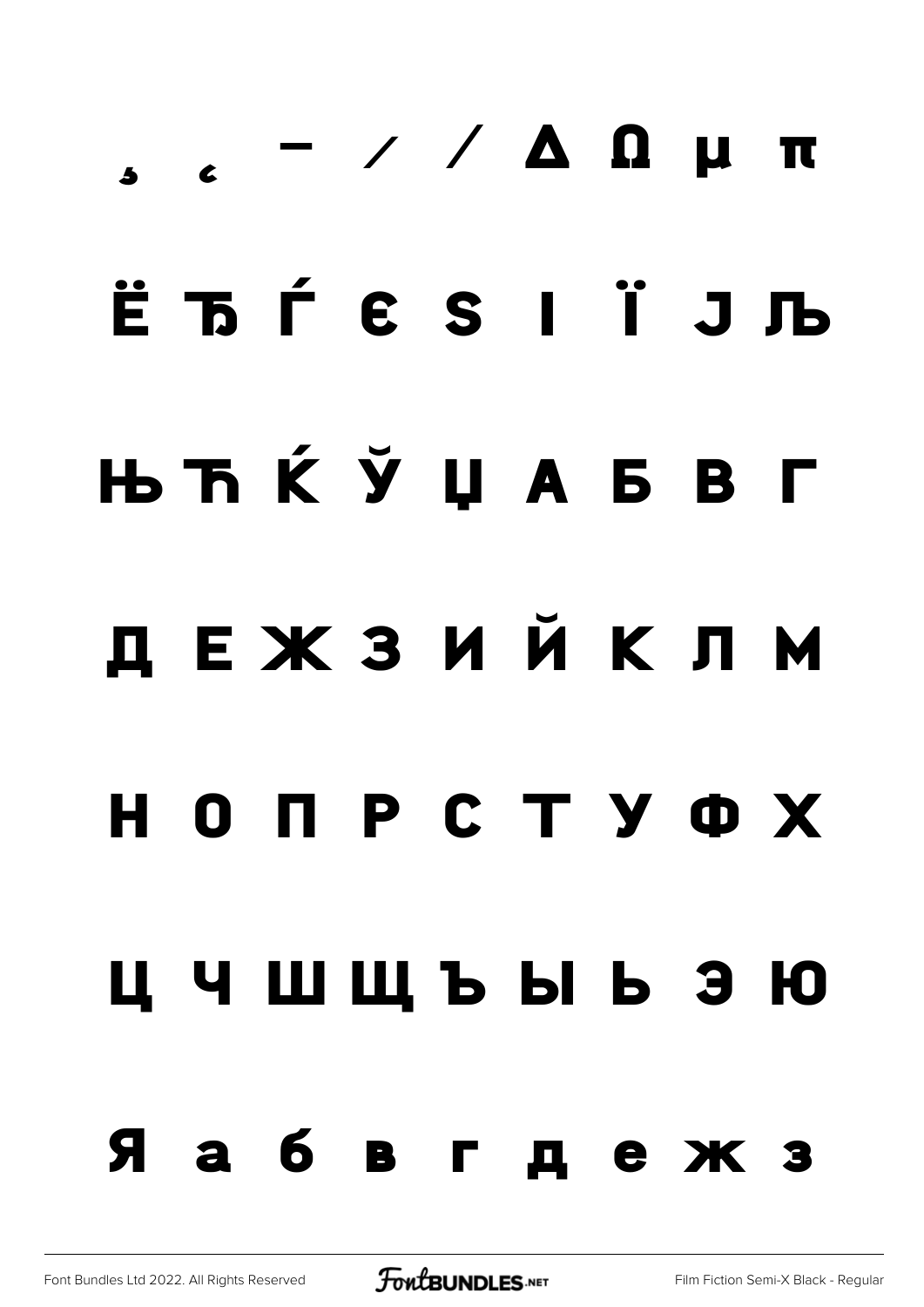‚ ‛ – ⁄ ∕ ∆ Ω µ π

Ё Ђ Ѓ Є Ѕ І Ї Ј Љ

Њ Ћ Ќ Ў Џ А Б В Г

Д Е Ж З И Й К Л М

Н О П Р С Т У Ф Х

Ц Ч Ш Щ Ъ Ы Ь Э Ю

Я а б в г д е ж з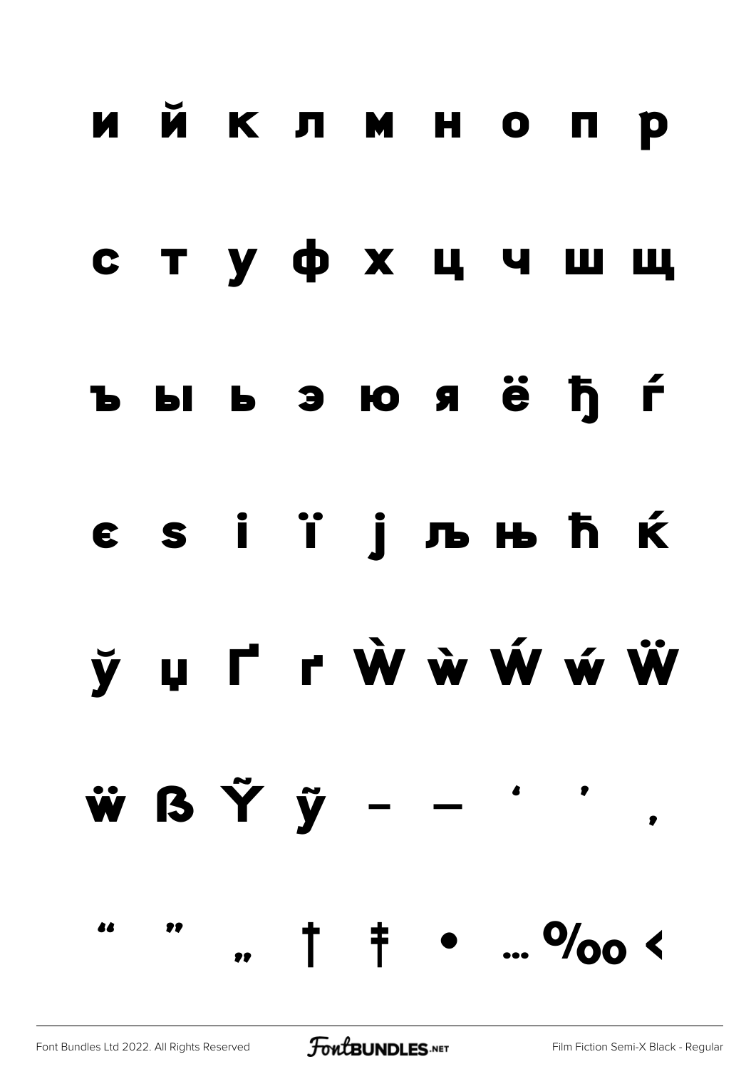и й к л м н о п р

с т у ф х ц ч ш щ

ъ ы ь э ю я ё ђ ѓ

є ѕ і ї ј љ њ ћ ќ

ў џ Ґ ґ Ẁ ẁ Ẃ ẃ Ẅ

ẅ ẞ Ỹ ỹ – — ‘ ’ ‚

“ ” „ † ‡ • … ‰ ‹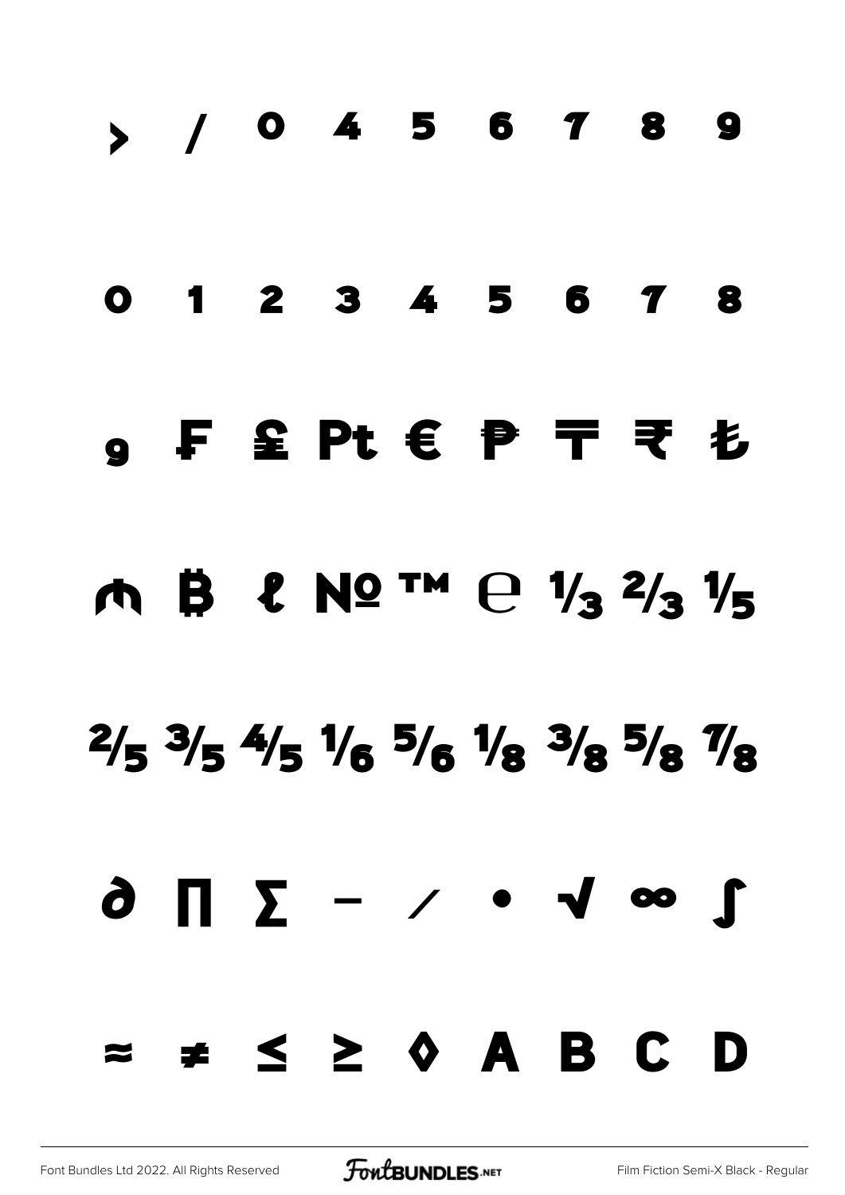› / ⁰ ⁴ ⁵ ⁶ ⁷ ⁸ ⁹

₀ ₁ ₂ ₃ ₄ ₅ ₆ ₇ ₈

₉ ₣ ₤ ₧ € ₱ ₸ ₹ ₺

₼ ₿ ℓ № ™ ℮ ⅓ ⅔ ⅕

⅖ ⅗ ⅘ ⅙ ⅚ ⅛ ⅜ ⅝ ⅞

∂ ∏ ∑ − ∕ ∙ √ ∞ ∫

≈ ≠ ≤ ≥ ◊ A B C D

Font Bundles Ltd 2022. All Rights Reserved

Film Fiction Semi-X Black - Regular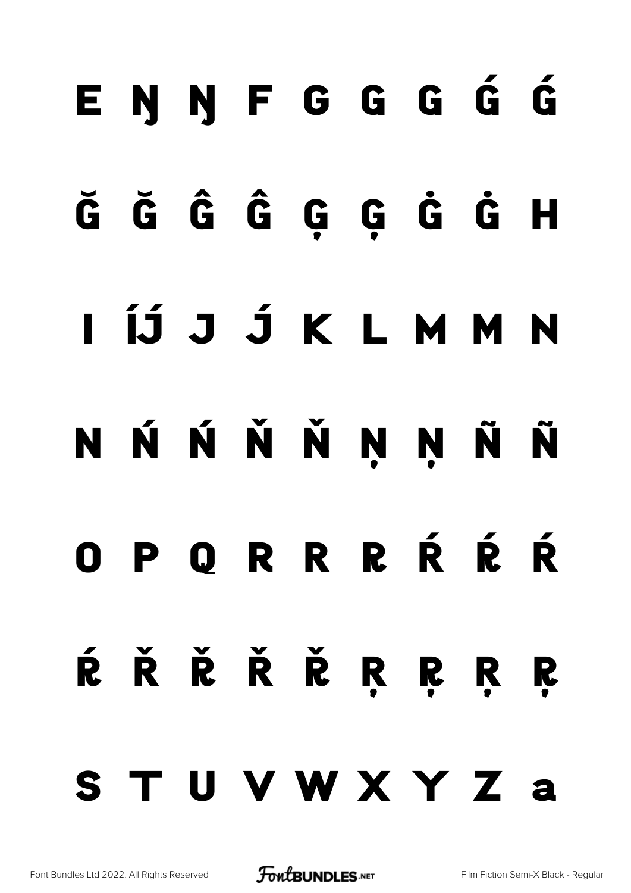E Ŋ Ŋ F G G G Ǵ Ǵ

Ğ Ğ Ĝ Ĝ Ģ Ģ Ġ Ġ H

I ÍJ J J́ K L M M N

N Ń Ń Ň Ň Ṇ Ṇ Ñ Ñ

O P Q R R R Ŕ Ŕ Ŕ

Ŕ Ř Ř Ř Ř Ṛ Ṛ Ṛ Ṛ

S T U V W X Y Z a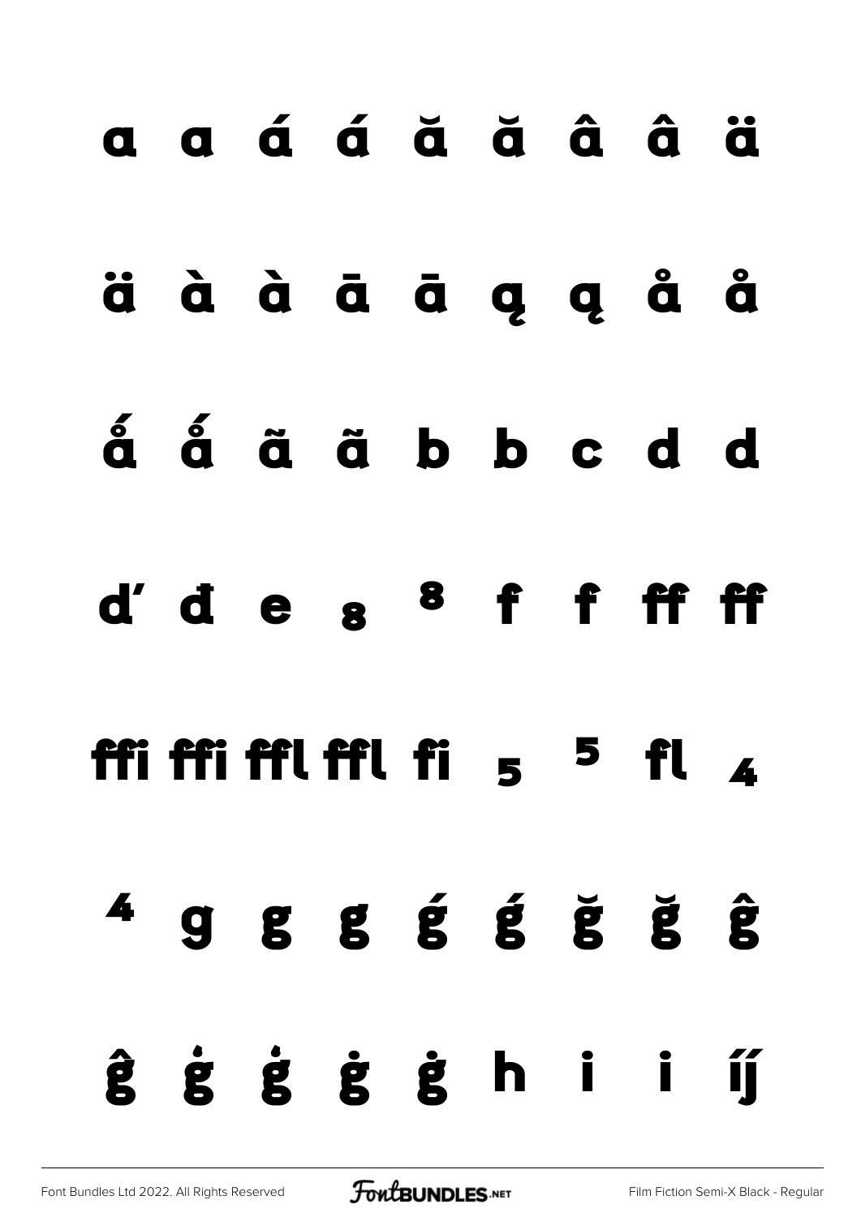a a á á ă ă â â ä

ä à à ā ā ą ą å å

ǻ ǻ ã ã b b c d d

ď đ e ₈ ⁸ f f ff ff

ffi ffi ffl ffl fi ₅ ⁵ fl ₄

⁴ g g g ǵ ǵ ğ ğ ĝ

ĝ ģ ģ ġ ġ h i i íj́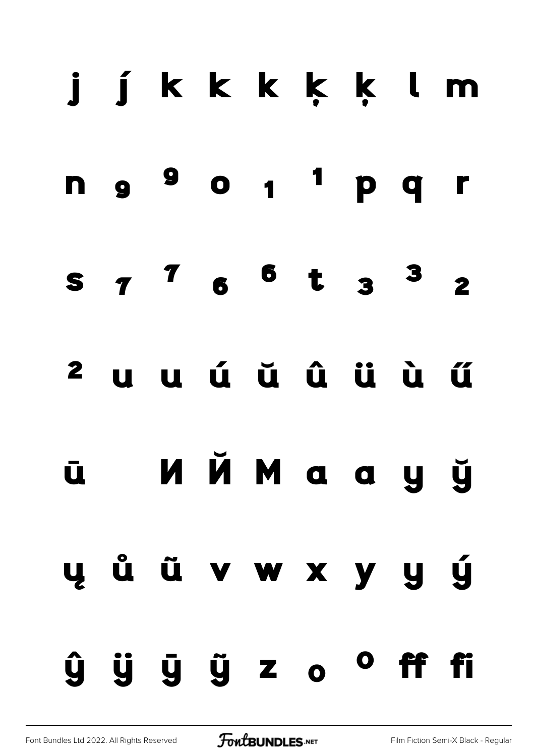j ĵ k k k ķ ķ l m

n ₉ ⁹ o ₁ ¹ p q r

s ₇ ⁷ ₆ ⁶ t ₃ ³ ₂

² u u ú ŭ û ü ù ű

ū И Й М a a y ÿ̆

ų ů ũ v w x y y ý

ŷ ÿ ȳ ỹ z ₀ ⁰ ff fi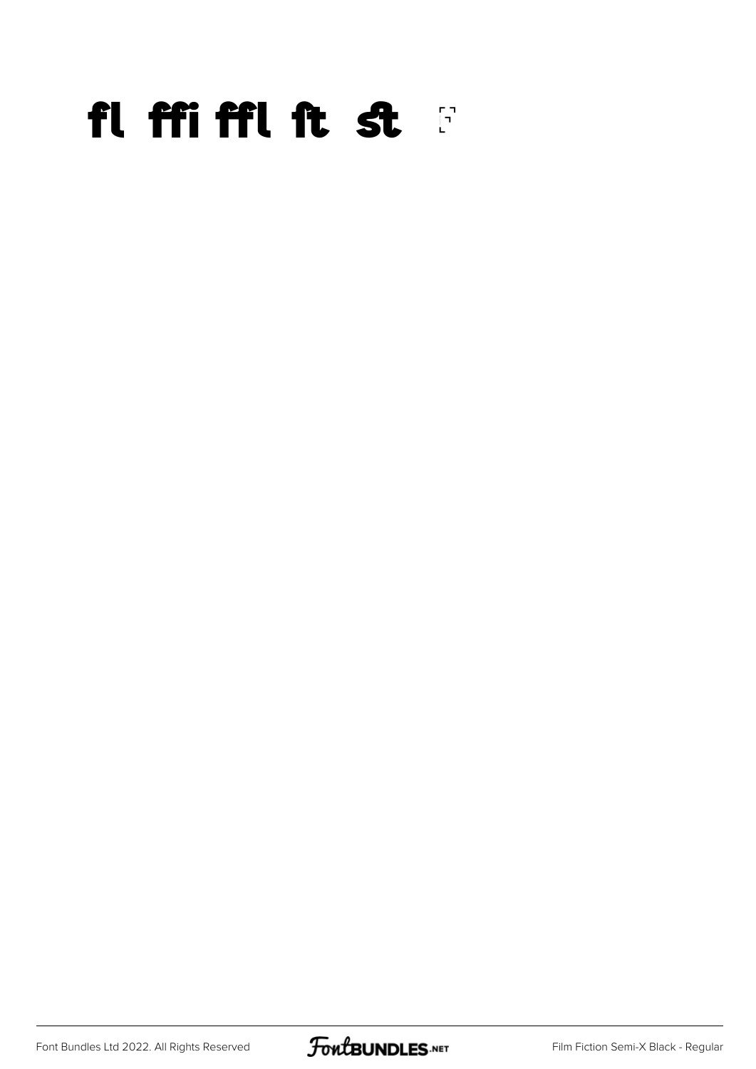fl ffi ffl ft st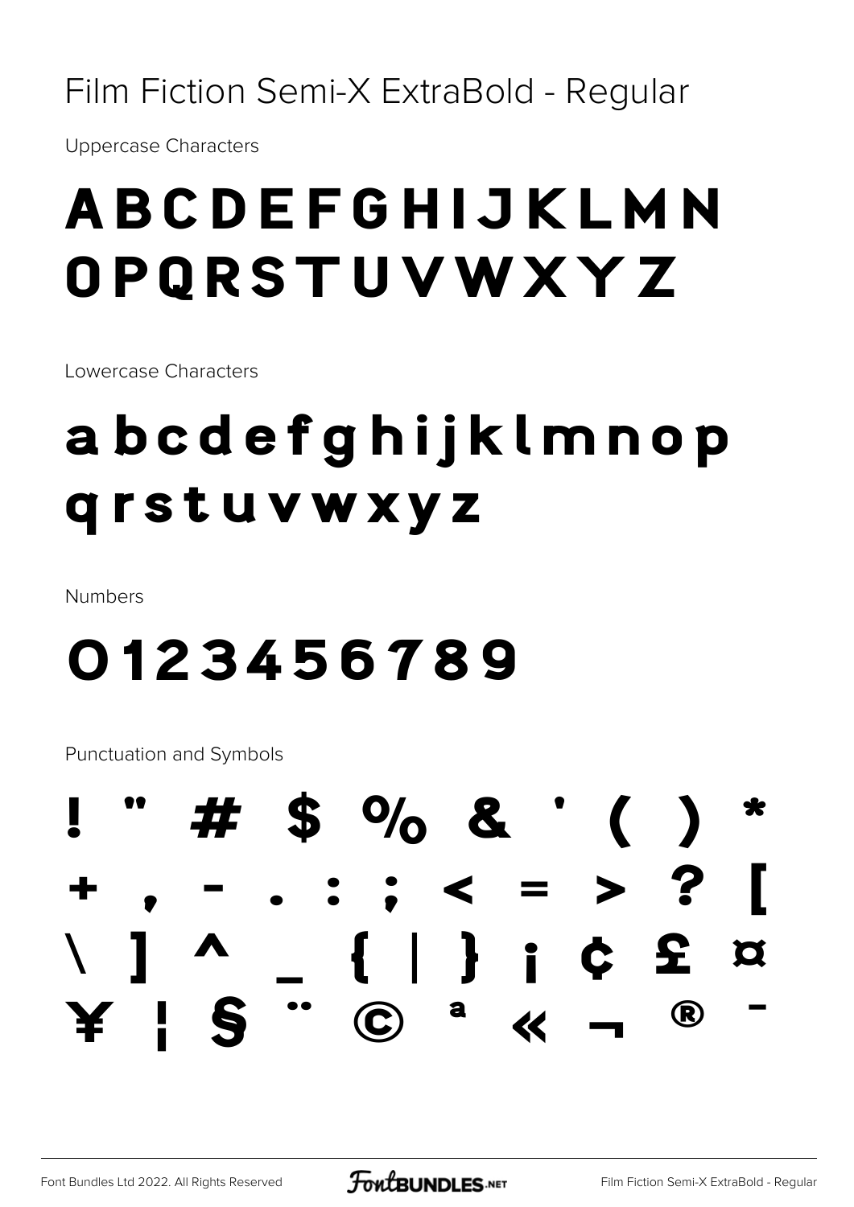# Film Fiction Semi-X ExtraBold - Regular

Uppercase Characters

ABCDEFGHIJKLMN
OPQRSTUVWXYZ

Lowercase Characters

abcdefghijklmnop
qrstuvwxyz

Numbers

0123456789

Punctuation and Symbols

! " # $ % & ' ( ) *
+ , - . : ; < = > ? [
\ ] ^ _ { | } ¡ ¢ £ ¤
¥ ¦ § ¨ © ª « ¬ ® ¯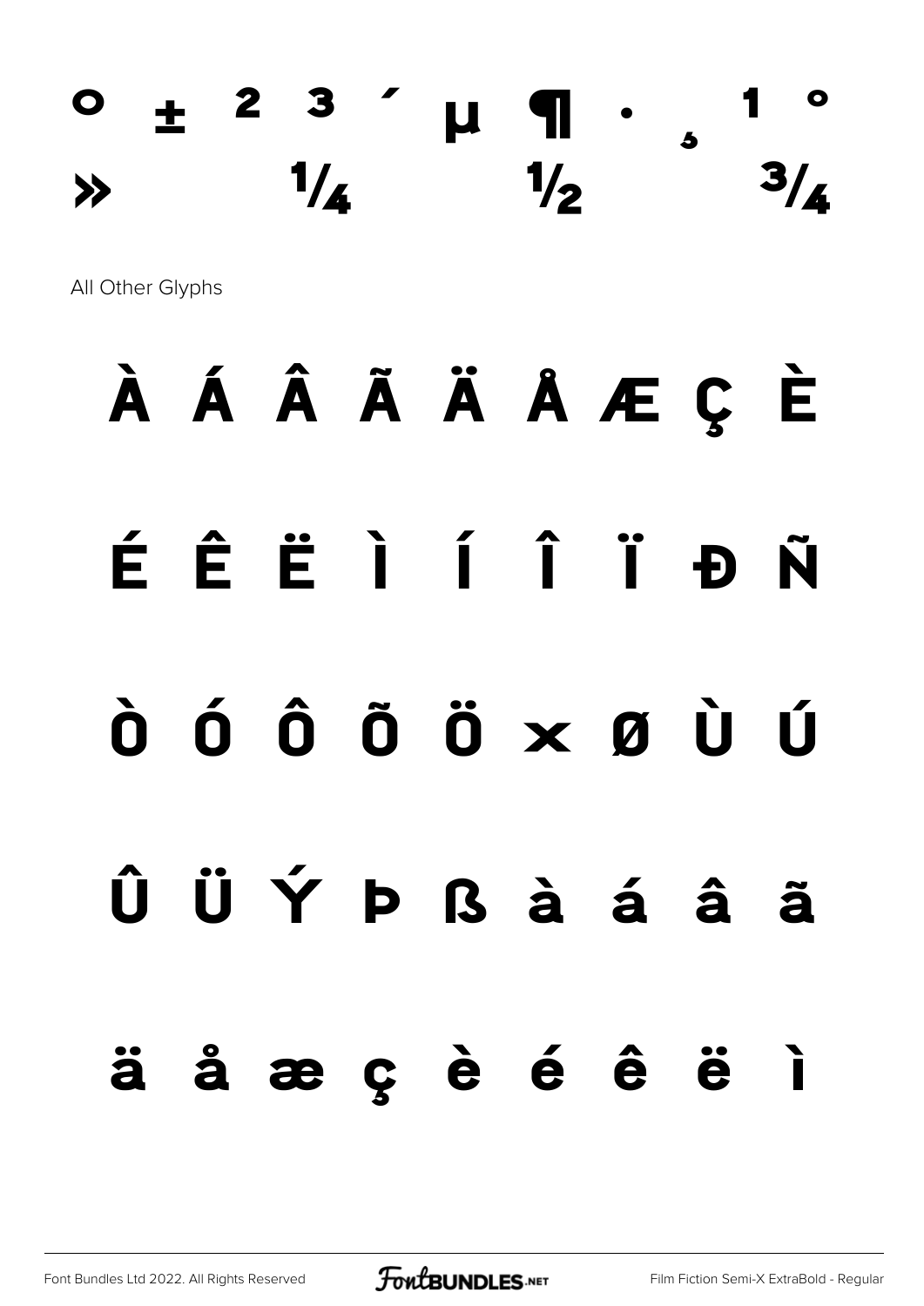º ± ² ³ ´ µ ¶ · ¸ ¹ º

» ¼ ½ ¾

All Other Glyphs

À Á Â Ã Ä Å Æ Ç È

É Ê Ë Ì Í Î Ï Ð Ñ

Ò Ó Ô Õ Ö × Ø Ù Ú

Û Ü Ý Þ ß à á â ã

ä å æ ç è é ê ë ì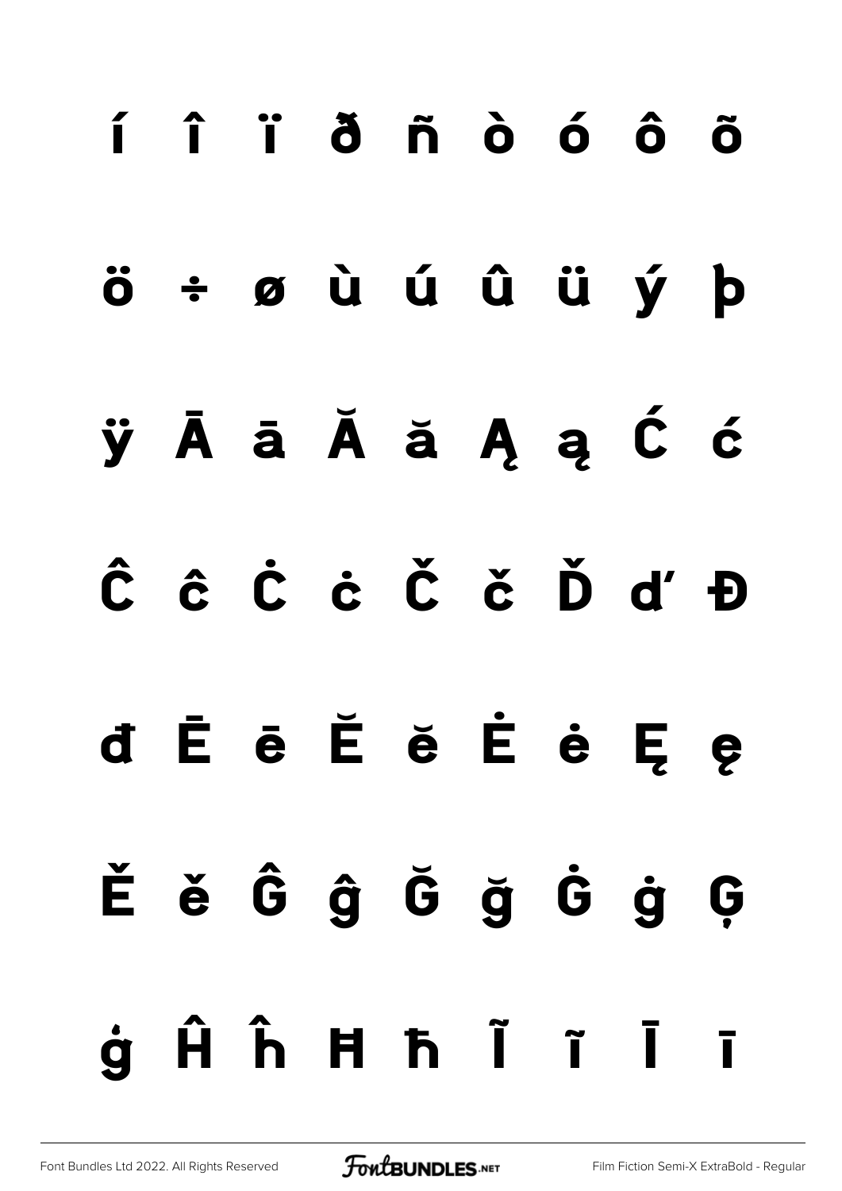í î ï ð ñ ò ó ô õ

ö ÷ ø ù ú û ü ý þ

ÿ Ā ā Ă ă Ą ą Ć ć

Ĉ ĉ Ċ ċ Č č Ď ď Đ

đ Ē ē Ĕ ĕ Ė ė Ę ę

Ě ě Ĝ ĝ Ğ ğ Ġ ġ Ģ

ģ Ĥ ĥ Ħ ħ Ĩ ĩ Ī ī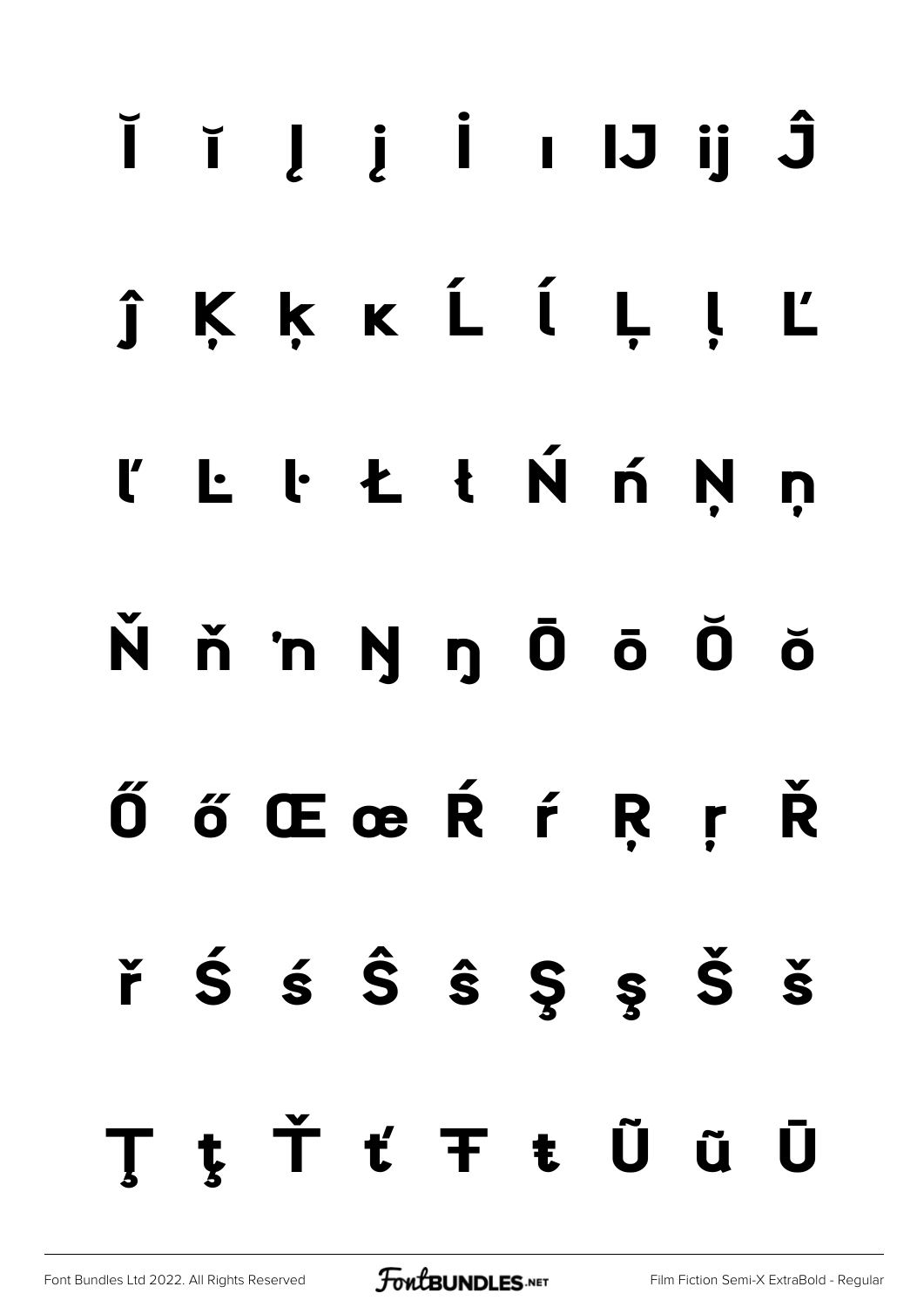Ĭ ĭ Į į İ ı Ĳ ĳ Ĵ

ĵ Ķ ķ ĸ Ĺ ĺ Ļ ļ Ľ

ľ Ŀ ŀ Ł ł Ń ń Ņ ņ

Ň ň ŉ Ŋ ŋ Ō ō Ŏ ŏ

Ő ő Œ œ Ŕ ŕ Ŗ ŗ Ř

ř Ś ś Ŝ ŝ Ş ş Š š

Ţ ţ Ť ť Ŧ ŧ Ũ ũ Ū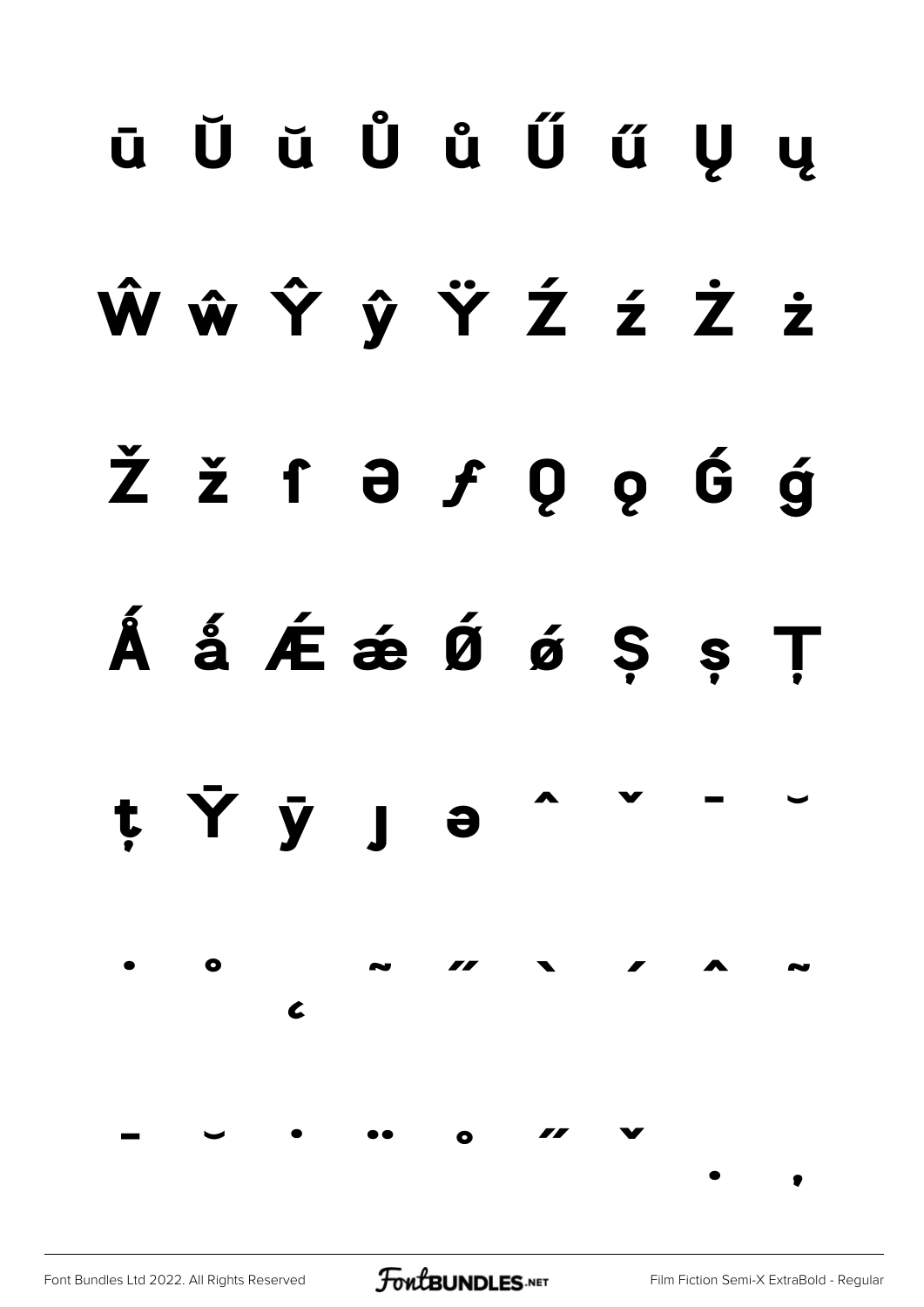ū Ŭ ŭ Ů ů Ű ű Ų ų

Ŵ ŵ Ŷ ŷ Ÿ Ź ź Ż ż

Ž ž ſ Ə ƒ Ǫ ǫ Ǵ ǵ

Ǻ ǻ Ǽ ǽ Ǿ ǿ Ș ș Ț

ț Ȳ ȳ ȷ ə ˆ ˇ ˉ ˘

˙ ˚ ˛ ˜ ˝ ˋ ˊ ˆ ˜

̄ ̆ ̇ ̈ ̥ ̋ ̌ ̣ ̦

Font Bundles Ltd 2022. All Rights Reserved

Film Fiction Semi-X ExtraBold - Regular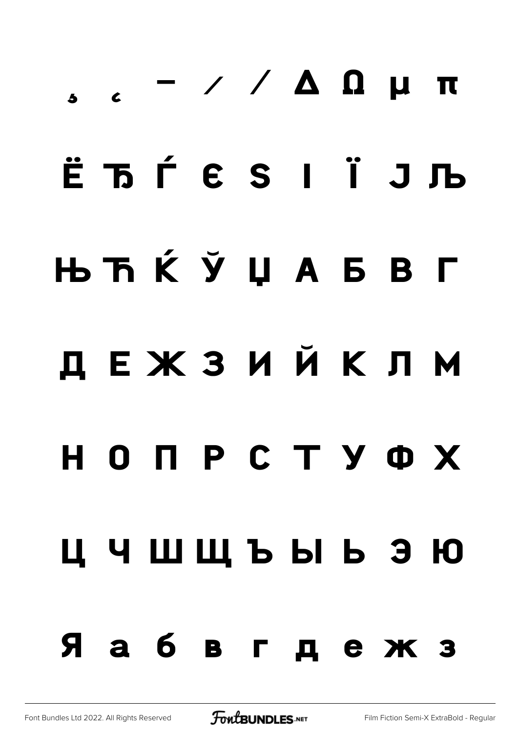ˏ ˎ – ⁄ ⁄ Δ Ω µ π

Ё Ђ Ѓ Є Ѕ І Ї Ј Љ

Њ Ћ Ќ Ў Џ А Б В Г

Д Е Ж З И Й К Л М

Н О П Р С Т У Ф Х

Ц Ч Ш Щ Ъ Ы Ь Э Ю

Я а б в г д е ж з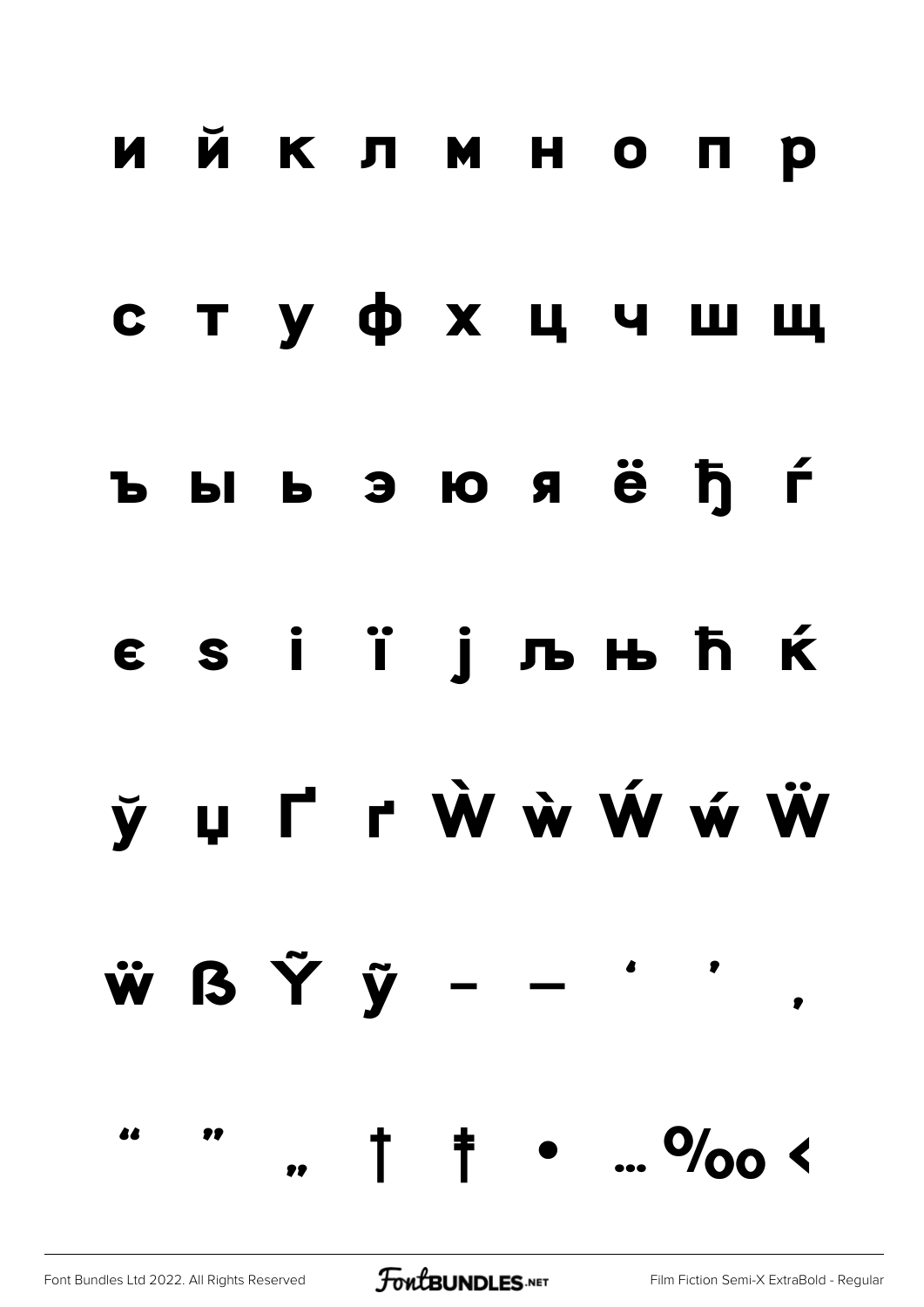и й к л м н о п р

с т у ф х ц ч ш щ

ъ ы ь э ю я ё ђ ѓ

є ѕ і ї ј љ њ ћ ќ

ў џ Ґ ґ Ẁ ẁ Ẃ ẃ Ẅ

ẅ ẞ Ỹ ỹ – — ' ' ‚

" " „ † ‡ • … ‰ ‹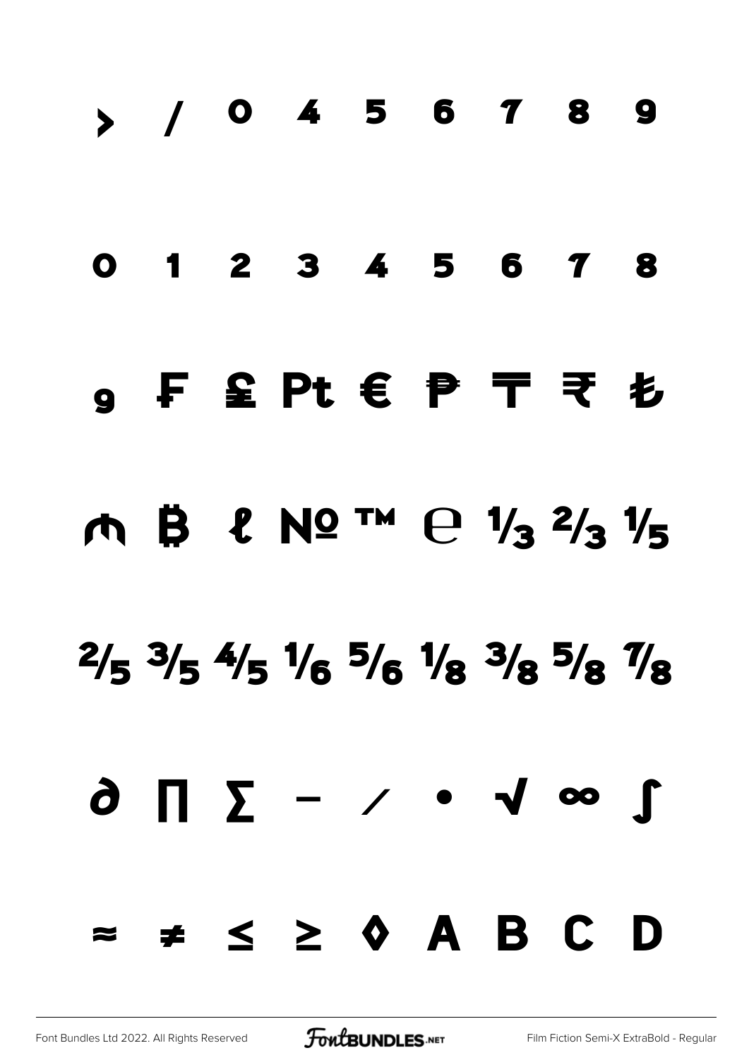› / ⁰ ⁴ ⁵ ⁶ ⁷ ⁸ ⁹

₀ ₁ ₂ ₃ ₄ ₅ ₆ ₇ ₈

₉ ₣ ₤ ₧ € ₱ ₸ ₹ ₺

₼ ₿ ℓ № ™ ℮ ⅓ ⅔ ⅕

⅖ ⅗ ⅘ ⅙ ⅚ ⅛ ⅜ ⅝ ⅞

∂ ∏ ∑ − ∕ ∙ √ ∞ ∫

≈ ≠ ≤ ≥ ◊ A B C D

Font Bundles Ltd 2022. All Rights Reserved

Film Fiction Semi-X ExtraBold - Regular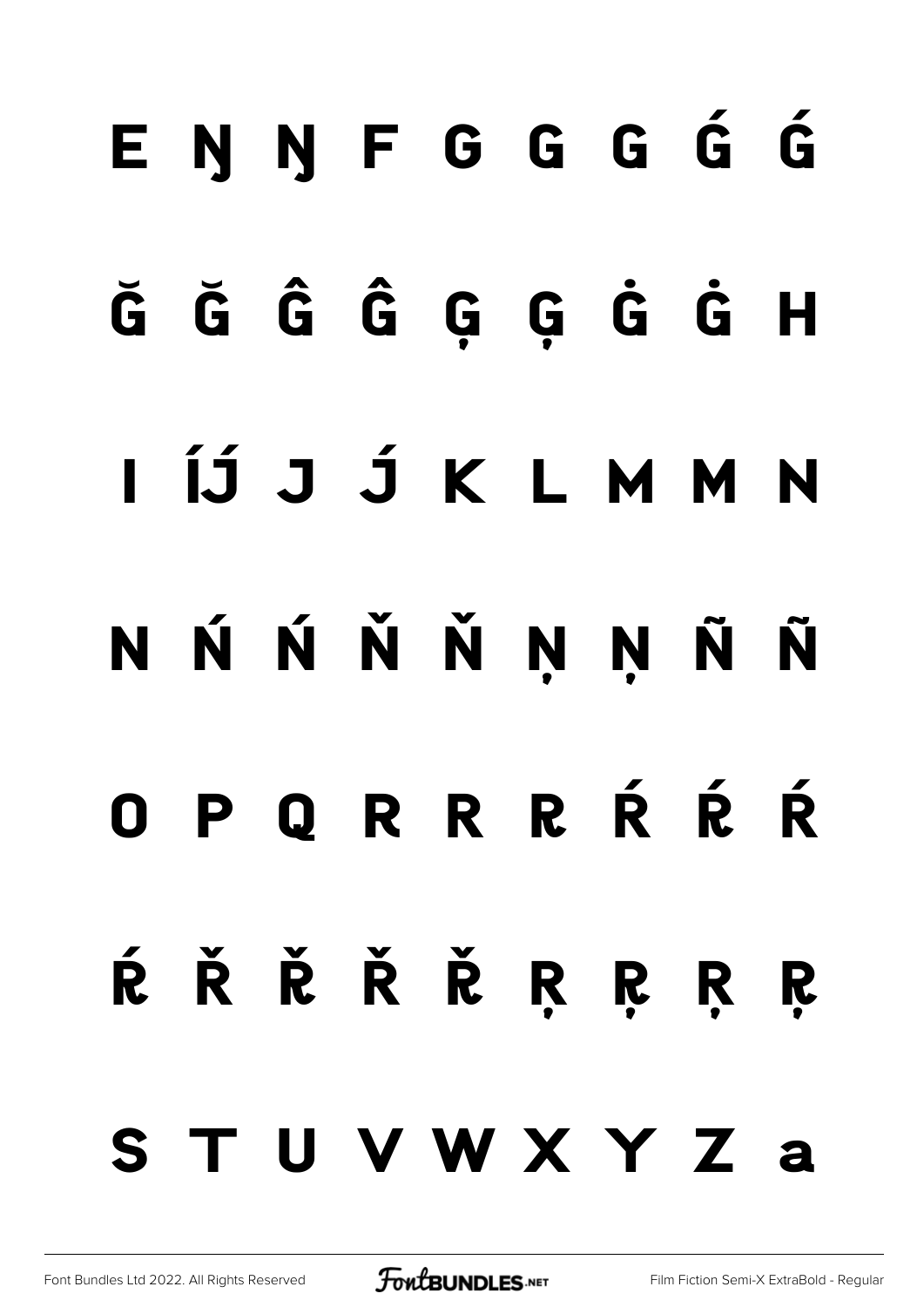E Ŋ Ŋ F G G G Ǵ Ǵ

Ğ Ğ Ĝ Ĝ Ģ Ģ Ġ Ġ H

I ÍJ J J́ K L M M N

N Ń Ń Ň Ň Ņ Ņ Ñ Ñ

O P Q R R R Ŕ Ŕ Ŕ

Ŕ Ř Ř Ř Ř Ŗ Ŗ Ŗ Ŗ

S T U V W X Y Z a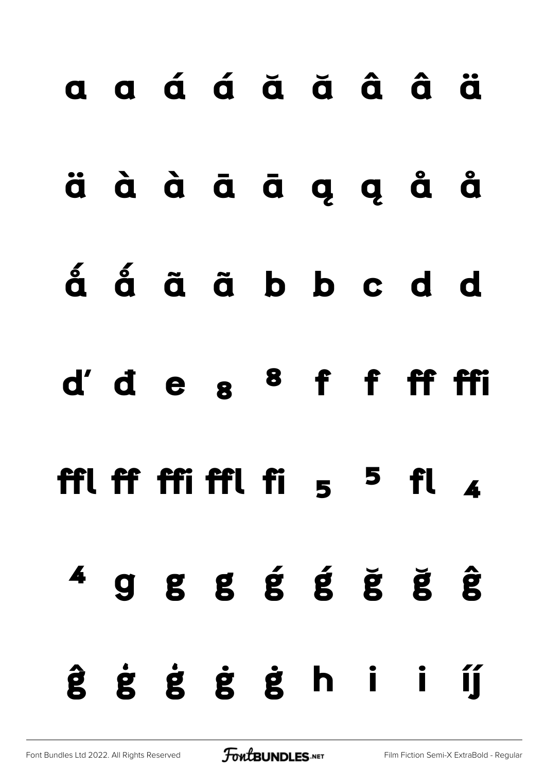a a á á ă ă â â ä

ä à à ā ā ą ą å å

ǻ ǻ ã ã b b c d d

ď đ e ₈ ⁸ f f ff ffi

ffl ff ffi ffl fi ₅ ⁵ fl ₄

⁴ g g g ǵ ǵ ğ ğ ĝ

ĝ ģ ģ ġ ġ h i i íj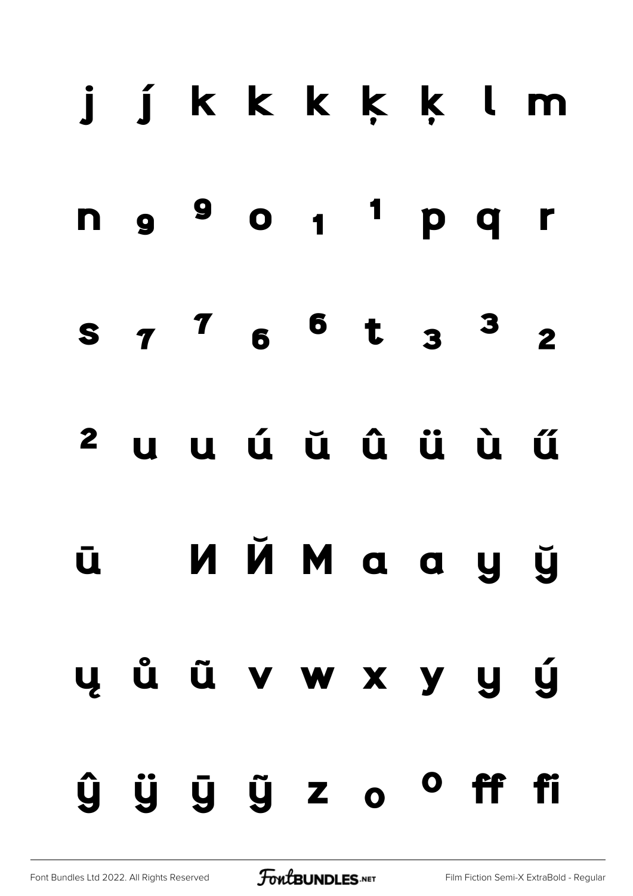j ĵ k k k ķ ķ l m

n ₉ ⁹ o ₁ ¹ p q r

s ₇ ⁷ ₆ ⁶ t ₃ ³ ₂

² u u ú ŭ û ü ù ű

ū И Й M ɑ ɑ y ÿ

ų ů ũ v w x y y ý

ŷ ÿ ȳ ỹ z ₒ ᵒ ff fi

Font Bundles Ltd 2022. All Rights Reserved

Film Fiction Semi-X ExtraBold - Regular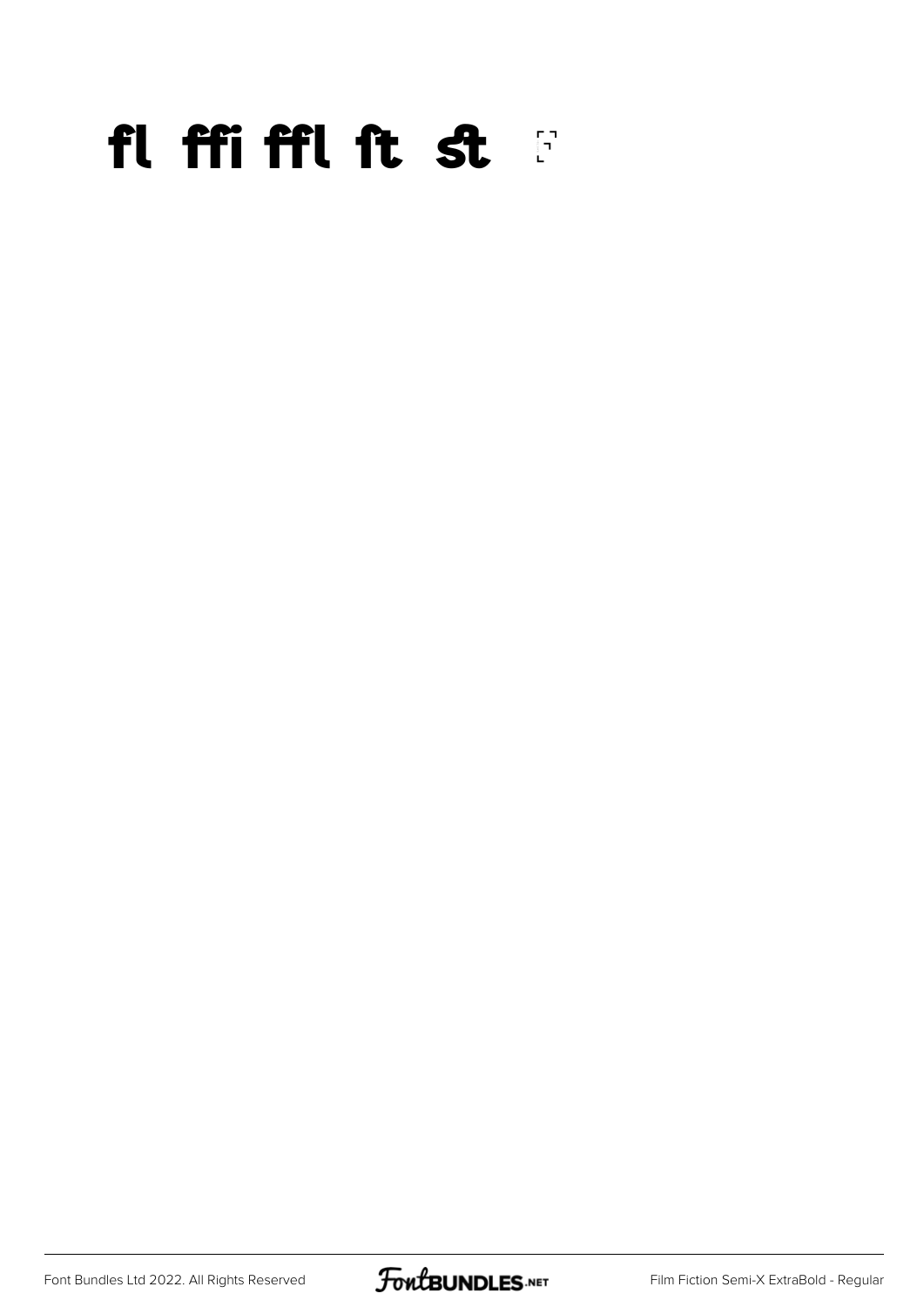fl ffi ffl ft st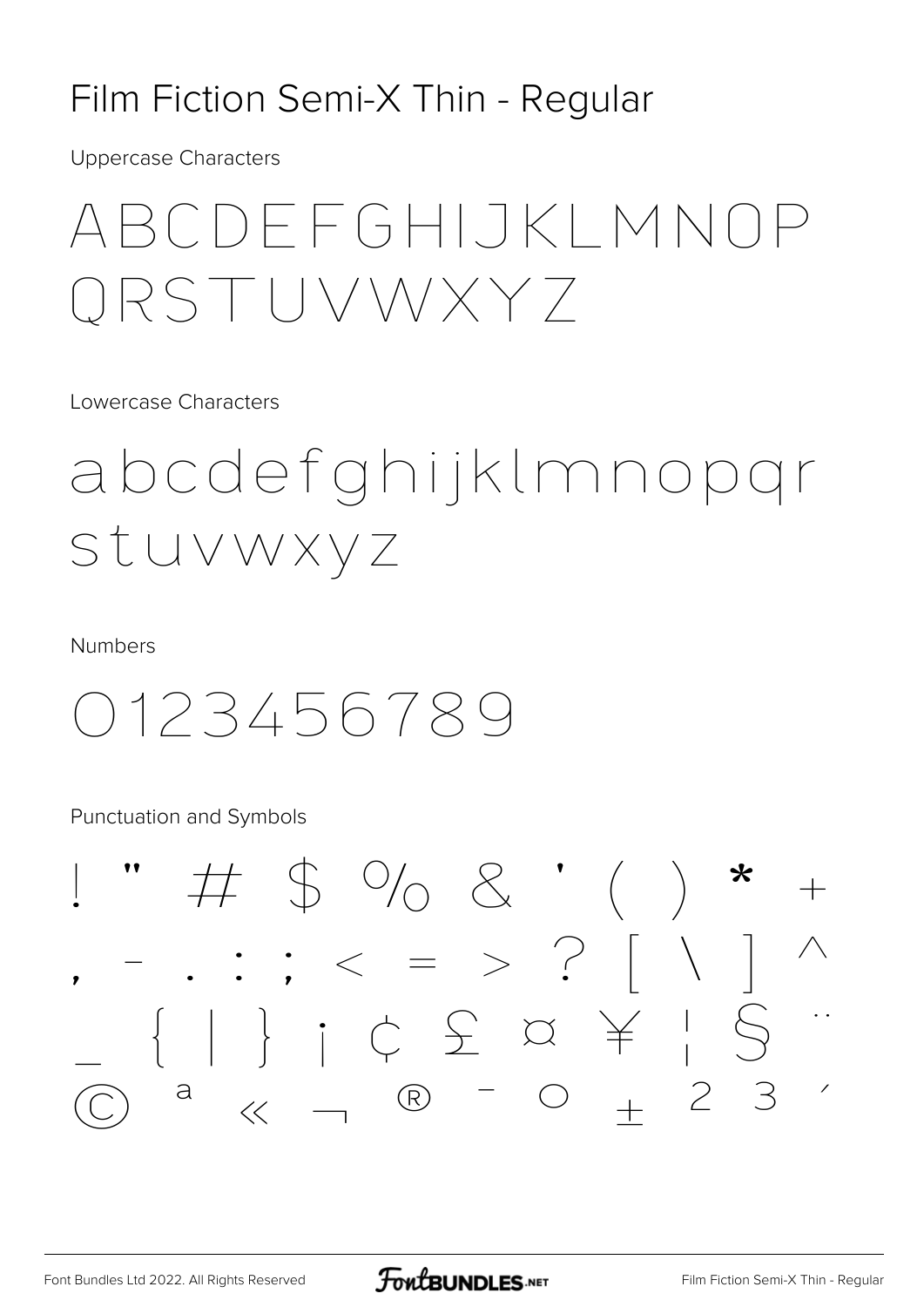# Film Fiction Semi-X Thin - Regular

Uppercase Characters

ABCDEFGHIJKLMNOP
QRSTUVWXYZ

Lowercase Characters

abcdefghijklmnopqr
stuvwxyz

Numbers

0123456789

Punctuation and Symbols

! " # $ % & ' ( ) * +
, - . : ; < = > ? [ \ ] ^
_ { | } ¡ ¢ £ ¤ ¥ ¦ § ¨
© ª « ¬ ® ¯ ° ± ² ³ ´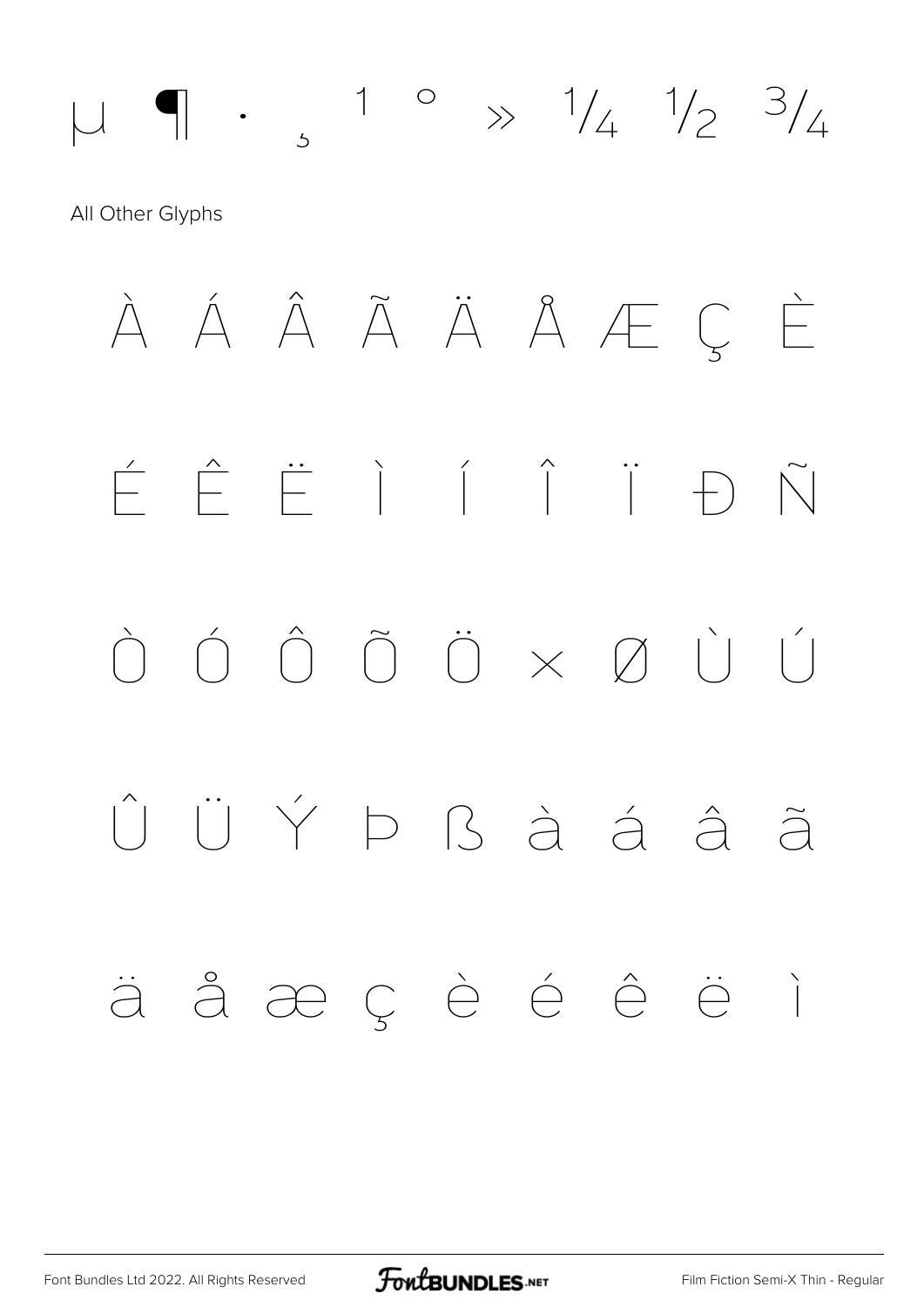µ ¶ · ¸ ¹ º » ¼ ½ ¾

All Other Glyphs

À Á Â Ã Ä Å Æ Ç È

É Ê Ë Ì Í Î Ï Ð Ñ

Ò Ó Ô Õ Ö × Ø Ù Ú

Û Ü Ý Þ ß à á â ã

ä å æ ç è é ê ë ì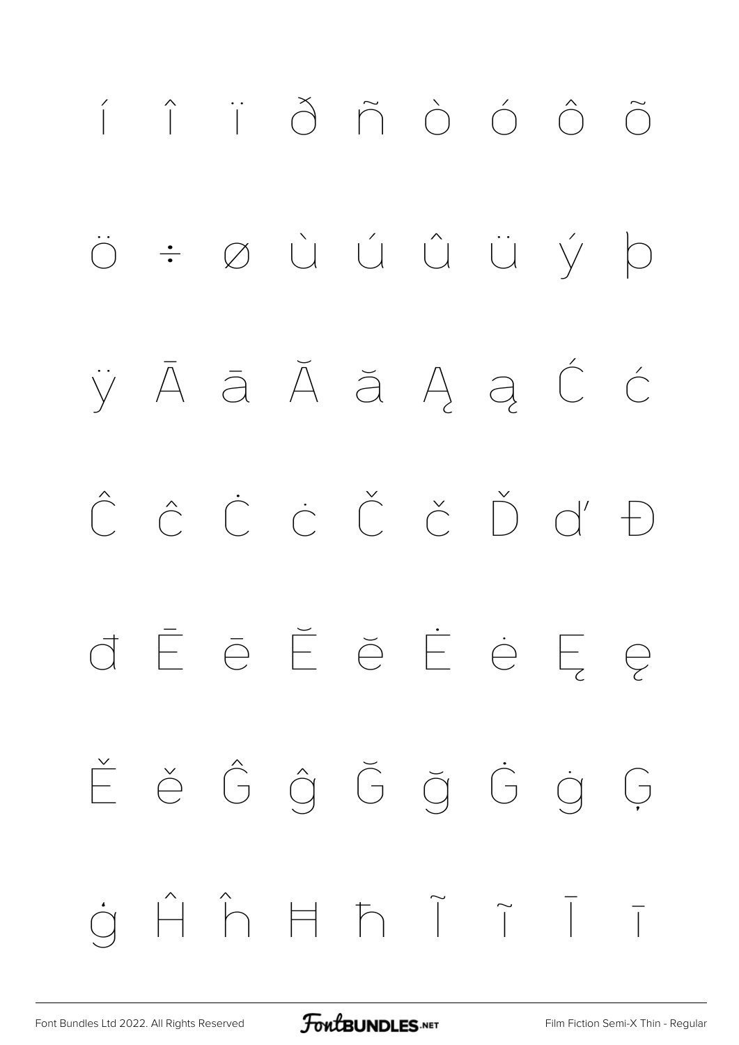í î ï ð ñ ò ó ô õ

ö ÷ ø ù ú û ü ý þ

ÿ Ā ā Ă ă Ą ą Ć ć

Ĉ ĉ Ċ ċ Č č Ď ď Đ

đ Ē ē Ĕ ĕ Ė ė Ę ę

Ě ě Ĝ ĝ Ğ ğ Ġ ġ Ģ

ģ Ĥ ĥ Ħ ħ Ĩ ĩ Ī ī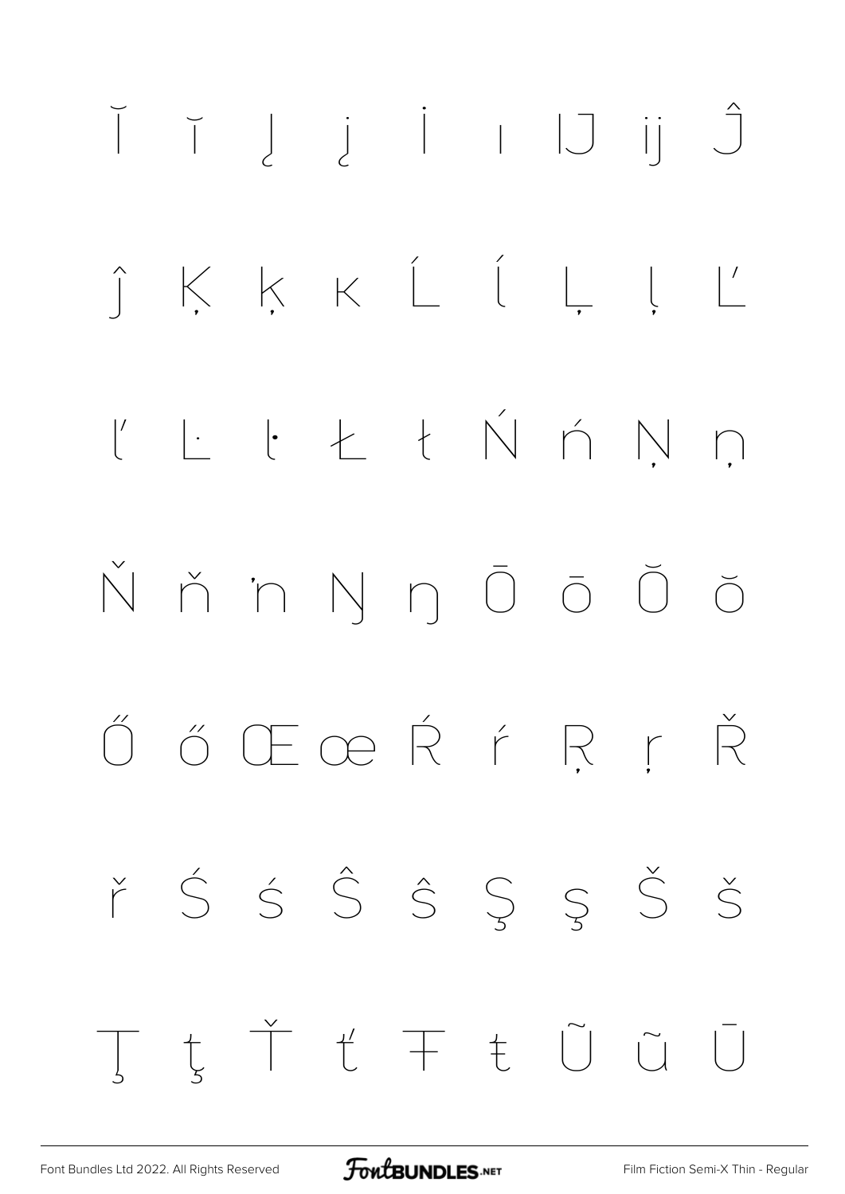Ĭ ĭ Į į İ ı Ĳ ĳ Ĵ

ĵ Ķ ķ ĸ Ĺ ĺ Ļ ļ Ľ

ľ Ŀ ŀ Ł ł Ń ń Ņ ņ

Ň ň ŉ Ŋ ŋ Ō ō Ŏ ŏ

Ő ő Œ œ Ŕ ŕ Ŗ ŗ Ř

ř Ś ś Ŝ ŝ Ş ş Š š

Ţ ţ Ť ť Ŧ ŧ Ũ ũ Ū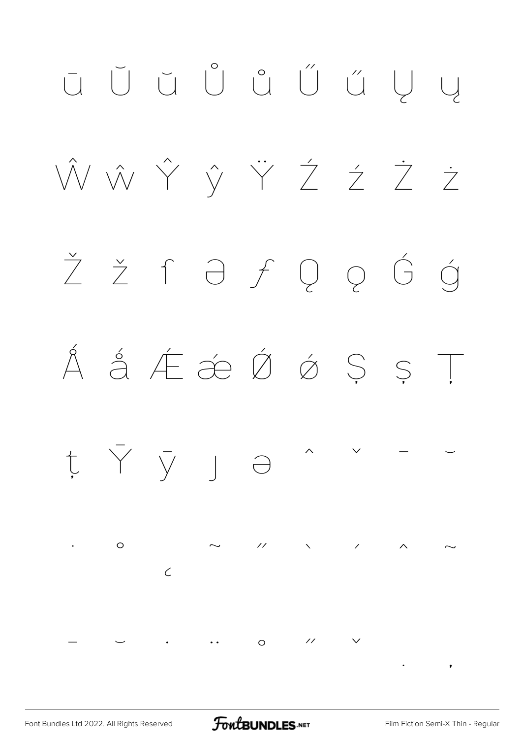ū Ŭ ŭ Ů ů Ű ű Ų ų

Ŵ ŵ Ŷ ŷ Ÿ Ź ź Ż ż

Ž ž ſ ə ƒ Ǫ ǫ Ǵ ǵ

Ǻ ǻ Ǽ ǽ Ǿ ǿ Ș ș Ț

ț Ȳ ȳ ȷ ɘ ˆ ˇ ˉ ˘

˙ ˚ ˛ ˜ ˝ ˋ ˊ ˆ ˜

ˉ ˘ ˙ ¨ ˚ ˝ ˇ . ,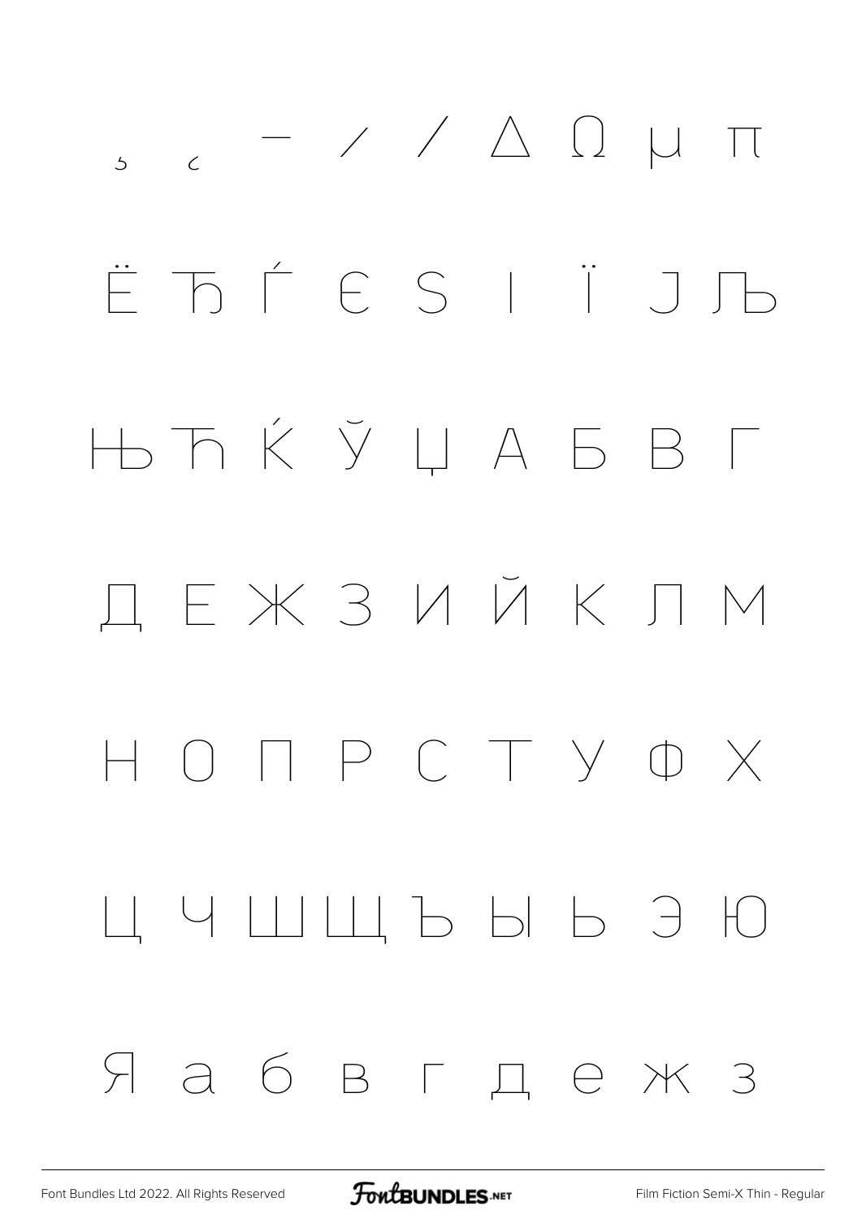¸ ˛ – ⁄ ∕ ∆ Ω µ π

Ё Ђ Ѓ Є Ѕ І Ї Ј Љ

Њ Ћ Ќ Ў Џ А Б В Г

Д Е Ж З И Й К Л М

Н О П Р С Т У Ф Х

Ц Ч Ш Щ Ъ Ы Ь Э Ю

Я а б в г д е ж з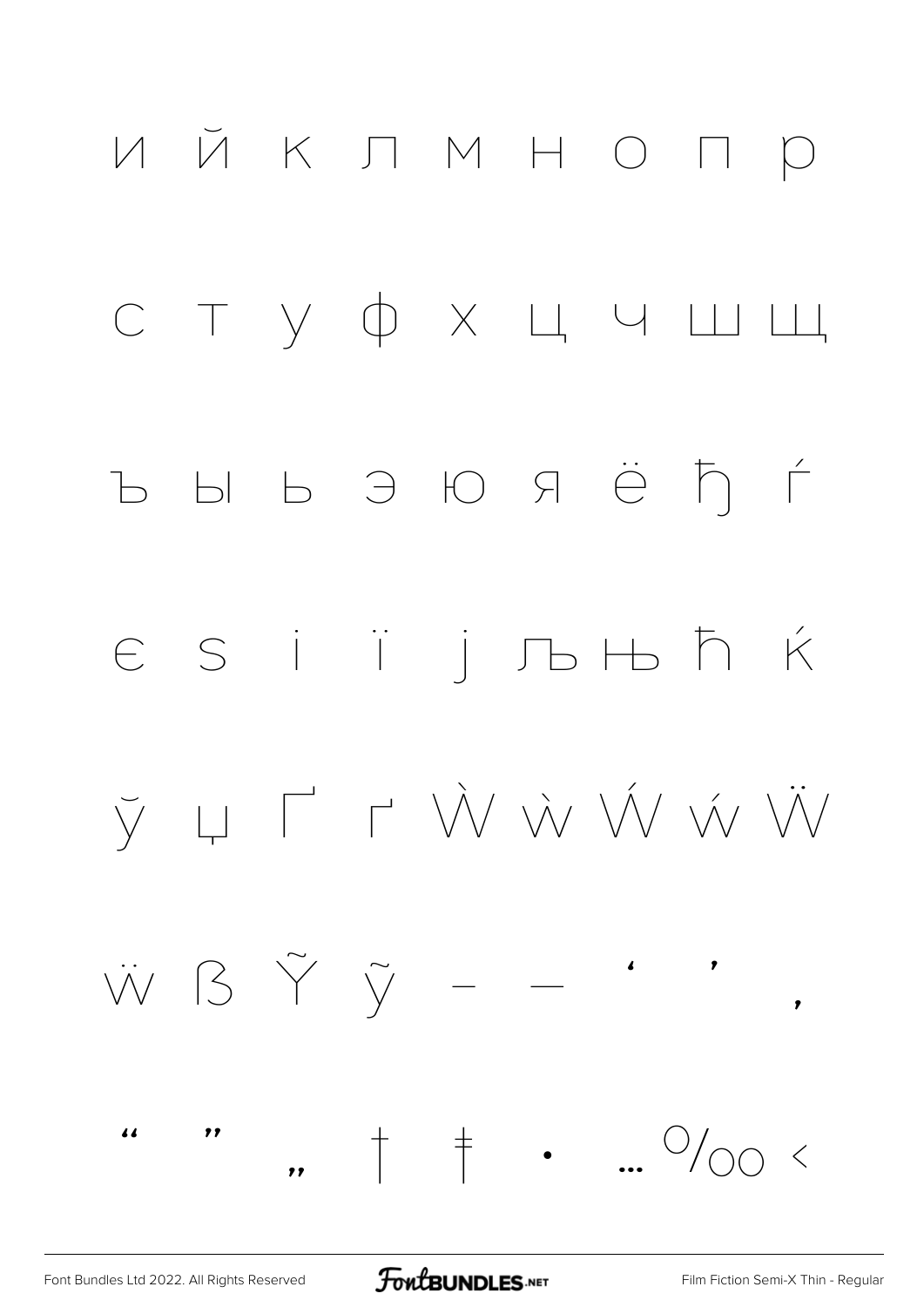и й к л м н о п р

с т у ф х ц ч ш щ

ъ ы ь э ю я ё ђ ѓ

є ѕ і ї ј љ њ ћ ќ

ў џ Ґ ґ Ẁ ẁ Ẃ ẃ Ẅ

ẅ ẞ Ỹ ỹ – — ‘ ’ ‚

“ ” „ † ‡ • … ‰ ‹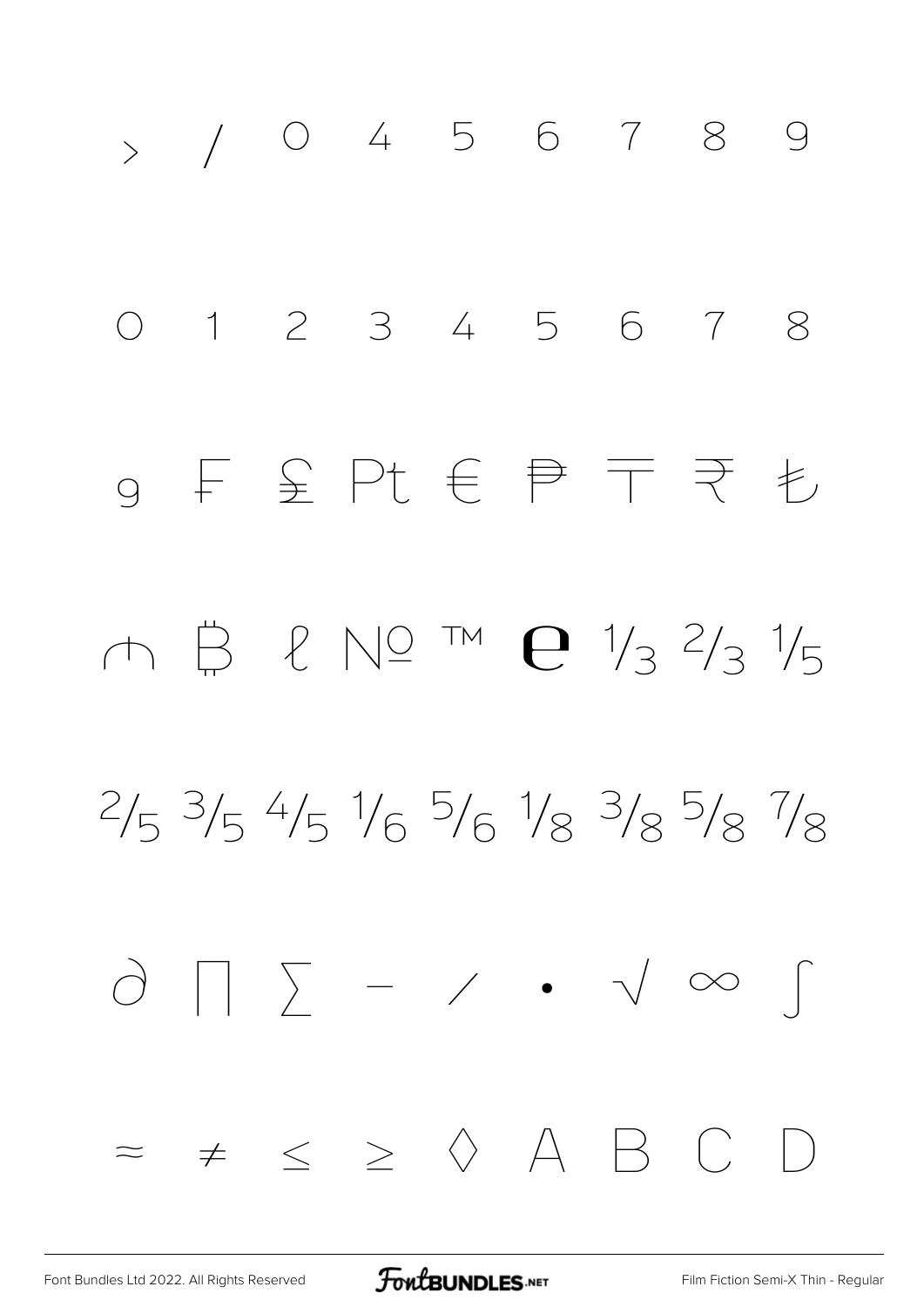> / 0 4 5 6 7 8 9

0 1 2 3 4 5 6 7 8

9 ₣ ₤ ₧ € ₱ ₸ ₹ ₺

₼ ₿ ℓ № ™ ℮ ⅓ ⅔ ⅕

⅖ ⅗ ⅘ ⅙ ⅚ ⅛ ⅜ ⅝ ⅞

∂ ∏ ∑ − ∕ ∙ √ ∞ ∫

≈ ≠ ≤ ≥ ◊ A B C D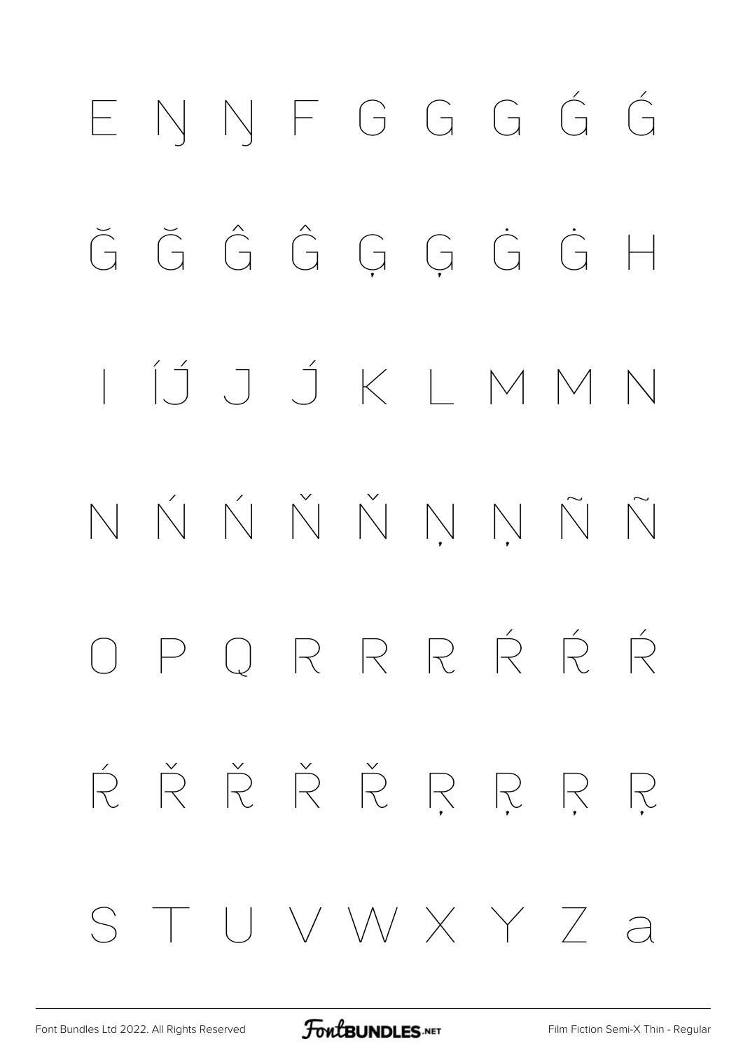E Ŋ Ŋ F G G G Ǵ Ǵ

Ğ Ğ Ĝ Ĝ Ģ Ģ Ġ Ġ H

I ÍJ́ J J́ K L M M N

N Ń Ń Ň Ň Ņ Ņ Ñ Ñ

O P Q R R R Ŕ Ŕ Ŕ

Ŕ Ř Ř Ř Ř Ŗ Ŗ Ŗ Ŗ

S T U V W X Y Z a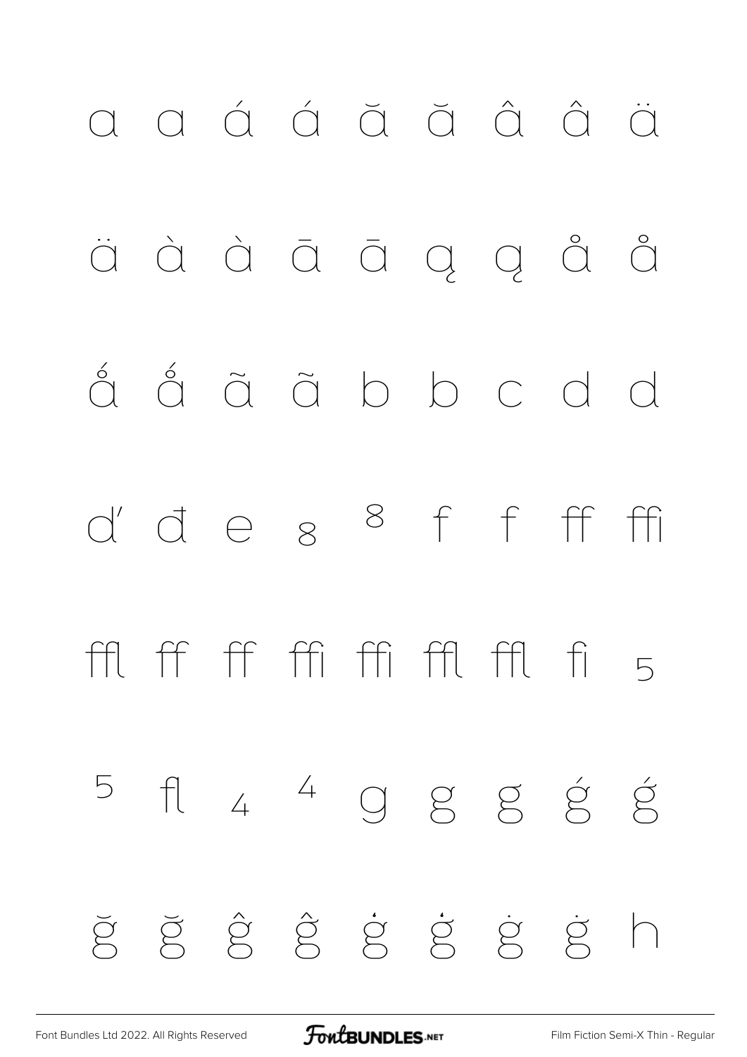a a á á ă ă â â ä

ä à à ā ā ą ą å å

ǻ ǻ ã ã b b c d d

ď đ e ₈ ⁸ f f ff ffi

ffl ff ff ffi ffi ffl ffl fi ₅

⁵ fl ₄ ⁴ g g g ǵ ǵ

ğ ğ ĝ ĝ ģ ģ ġ ġ h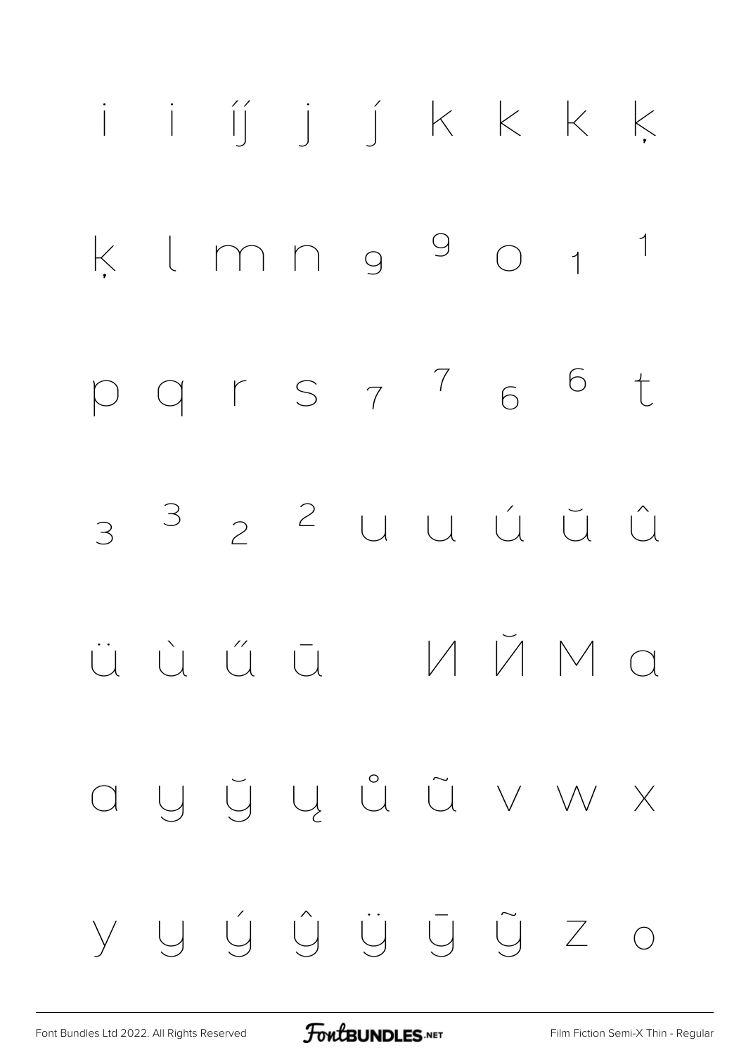i i íj j j́ k k k ķ

ķ l m n ₉ ⁹ o ₁ ¹

p q r s ₇ ⁷ ₆ ⁶ t

₃ ³ ₂ ² u u ú ŭ û

ü ù ű ū И Й M a

a y y̆ ų ů ũ v w x

y y ý ŷ ÿ ȳ ỹ z o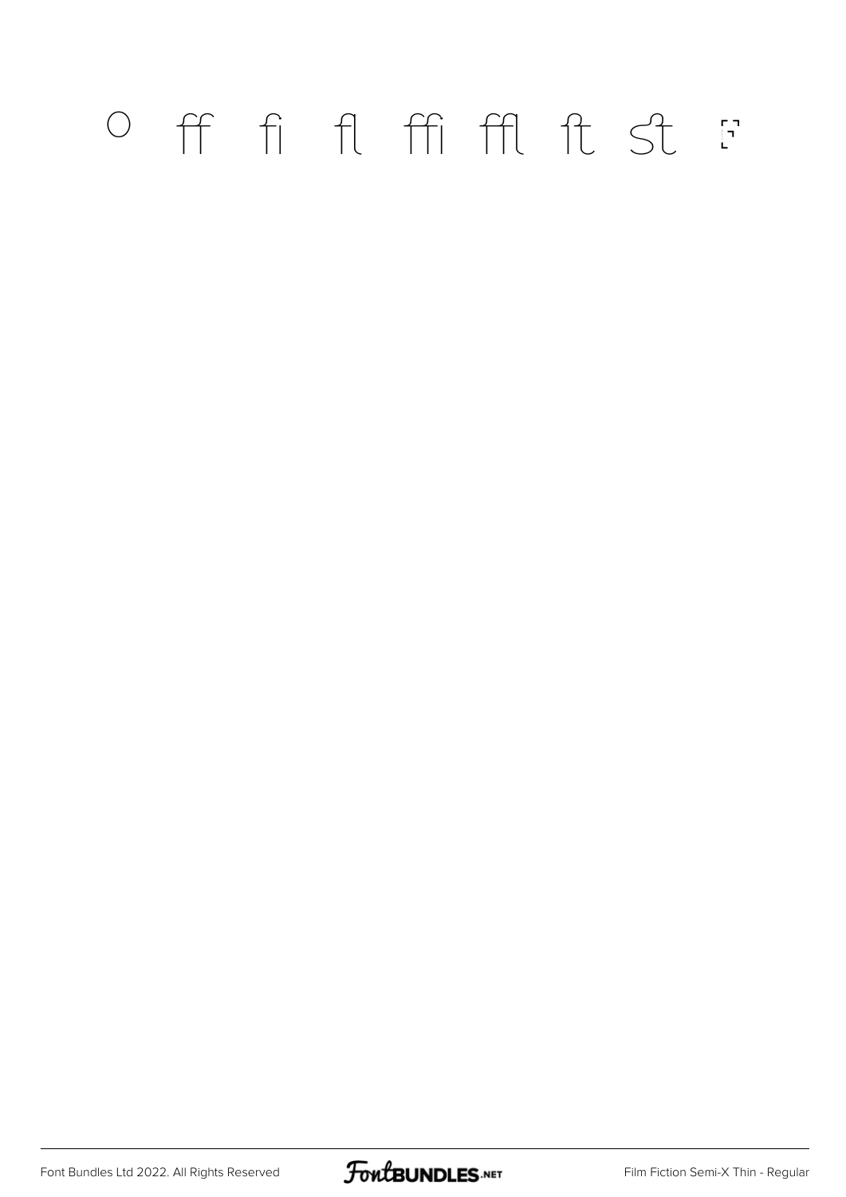○ ﬀ ﬁ ﬂ ﬃ ﬄ ﬅ ﬆ ⛶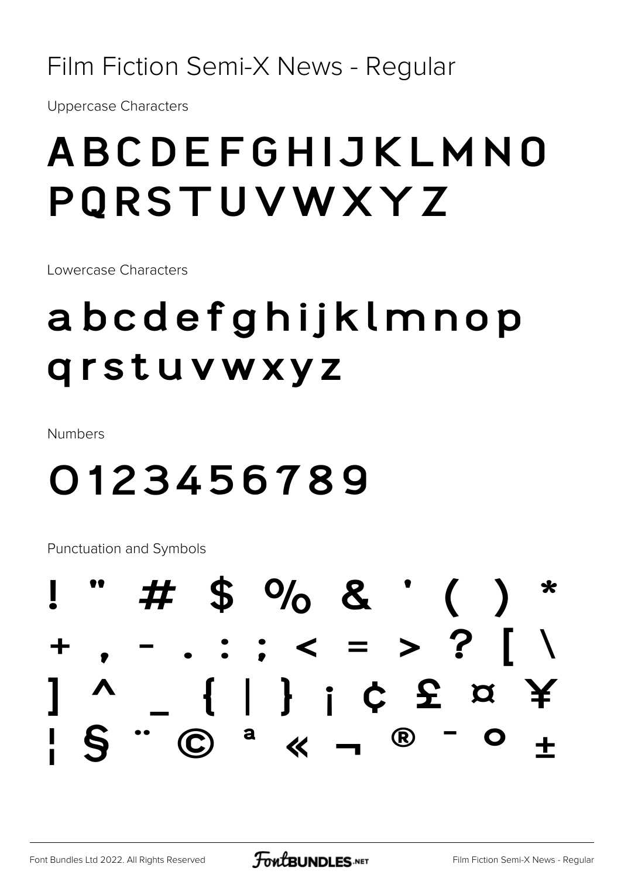# Film Fiction Semi-X News - Regular

Uppercase Characters

ABCDEFGHIJKLMNO
PQRSTUVWXYZ

Lowercase Characters

abcdefghijklmnop
qrstuvwxyz

Numbers

0123456789

Punctuation and Symbols

! " # $ % & ' ( ) *
+ , - . : ; < = > ? [ \
] ^ _ { | } ¡ ¢ £ ¤ ¥
¦ § ¨ © ª « ¬ ® ¯ ° ±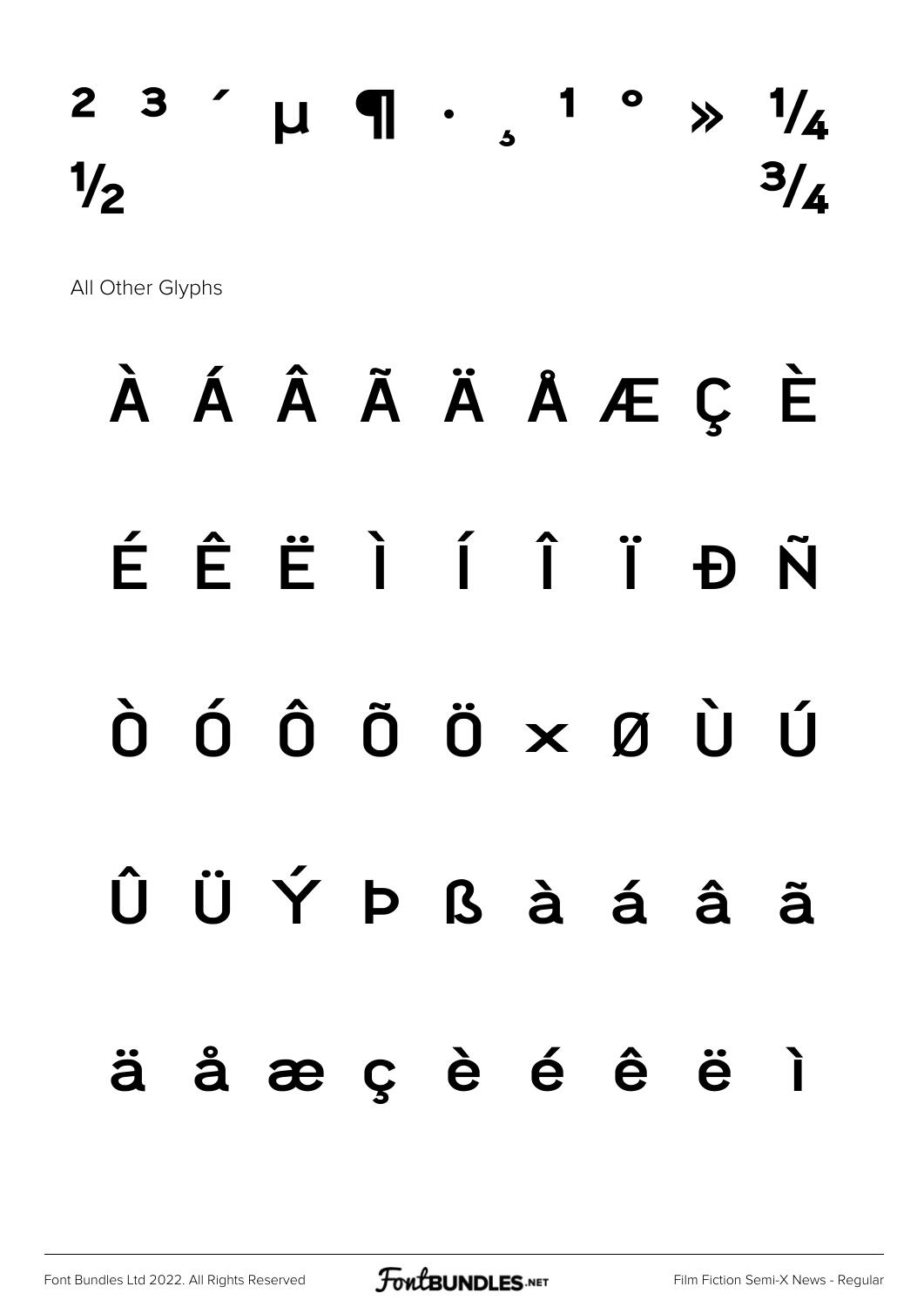² ³ ´ µ ¶ · ¸ ¹ º » ¼
½ ¾

All Other Glyphs

À Á Â Ã Ä Å Æ Ç È

É Ê Ë Ì Í Î Ï Ð Ñ

Ò Ó Ô Õ Ö × Ø Ù Ú

Û Ü Ý Þ ß à á â ã

ä å æ ç è é ê ë ì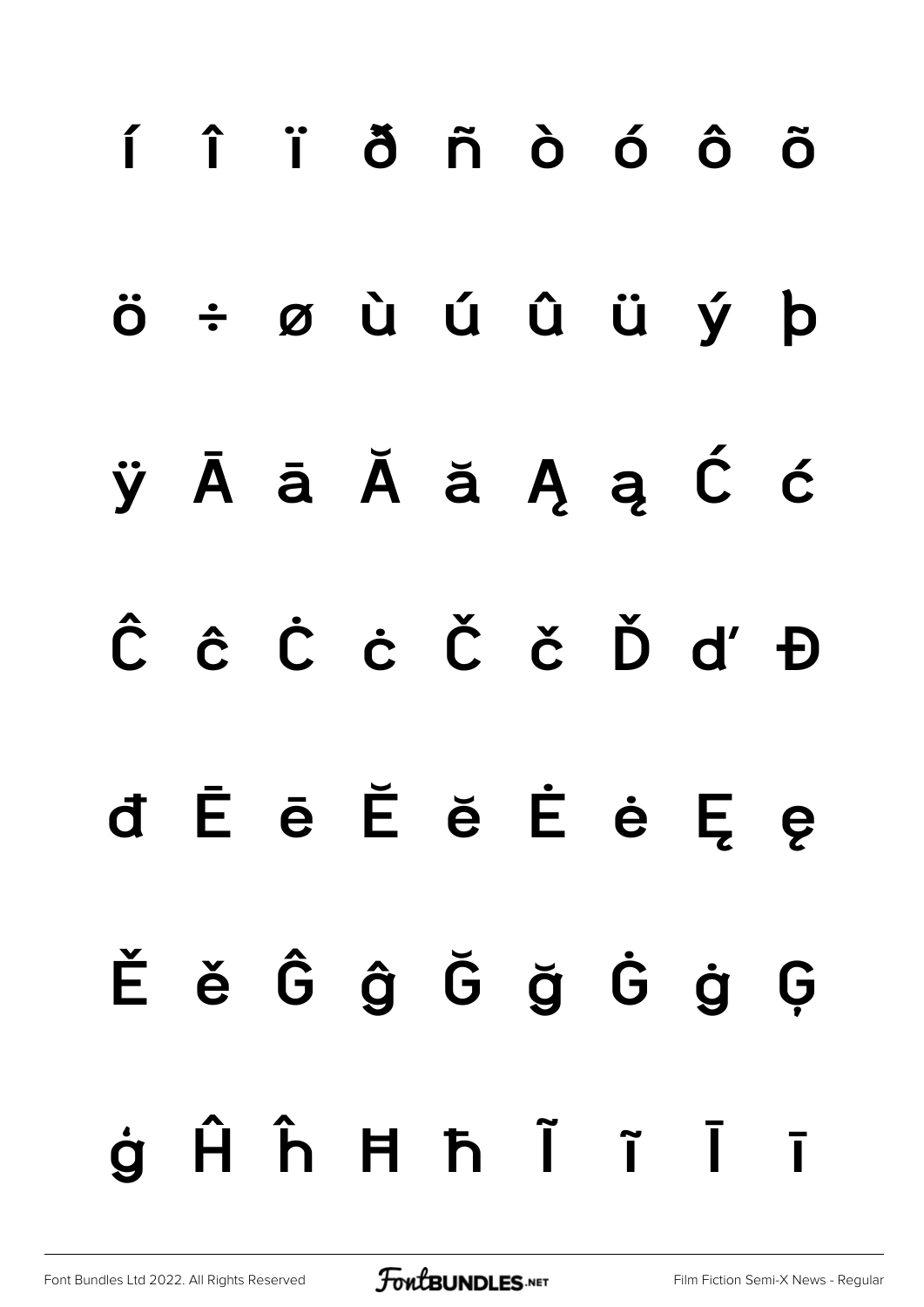í î ï ð ñ ò ó ô õ

ö ÷ ø ù ú û ü ý þ

ÿ Ā ā Ă ă Ą ą Ć ć

Ĉ ĉ Ċ ċ Č č Ď ď Đ

đ Ē ē Ĕ ĕ Ė ė Ę ę

Ě ě Ĝ ĝ Ğ ğ Ġ ġ Ģ

ģ Ĥ ĥ Ħ ħ Ĩ ĩ Ī ī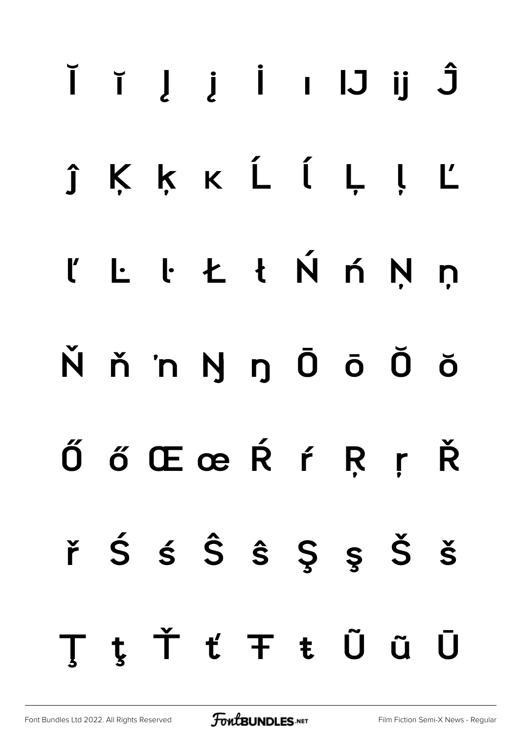Ĭ ĭ Į į İ ı Ĳ ĳ Ĵ

ĵ Ķ ķ ĸ Ĺ ĺ Ļ ļ Ľ

ľ Ŀ ŀ Ł ł Ń ń Ņ ņ

Ň ň ŉ Ŋ ŋ Ō ō Ŏ ŏ

Ő ő Œ œ Ŕ ŕ Ŗ ŗ Ř

ř Ś ś Ŝ ŝ Ş ş Š š

Ţ ţ Ť ť Ŧ ŧ Ũ ũ Ū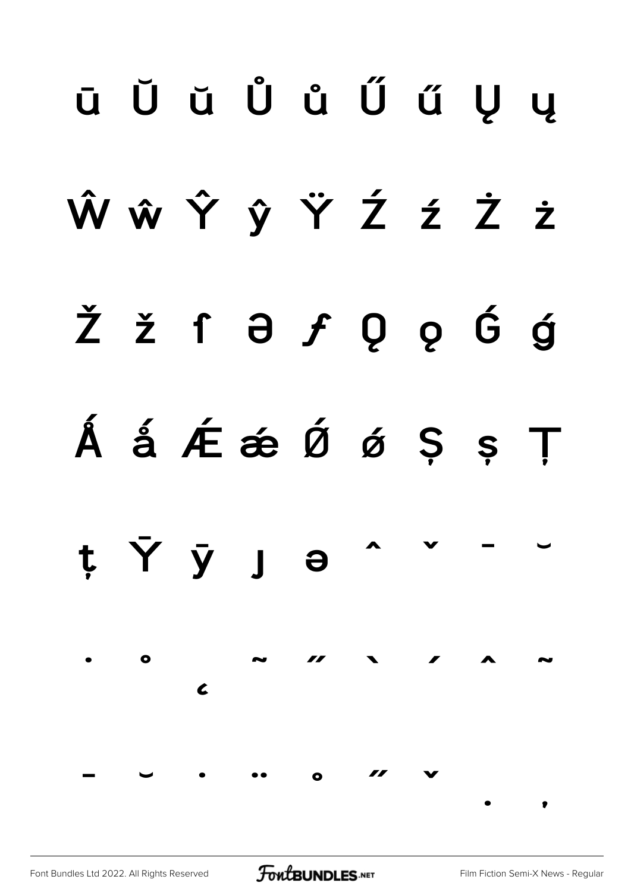ū Ŭ ŭ Ů ů Ű ű Ų ų

Ŵ ŵ Ŷ ŷ Ÿ Ź ź Ż ż

Ž ž ſ Ə ƒ Ǫ ǫ Ǵ ǵ

Ǻ ǻ Ǽ ǽ Ǿ ǿ Ș ș Ț

ț Ȳ ȳ ȷ ə ˆ ˇ ˉ ˘

˙ ˚ ˛ ˜ ˝ ˋ ˊ ˆ ˜

ˉ ˘ ˙ ¨ ˚ ˝ ˇ . ,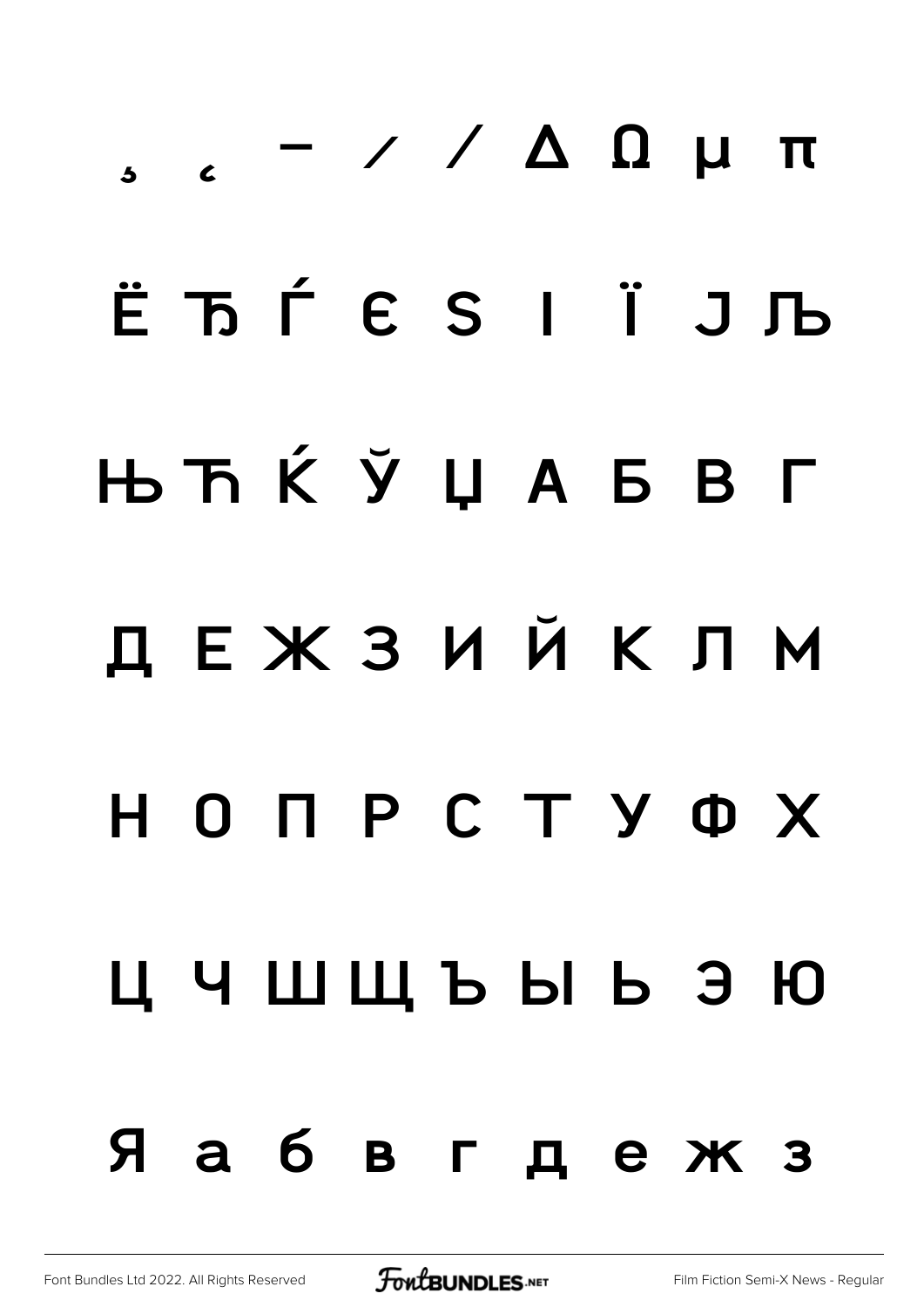¸ ˛ – ⁄ ∕ ∆ Ω µ π

Ё Ђ Ѓ Є Ѕ І Ї Ј Љ

Њ Ћ Ќ Ў Џ А Б В Г

Д Е Ж З И Й К Л М

Н О П Р С Т У Ф Х

Ц Ч Ш Щ Ъ Ы Ь Э Ю

Я а б в г д е ж з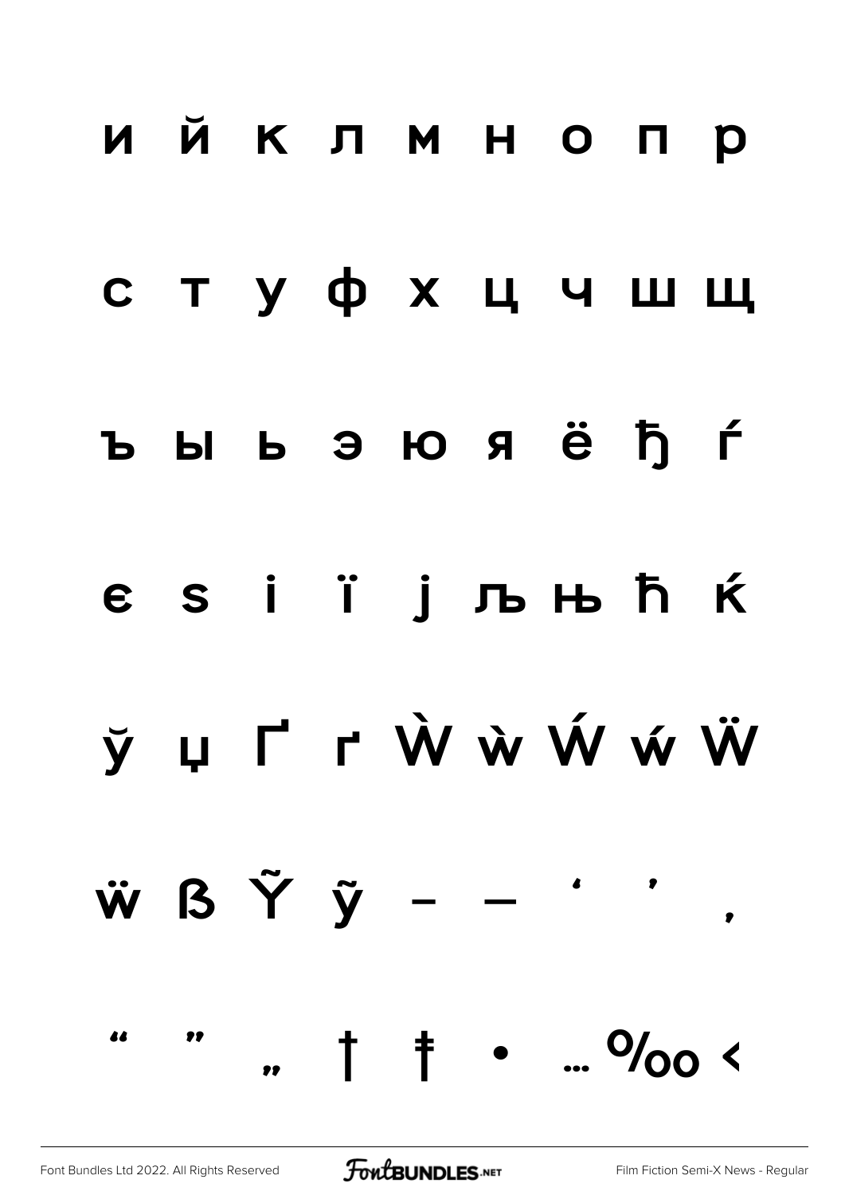и й к л м н о п р

с т у ф х ц ч ш щ

ъ ы ь э ю я ё ђ ѓ

є ѕ і ї ј љ њ ћ ќ

ў џ Ґ ґ Ẁ ẁ Ẃ ẃ Ẅ

ẅ ẞ Ỹ ỹ – — ‘ ’ ‚

“ ” „ † ‡ • … ‰ ‹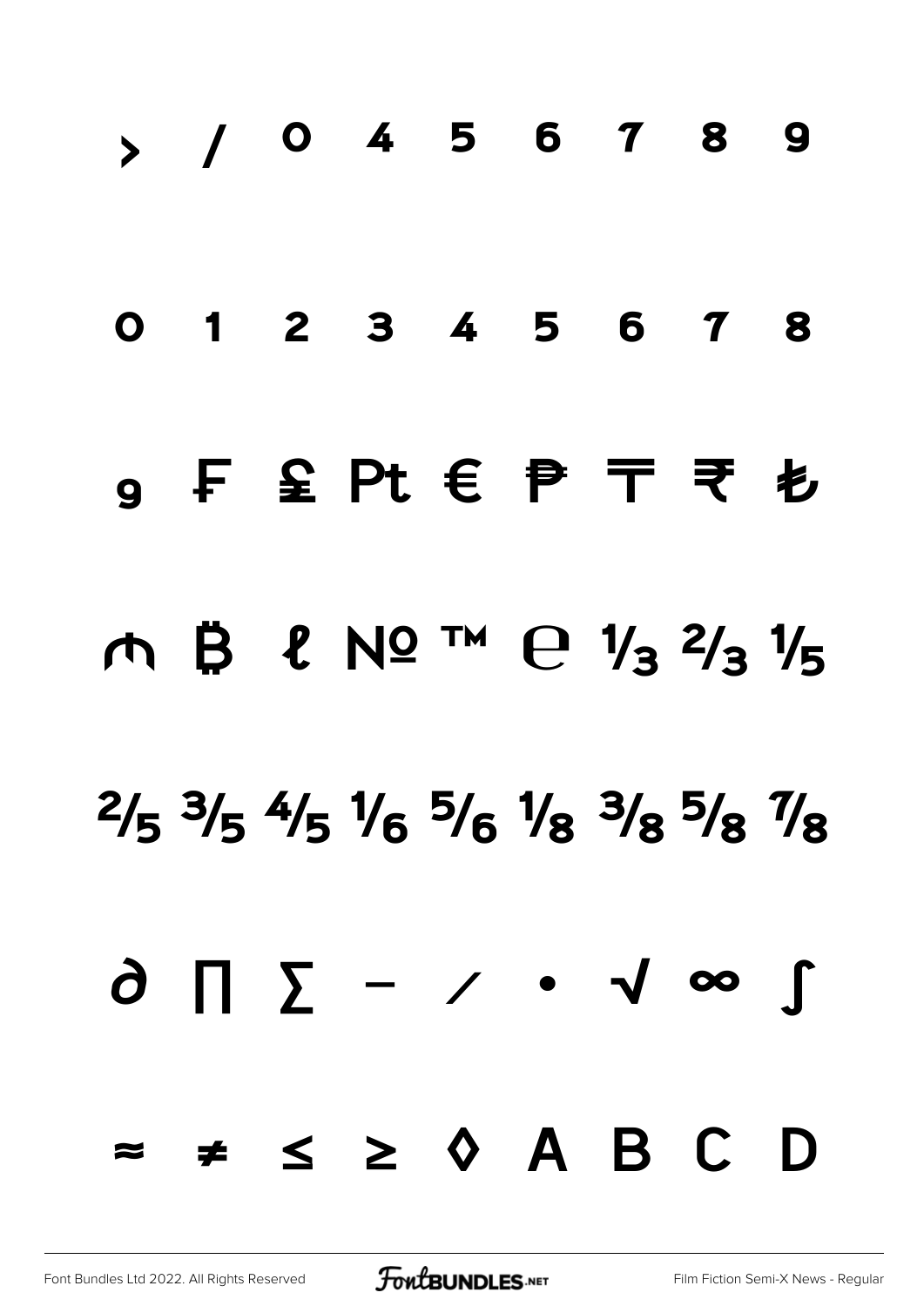› ⁄ ⁰ ⁴ ⁵ ⁶ ⁷ ⁸ ⁹

₀ ₁ ₂ ₃ ₄ ₅ ₆ ₇ ₈

₉ ₣ ₤ ₧ € ₱ ₸ ₹ ₺

₼ ₿ ℓ № ™ ℮ ⅓ ⅔ ⅕

⅖ ⅗ ⅘ ⅙ ⅚ ⅛ ⅜ ⅝ ⅞

∂ ∏ ∑ − ∕ ∙ √ ∞ ∫

≈ ≠ ≤ ≥ ◊ A B C D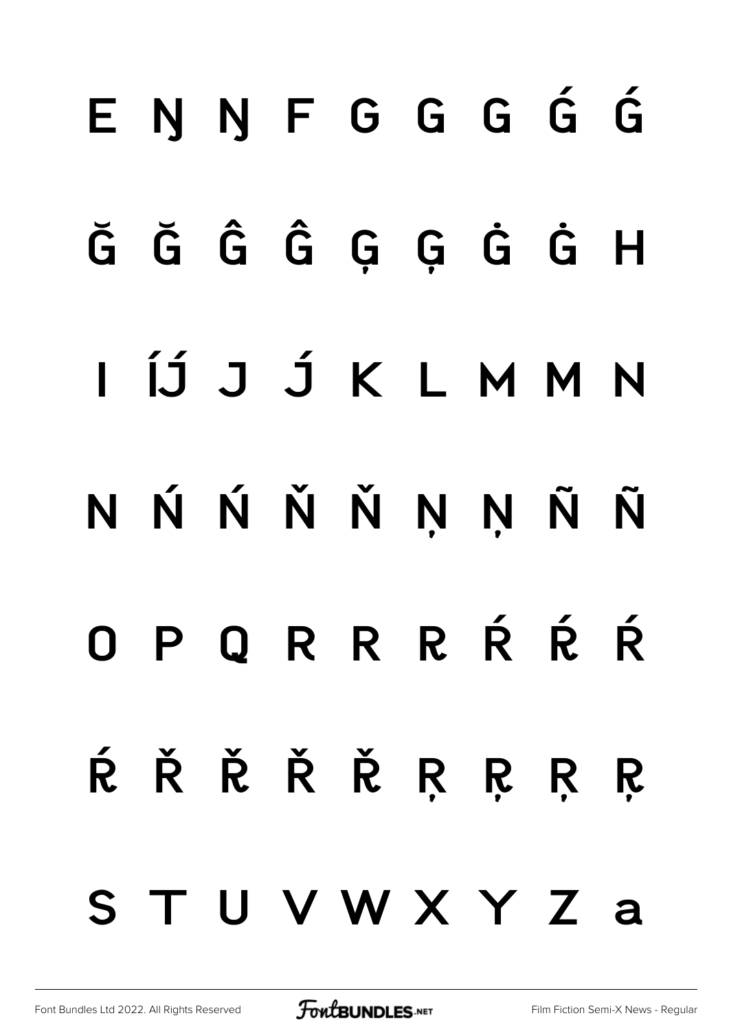E Ŋ Ŋ F G G G Ǵ Ǵ

Ğ Ğ Ĝ Ĝ Ģ Ģ Ġ Ġ H

I ÍJ́ J J́ K L M M N

N Ń Ń Ň Ň Ņ Ņ Ñ Ñ

O P Q R R R Ŕ Ŕ Ŕ

Ŕ Ř Ř Ř Ř Ŗ Ŗ Ŗ Ŗ

S T U V W X Y Z a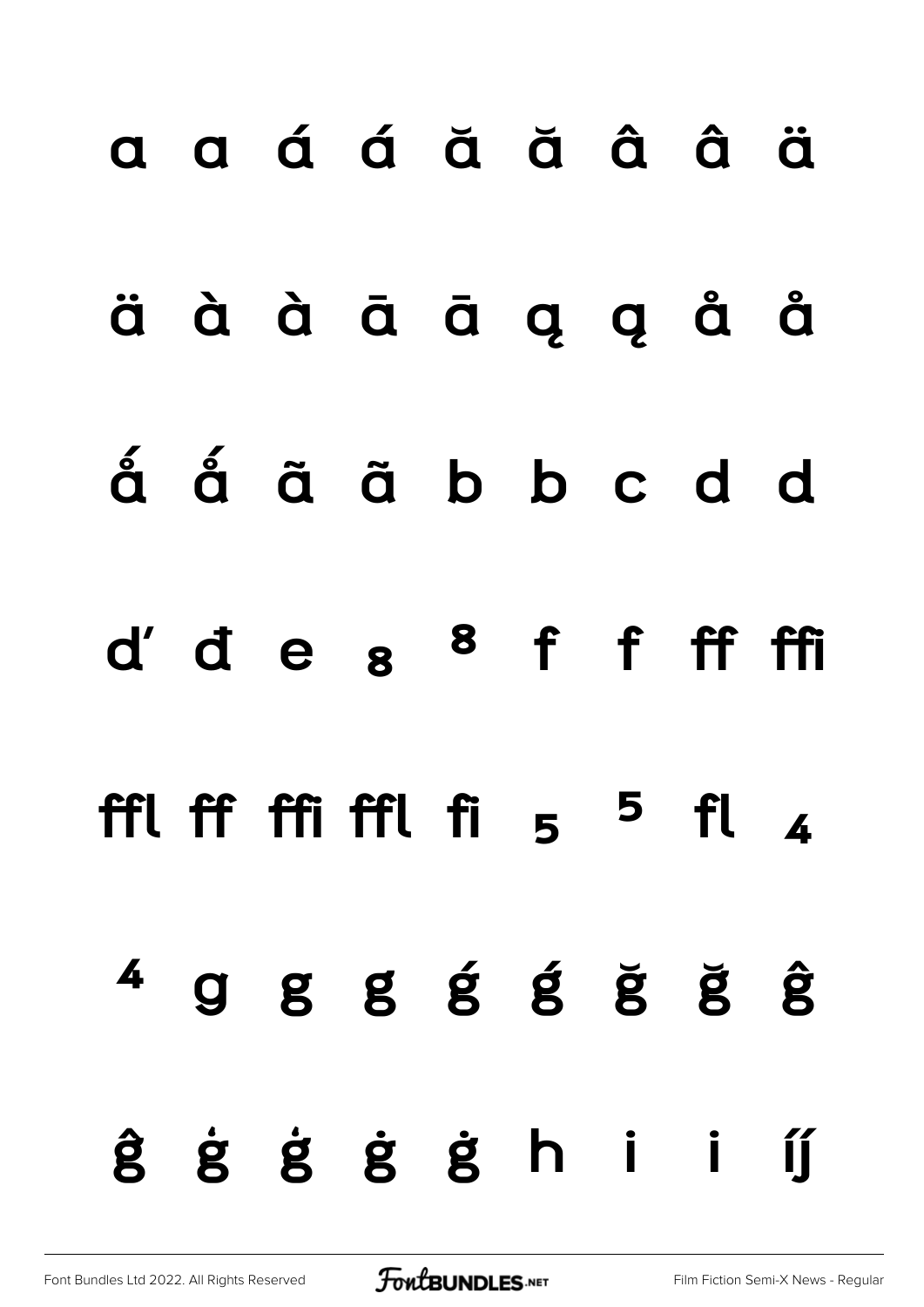a a á á ă ă â â ä

ä à à ā ā ą ą å å

ǻ ǻ ã ã b b c d d

ď đ e ₈ ⁸ f f ff ffi

ffl ff ffi ffl fi ₅ ⁵ fl ₄

⁴ g g g ǵ ǵ ğ ğ ĝ

ĝ ģ ģ ġ ġ h i i íj́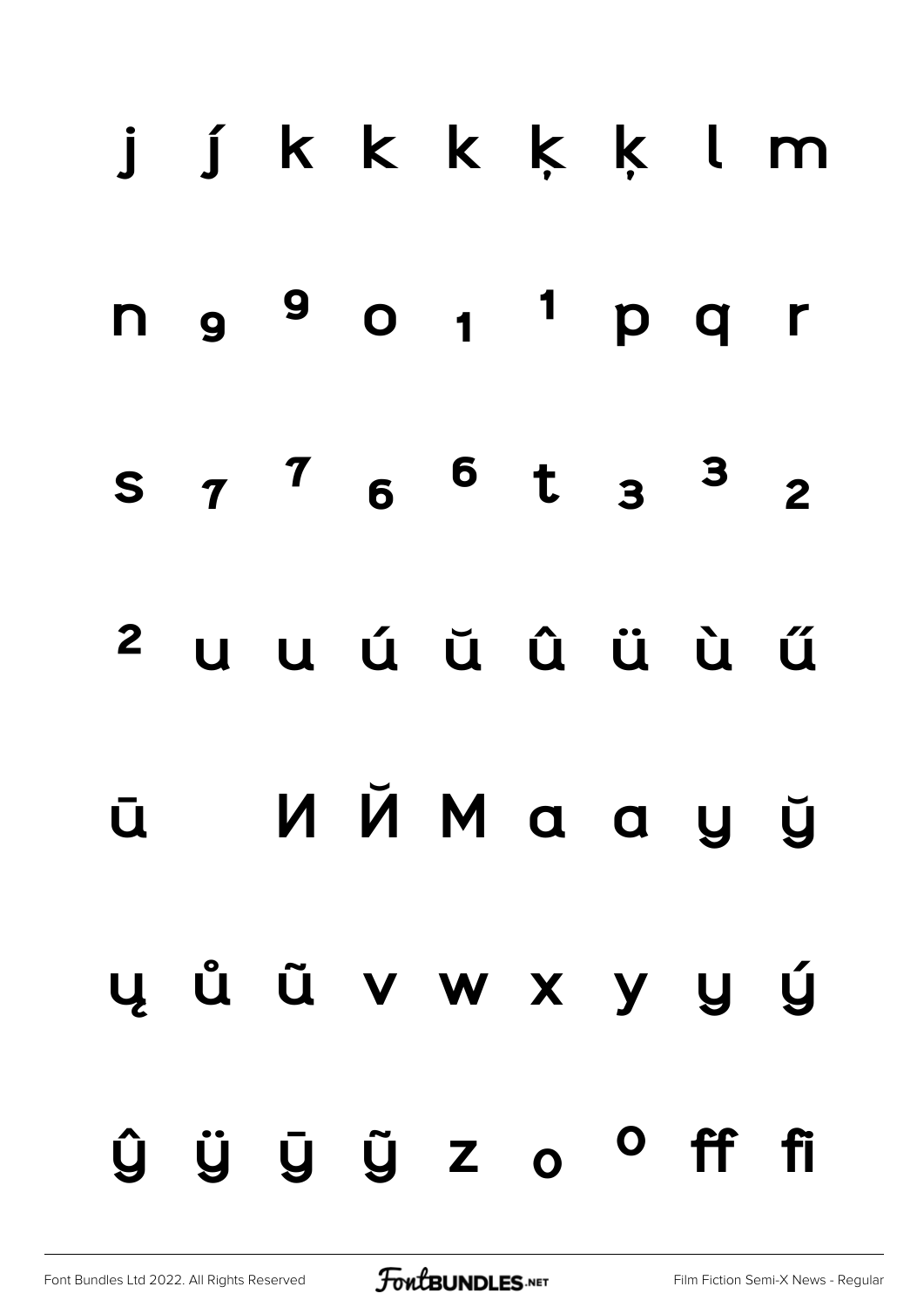j ĵ k ķ ĸ ķ ķ l m

n ₉ ⁹ o ₁ ¹ p q r

s ₇ ⁷ ₆ ⁶ t ₃ ³ ₂

² u u ú ŭ û ü ù ű

ū И Й M ɑ ɑ y ÿ

ų ů ũ v w x y y ý

ŷ ÿ ȳ ỹ z ₒ ᵒ ﬀ ﬁ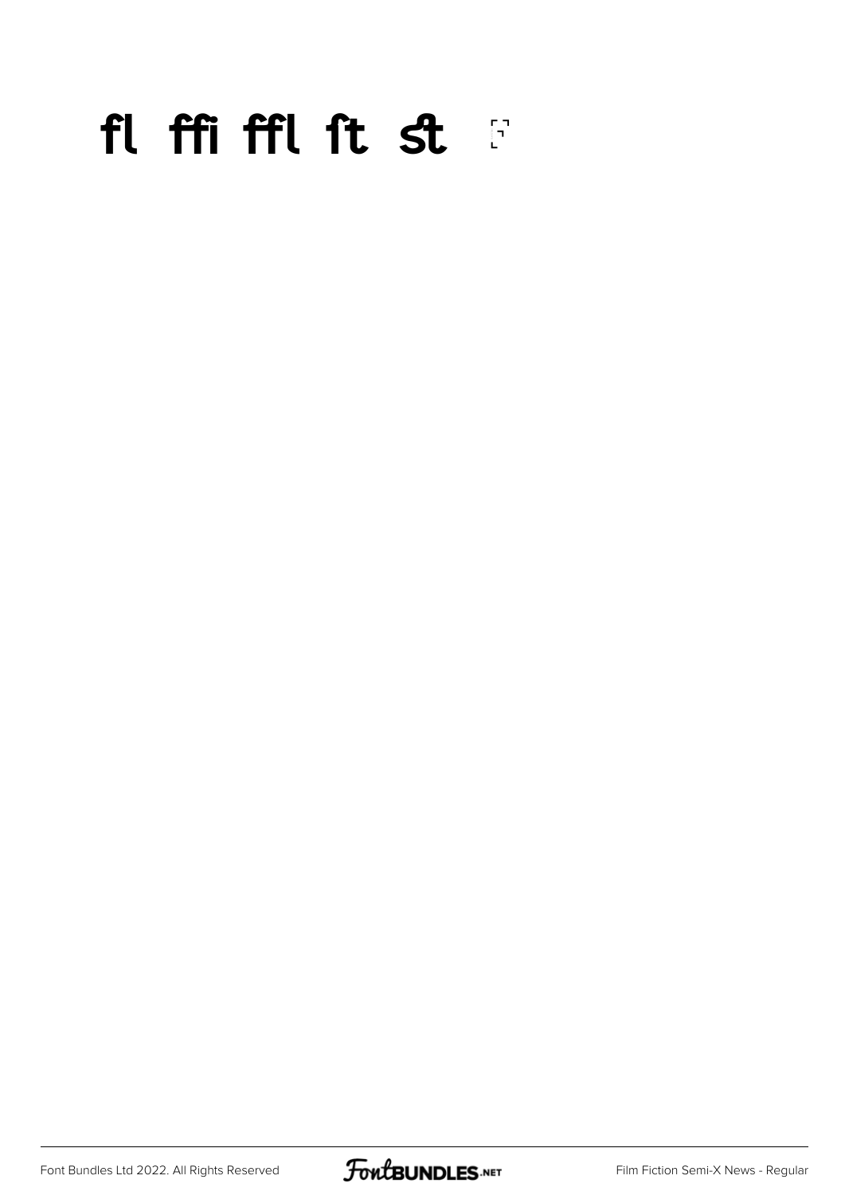fl ffi ffl ft st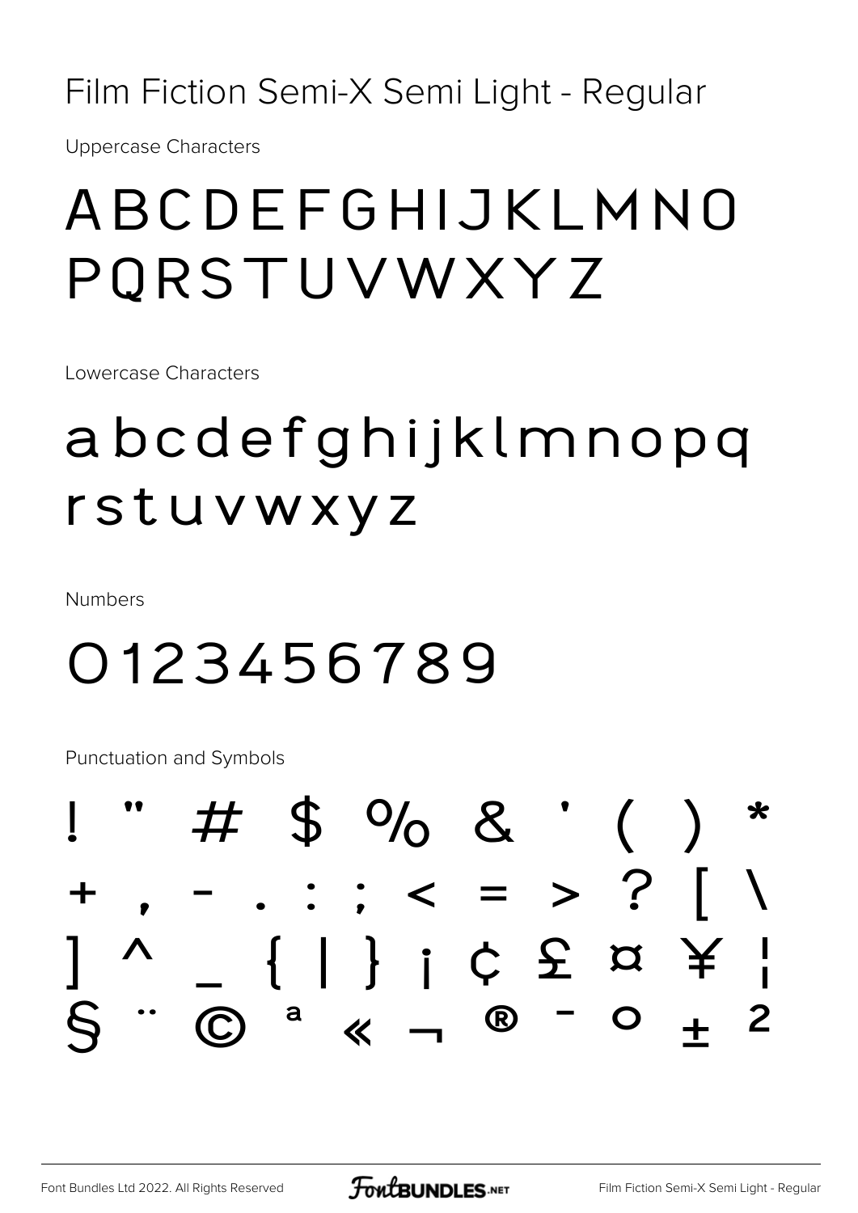# Film Fiction Semi-X Semi Light - Regular

Uppercase Characters

ABCDEFGHIJKLMNO
PQRSTUVWXYZ

Lowercase Characters

abcdefghijklmnopq
rstuvwxyz

Numbers

0123456789

Punctuation and Symbols

! " # $ % & ' ( ) *
+ , - . : ; < = > ? [ \
] ^ _ { | } ¡ ¢ £ ¤ ¥ ¦
§ ¨ © ª « ¬ ® ¯ ° ± ²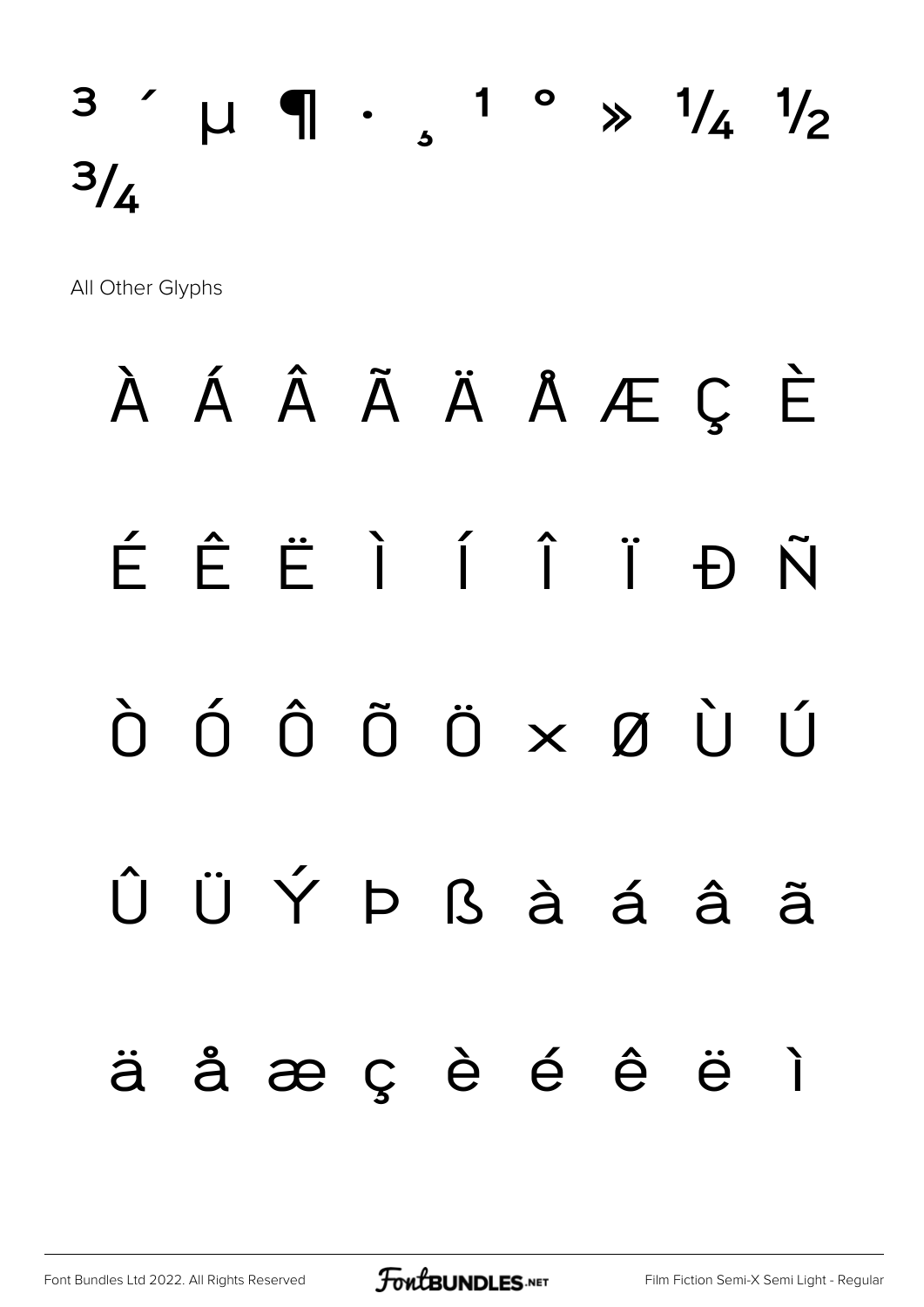³ ´ µ ¶ · ¸ ¹ º » ¼ ½ ¾

All Other Glyphs

À Á Â Ã Ä Å Æ Ç È

É Ê Ë Ì Í Î Ï Ð Ñ

Ò Ó Ô Õ Ö × Ø Ù Ú

Û Ü Ý Þ ß à á â ã

ä å æ ç è é ê ë ì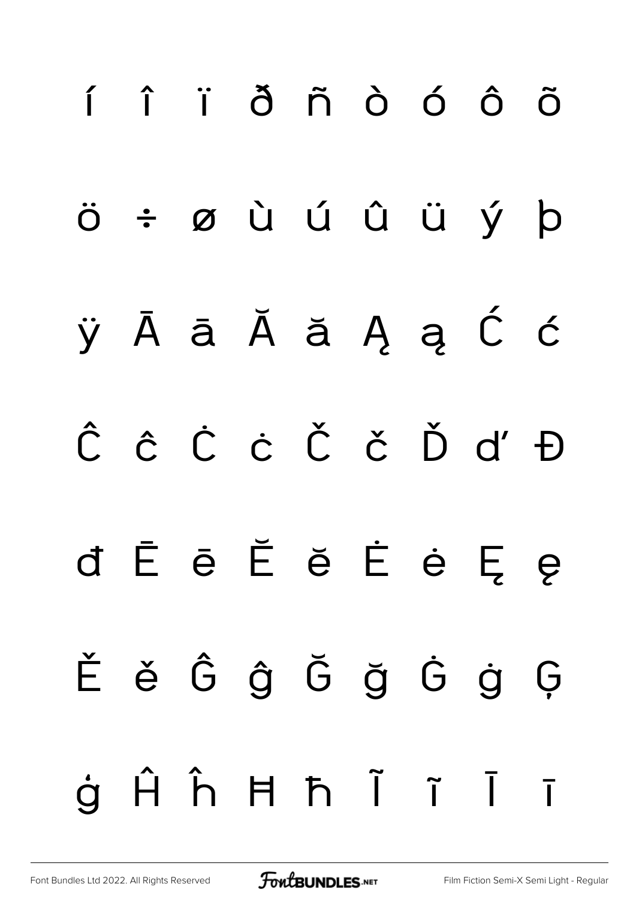í î ï ð ñ ò ó ô õ

ö ÷ ø ù ú û ü ý þ

ÿ Ā ā Ă ă Ą ą Ć ć

Ĉ ĉ Ċ ċ Č č Ď ď Đ

đ Ē ē Ĕ ĕ Ė ė Ę ę

Ě ě Ĝ ĝ Ğ ğ Ġ ġ Ģ

ģ Ĥ ĥ Ħ ħ Ĩ ĩ Ī ī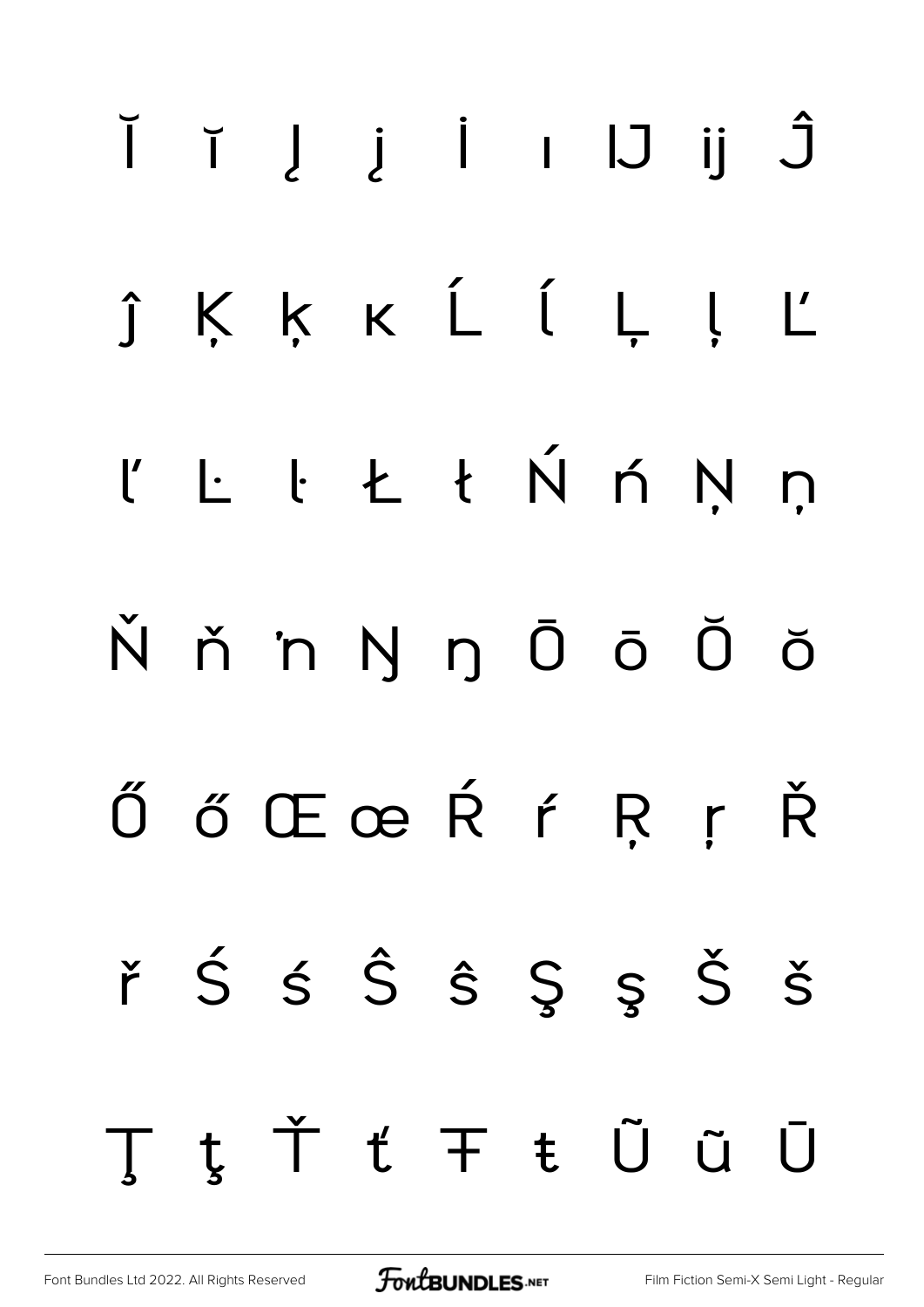Ĭ ĭ Į į İ ı Ĳ ĳ Ĵ

ĵ Ķ ķ ĸ Ĺ ĺ Ļ ļ Ľ

ľ Ŀ ŀ Ł ł Ń ń Ņ ņ

Ň ň ŉ Ŋ ŋ Ō ō Ŏ ŏ

Ő ő Œ œ Ŕ ŕ Ŗ ŗ Ř

ř Ś ś Ŝ ŝ Ş ş Š š

Ţ ţ Ť ť Ŧ ŧ Ũ ũ Ū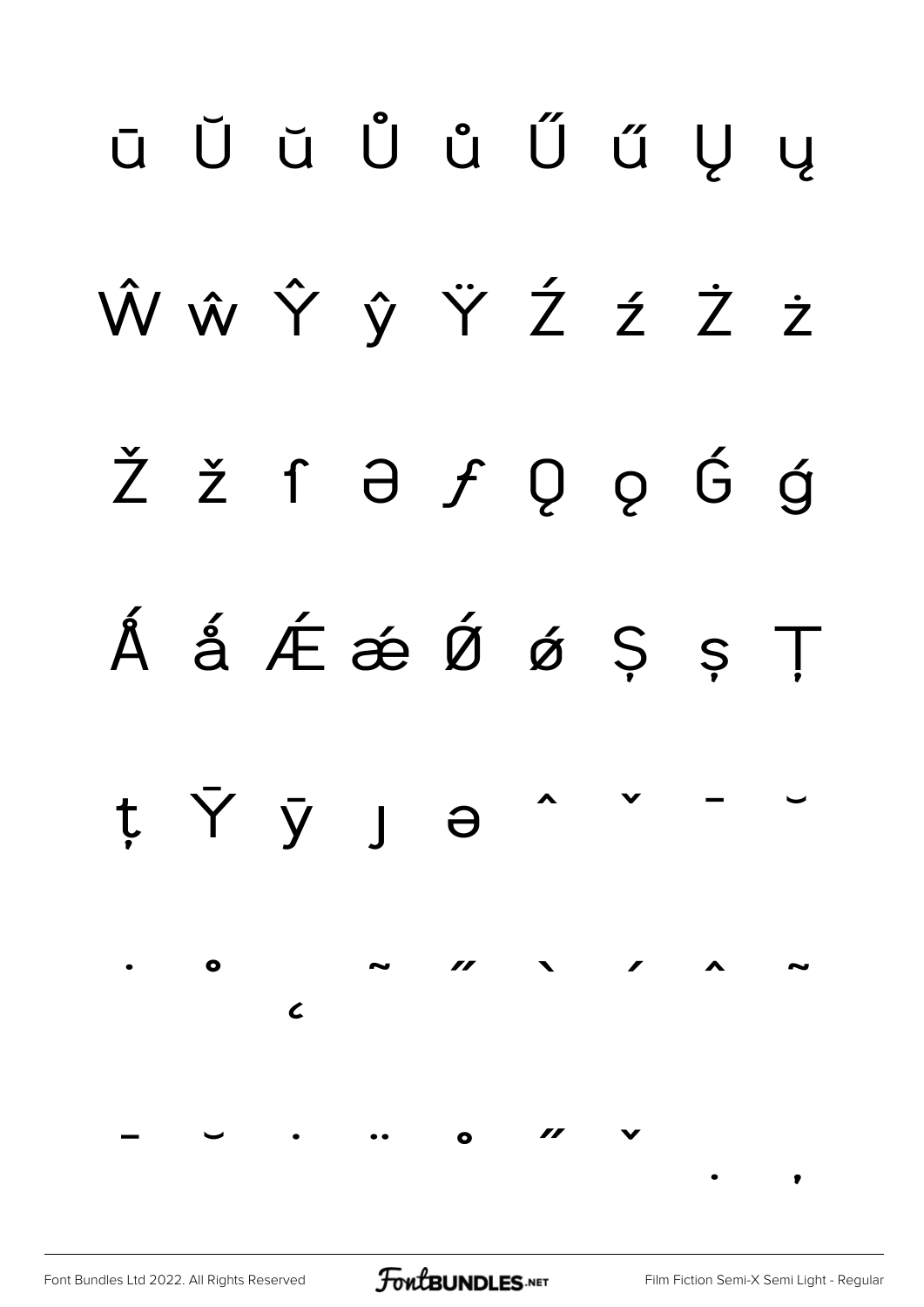ū Ŭ ŭ Ů ů Ű ű Ų ų

Ŵ ŵ Ŷ ŷ Ÿ Ź ź Ż ż

Ž ž ſ Ə ƒ Ǫ ǫ Ǵ ǵ

Ǻ ǻ Ǽ ǽ Ǿ ǿ Ș ș Ț

ț Ȳ ȳ ȷ ə ˆ ˇ ˉ ˘

˙ ˚ ˛ ˜ ˝ ̀ ́ ̂ ̃

̄ ̆ ̇ ̈ ̊ ̋ ̌ ̣ ̦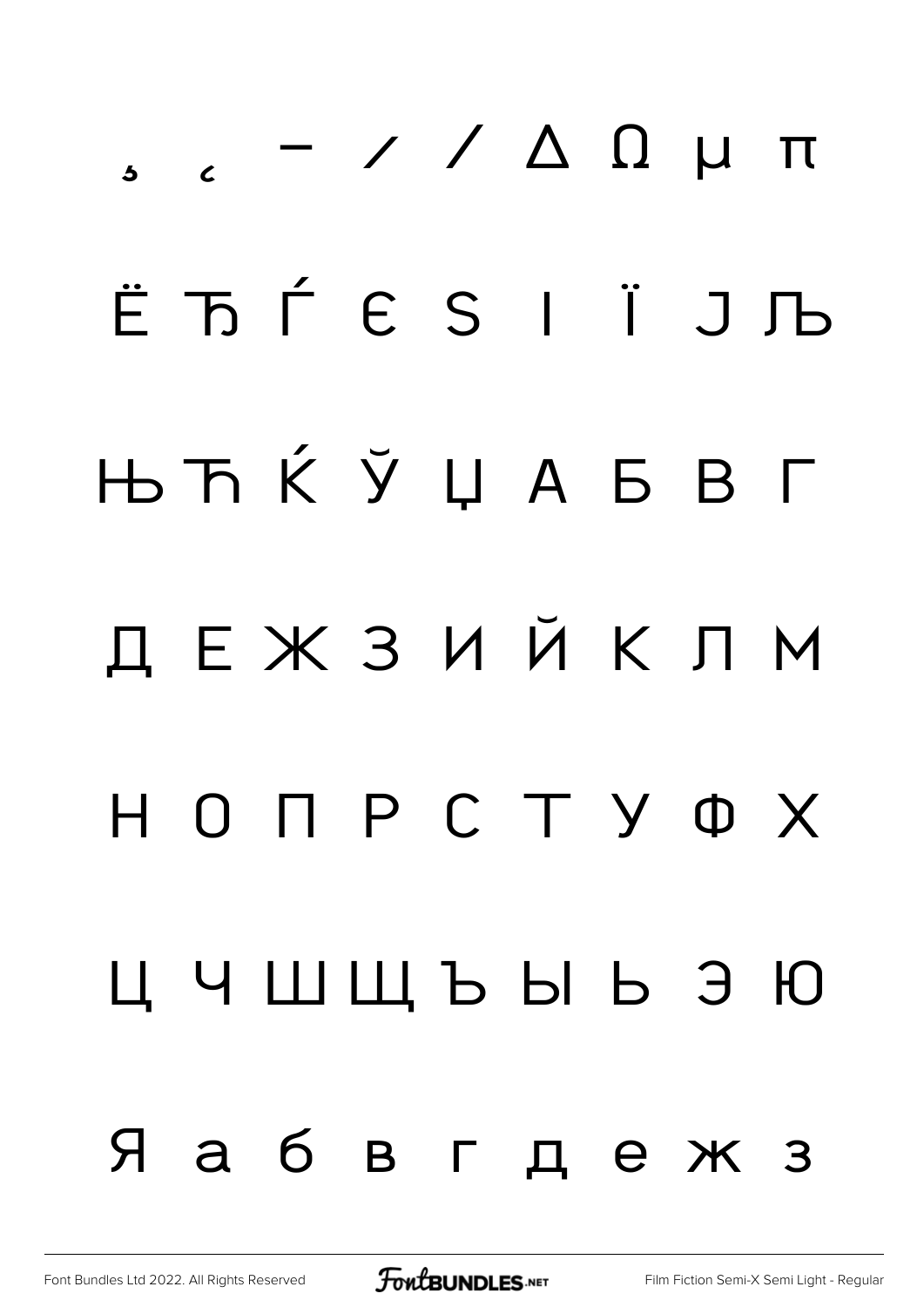¸ ˛ – ⁄ ∕ ∆ Ω µ π

Ё Ђ Ѓ Є Ѕ І Ї Ј Љ

Њ Ћ Ќ Ў Џ А Б В Г

Д Е Ж З И Й К Л М

Н О П Р С Т У Ф Х

Ц Ч Ш Щ Ъ Ы Ь Э Ю

Я а б в г д е ж з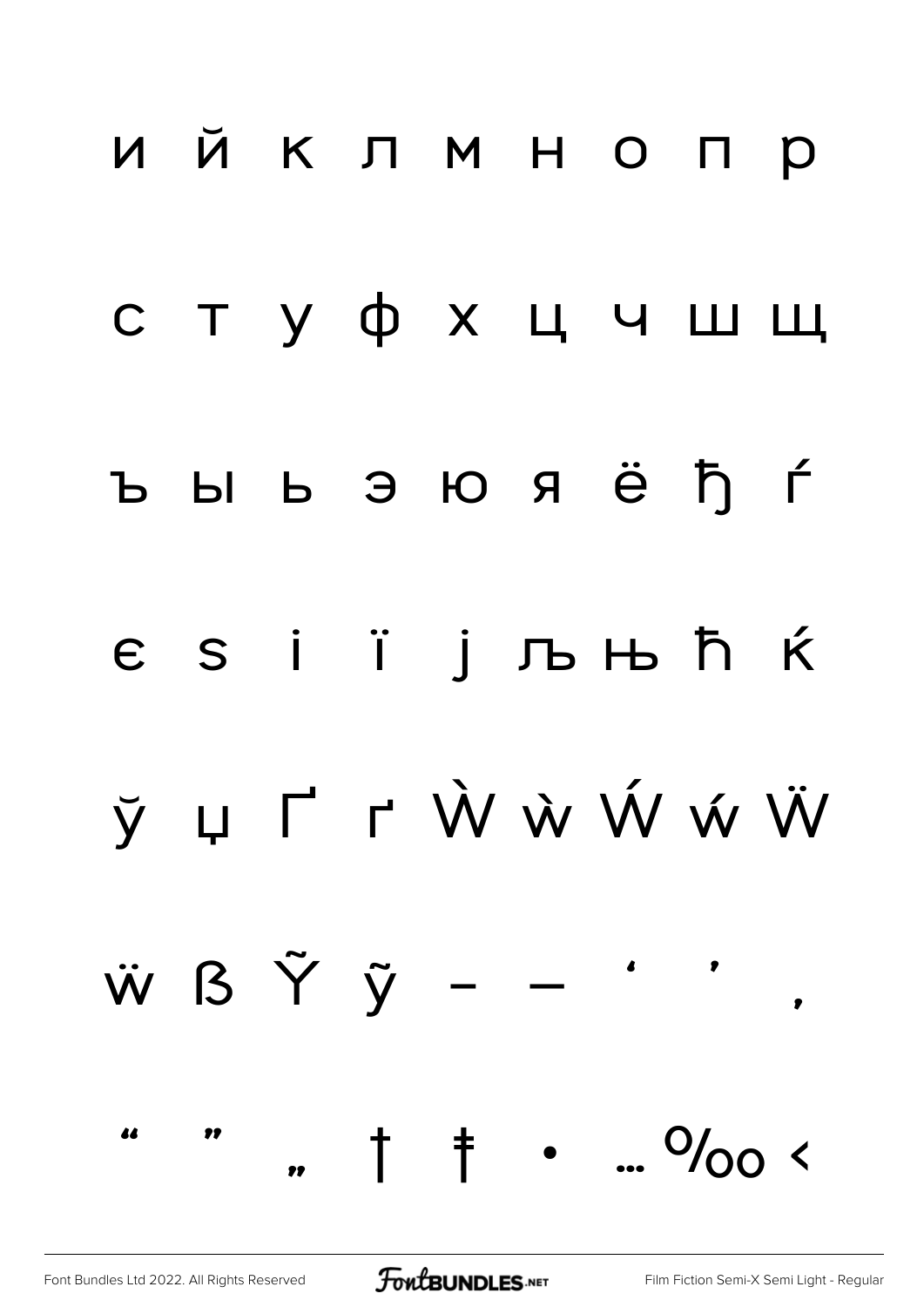и й к л м н о п р

с т у ф х ц ч ш щ

ъ ы ь э ю я ё ђ ѓ

є ѕ і ї ј љ њ ћ ќ

ў џ Ґ ґ Ẁ ẁ Ẃ ẃ Ẅ

ẅ ẞ Ỹ ỹ – — ‘ ’ ‚

“ ” „ † ‡ • … ‰ ‹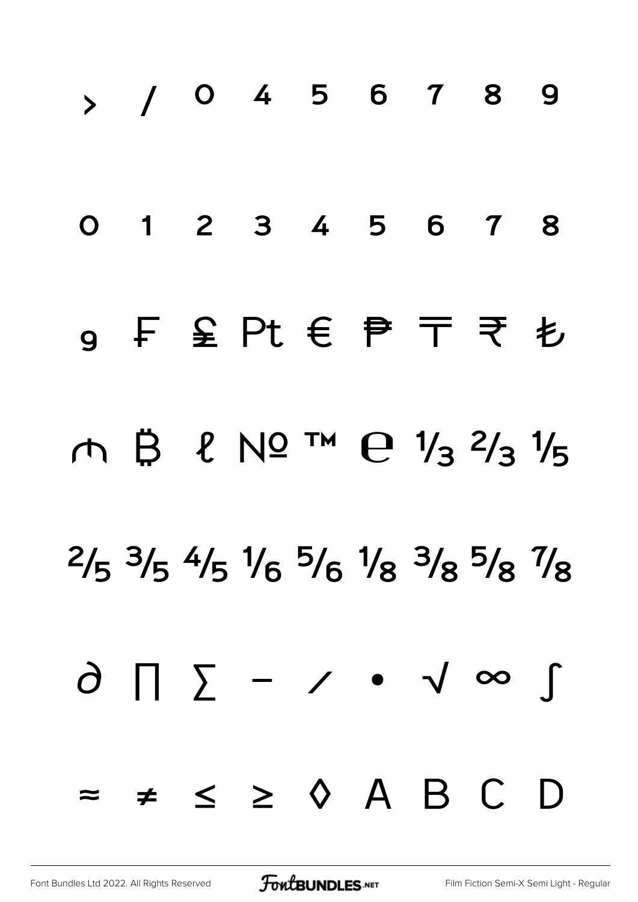› / ⁰ ⁴ ⁵ ⁶ ⁷ ⁸ ⁹

₀ ₁ ₂ ₃ ₄ ₅ ₆ ₇ ₈

₉ ₣ ₤ ₧ € ₱ ₸ ₹ ₺

₼ ₿ ℓ № ™ ℮ ⅓ ⅔ ⅕

⅖ ⅗ ⅘ ⅙ ⅚ ⅛ ⅜ ⅝ ⅞

∂ ∏ ∑ − ∕ ∙ √ ∞ ∫

≈ ≠ ≤ ≥ ◊ A B C D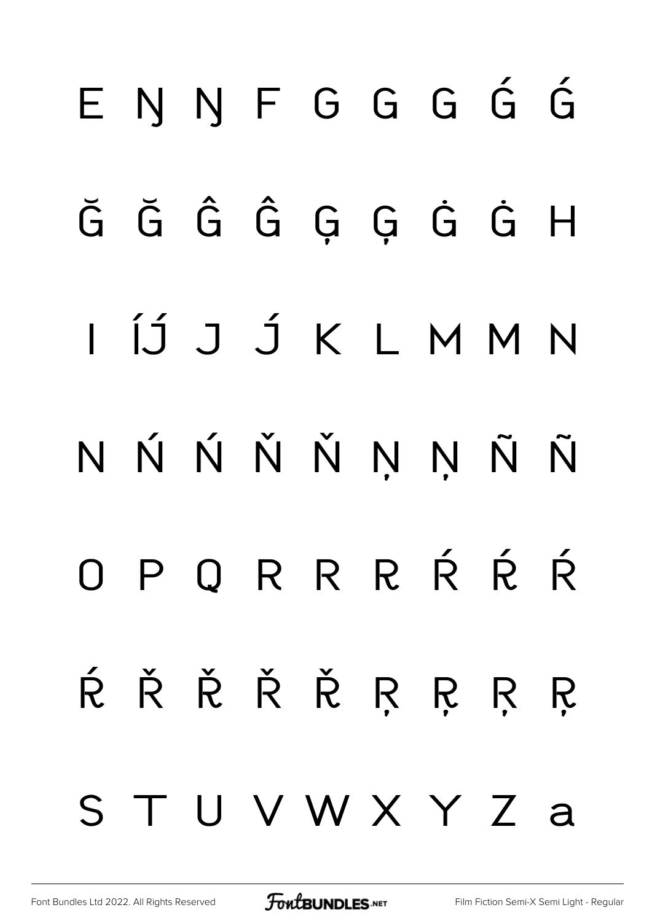E Ŋ Ŋ F G G G Ǵ Ǵ

Ğ Ğ Ĝ Ĝ Ģ Ģ Ġ Ġ H

I ÍJ J J́ K L M M N

N Ń Ń Ň Ň Ņ Ņ Ñ Ñ

O P Q R R R Ŕ Ŕ Ŕ

Ŕ Ř Ř Ř Ř Ŗ Ŗ Ŗ Ŗ

S T U V W X Y Z a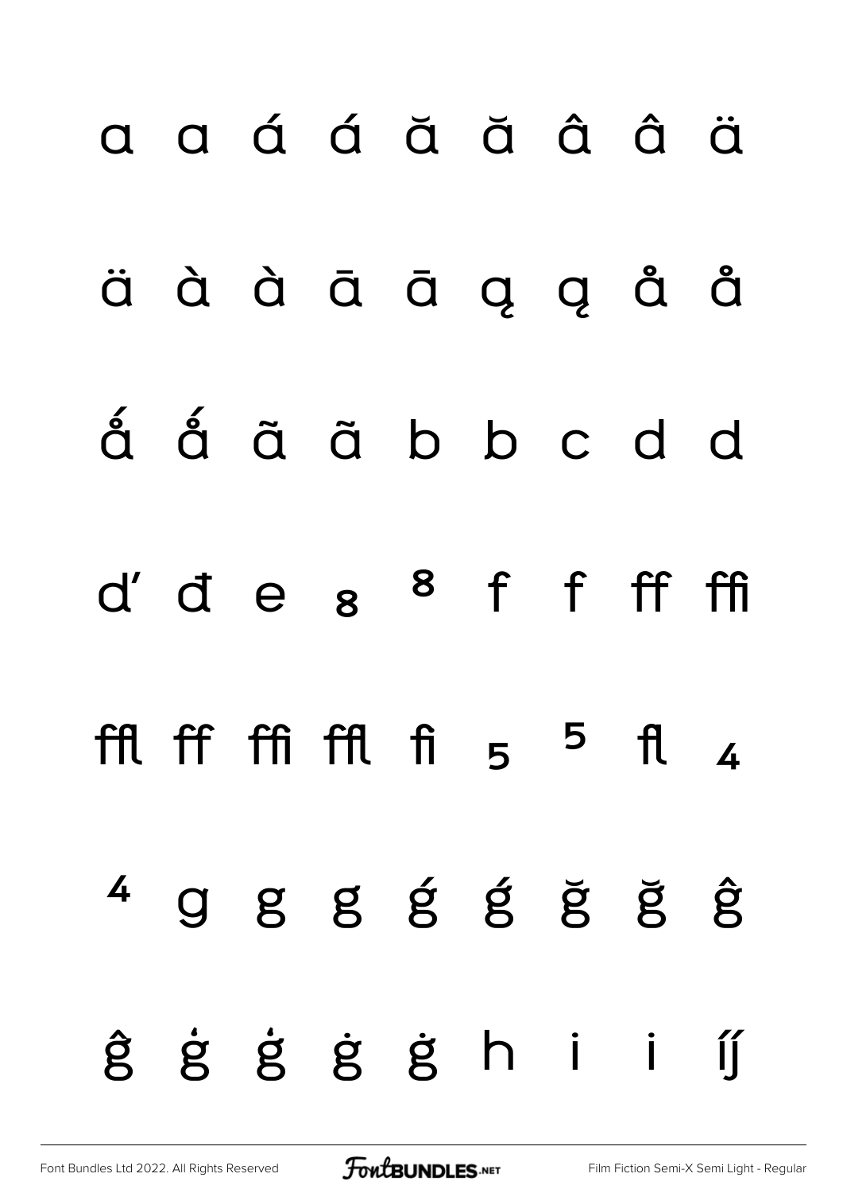ɑ ɑ ɑ́ ɑ́ ɑ̆ ɑ̆ ɑ̂ ɑ̂ ɑ̈

ɑ̈ ɑ̀ ɑ̀ ɑ̄ ɑ̄ ɑ̨ ɑ̨ ɑ̊ ɑ̊

ɑ̊́ ɑ̊́ ɑ̃ ɑ̃ b b c d d

d' đ e ₈ ⁸ f f ff ffi

ffl ff ffi ffl fi ₅ ⁵ fl ₄

⁴ g g g ǵ ǵ ğ ğ ĝ

ĝ ġ ģ ġ ġ h i i íj́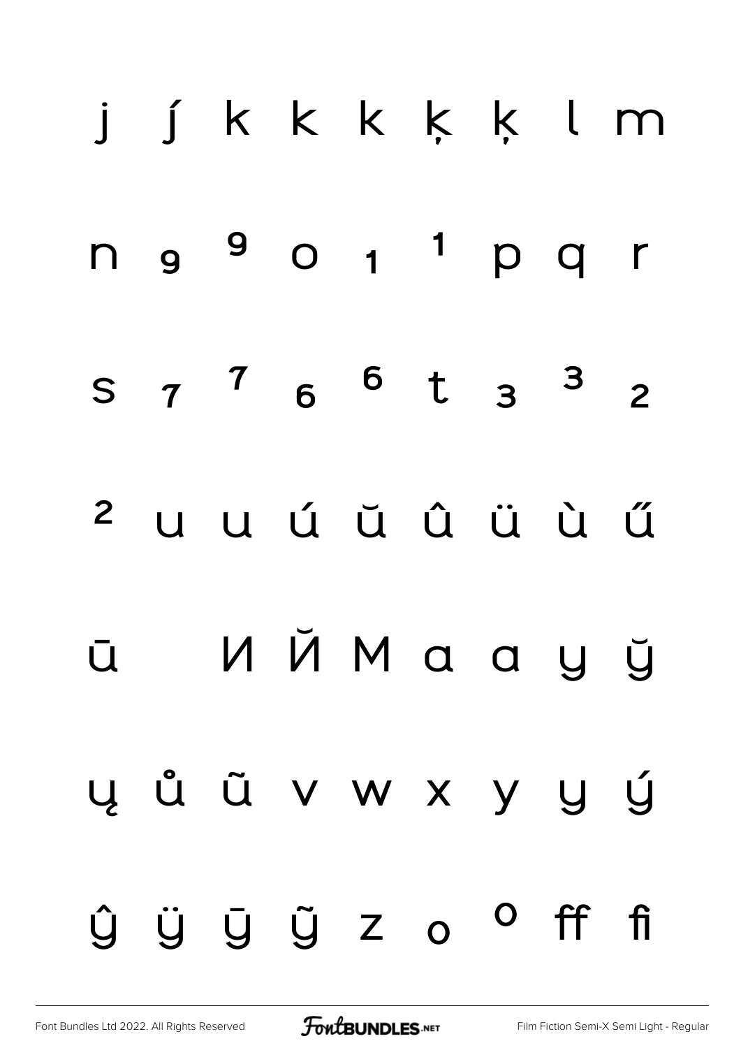j ĵ k k k ķ ķ l m

n ₉ ⁹ o ₁ ¹ p q r

s ₇ ⁷ ₆ ⁶ t ₃ ³ ₂

² u u ú ŭ û ü ù ű

ū   И Й M ɑ ɑ y ÿ

ų ů ũ v w x y y ý

ŷ ÿ ȳ ỹ z ₒ º ﬀ ﬁ

Font Bundles Ltd 2022. All Rights Reserved

Film Fiction Semi-X Semi Light - Regular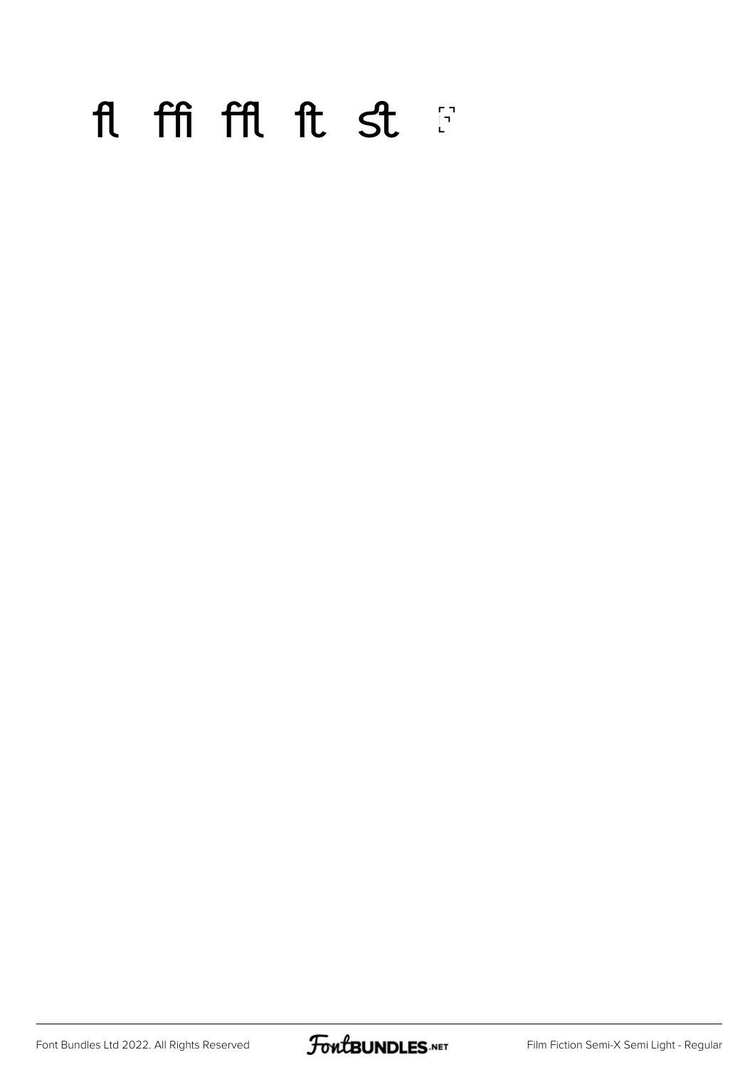ﬂ ﬃ ﬄ ﬅ ﬆ ⛶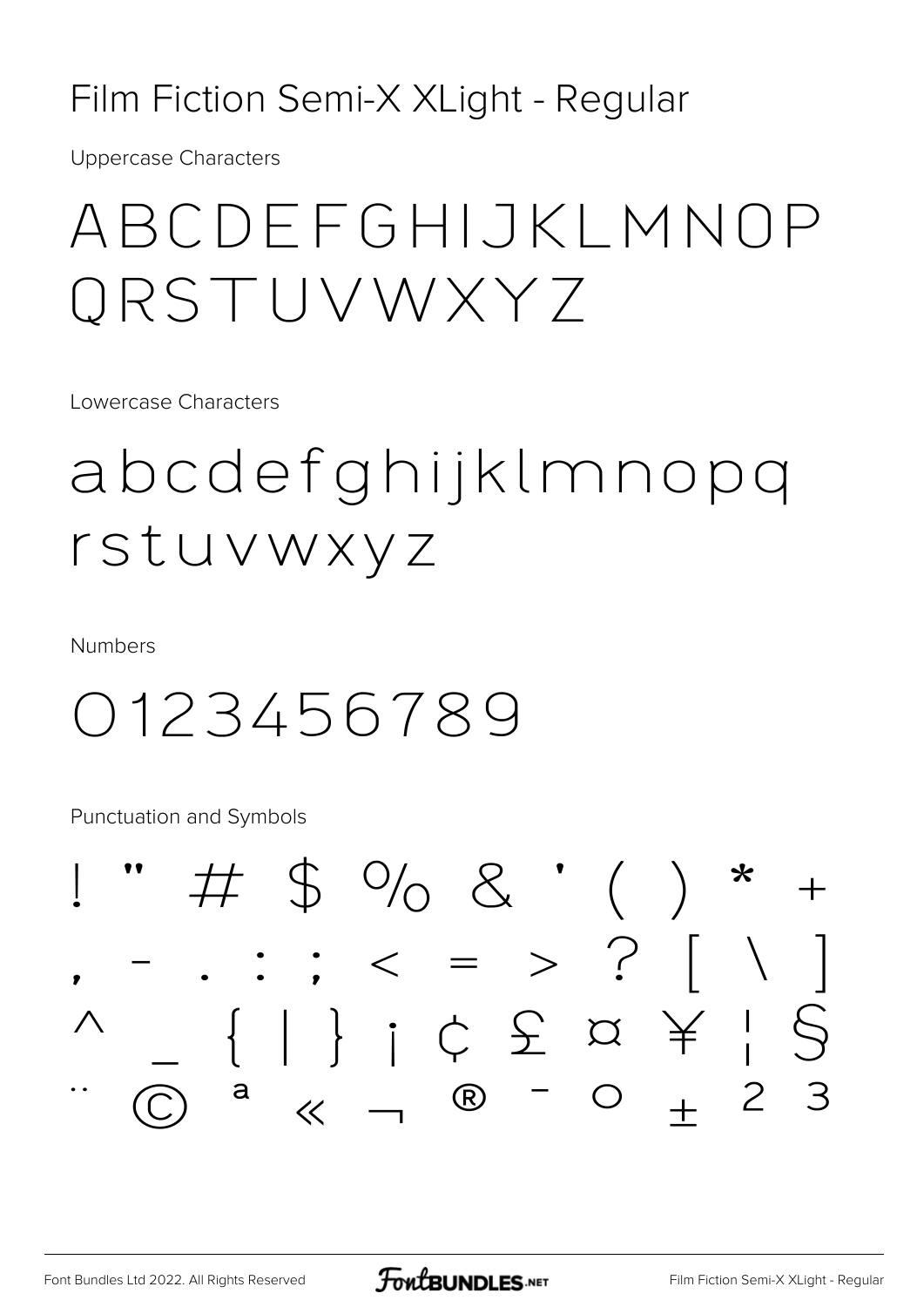# Film Fiction Semi-X XLight - Regular

Uppercase Characters

ABCDEFGHIJKLMNOP
QRSTUVWXYZ

Lowercase Characters

abcdefghijklmnopq
rstuvwxyz

Numbers

0123456789

Punctuation and Symbols

! " # $ % & ' ( ) * +
, - . : ; < = > ? [ \ ]
^ _ { | } ¡ ¢ £ ¤ ¥ ¦ §
¨ © ª « ¬ ® ¯ ° ± ² ³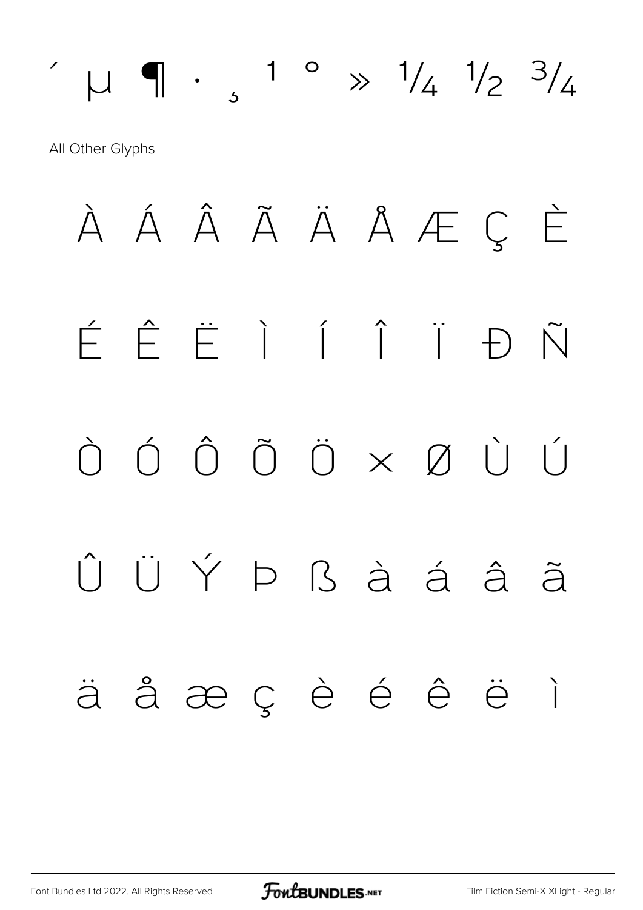´ µ ¶ · ¸ ¹ º » ¼ ½ ¾

All Other Glyphs

À Á Â Ã Ä Å Æ Ç È

É Ê Ë Ì Í Î Ï Ð Ñ

Ò Ó Ô Õ Ö × Ø Ù Ú

Û Ü Ý Þ ß à á â ã

ä å æ ç è é ê ë ì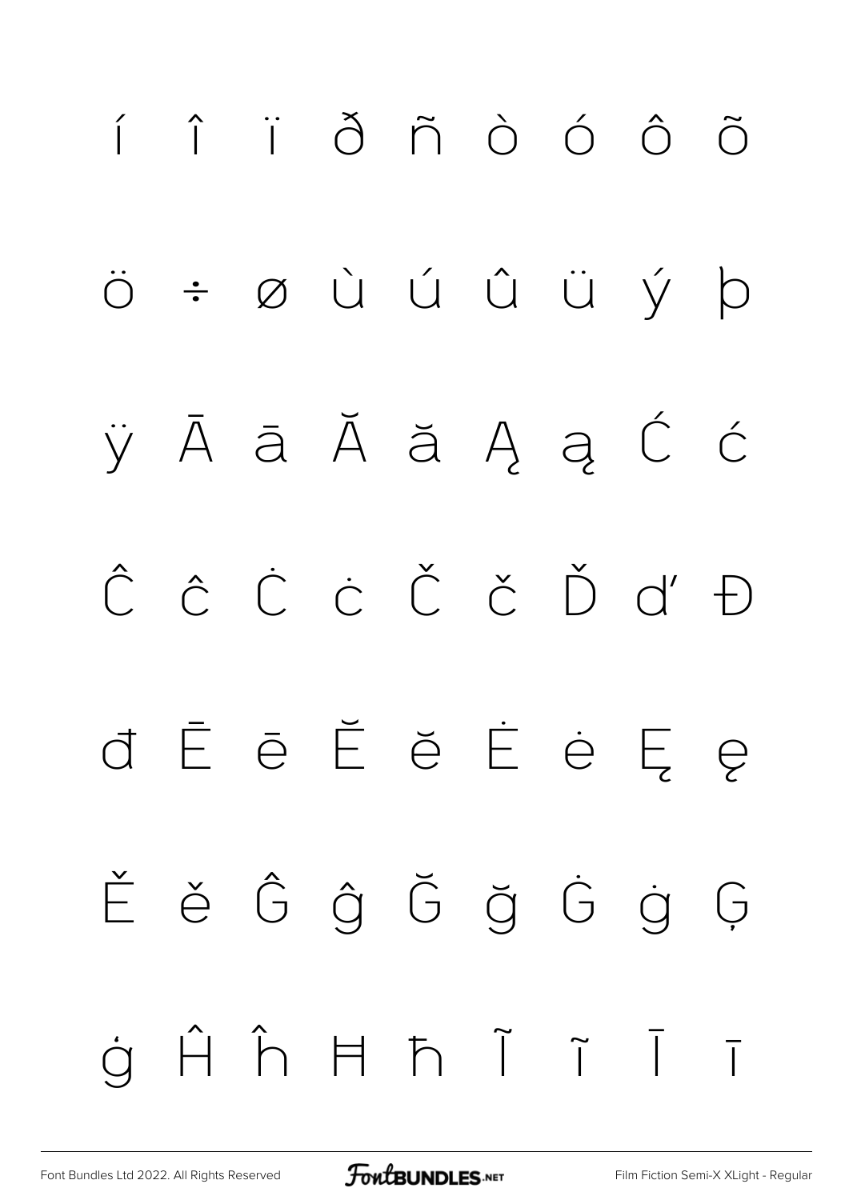í î ï ð ñ ò ó ô õ

ö ÷ ø ù ú û ü ý þ

ÿ Ā ā Ă ă Ą ą Ć ć

Ĉ ĉ Ċ ċ Č č Ď ď Đ

đ Ē ē Ĕ ĕ Ė ė Ę ę

Ě ě Ĝ ĝ Ğ ğ Ġ ġ Ģ

ģ Ĥ ĥ Ħ ħ Ĩ ĩ Ī ī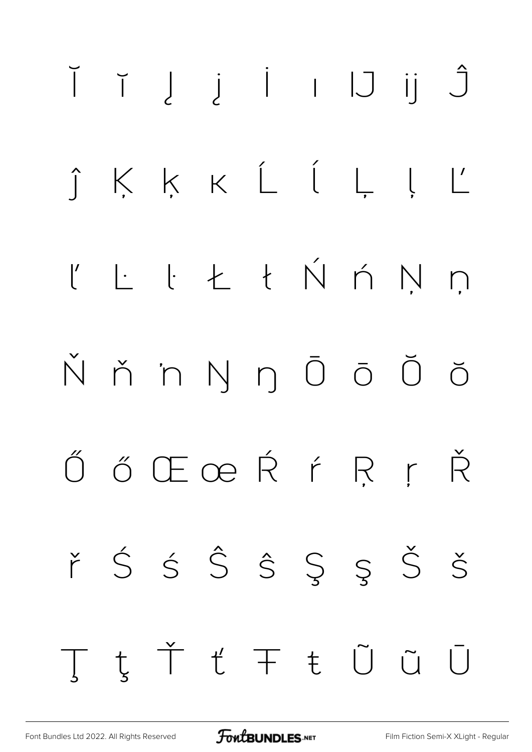Ĭ ĭ Ĵ ĵ İ ı Ĳ ĳ Ĵ

ĵ Ķ ķ ĸ Ĺ ĺ Ļ ļ Ľ

ľ Ŀ ŀ Ł ł Ń ń Ņ ņ

Ň ň ŉ Ŋ ŋ Ō ō Ŏ ŏ

Ő ő Œ œ Ŕ ŕ Ŗ ŗ Ř

ř Ś ś Ŝ ŝ Ş ş Š š

Ţ ţ Ť ť Ŧ ŧ Ũ ũ Ū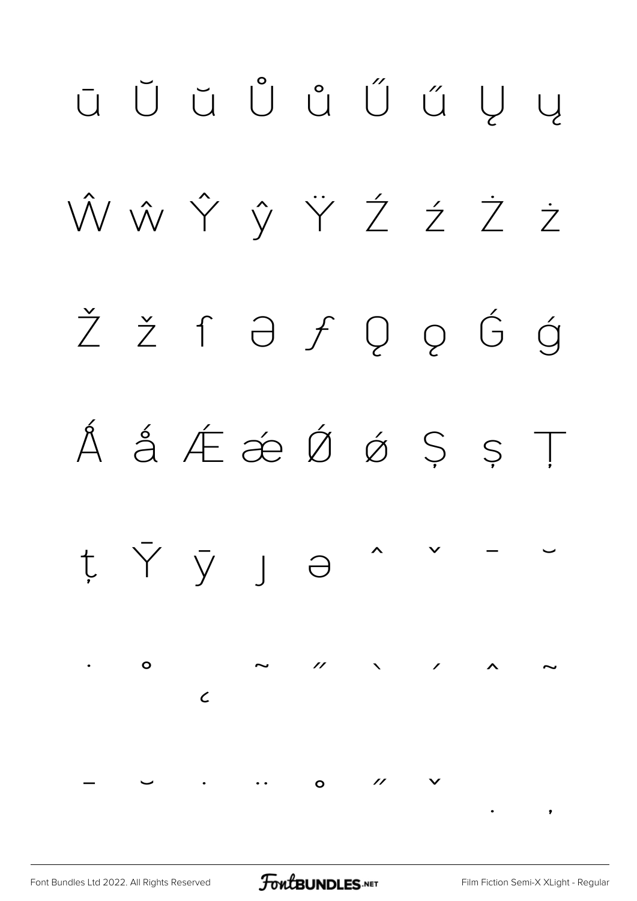ū Ŭ ŭ Ů ů Ű ű Ų ų

Ŵ ŵ Ŷ ŷ Ÿ Ź ź Ż ż

Ž ž ſ Ə ƒ Ǫ ǫ Ǵ ǵ

Ǻ ǻ Ǽ ǽ Ǿ ǿ Ș ș Ț

ț Ȳ ȳ ȷ ə ˆ ˇ ˉ ˘

˙ ˚ ˛ ˜ ˝ ˋ ˊ ˆ ˜

̄ ̆ ̇ ̈ ̊ ̋ ̌ ̣ ̦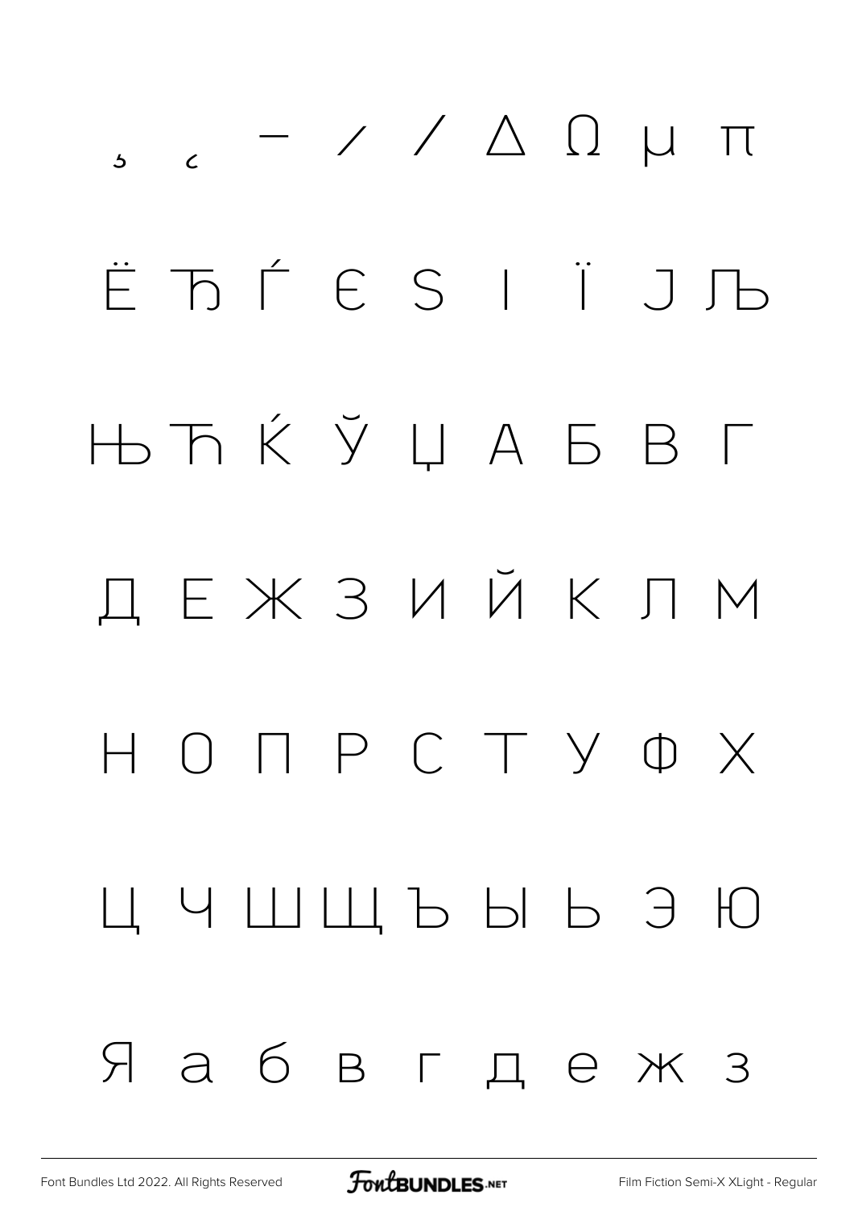˛ ˛ ‒ ⁄ ∕ ∆ Ω µ π

Ё Ђ Ѓ Є Ѕ І Ї Ј Љ

Њ Ћ Ќ Ў Џ А Б В Г

Д Е Ж З И Й К Л М

Н О П Р С Т У Ф Х

Ц Ч Ш Щ Ъ Ы Ь Э Ю

Я а б в г д е ж з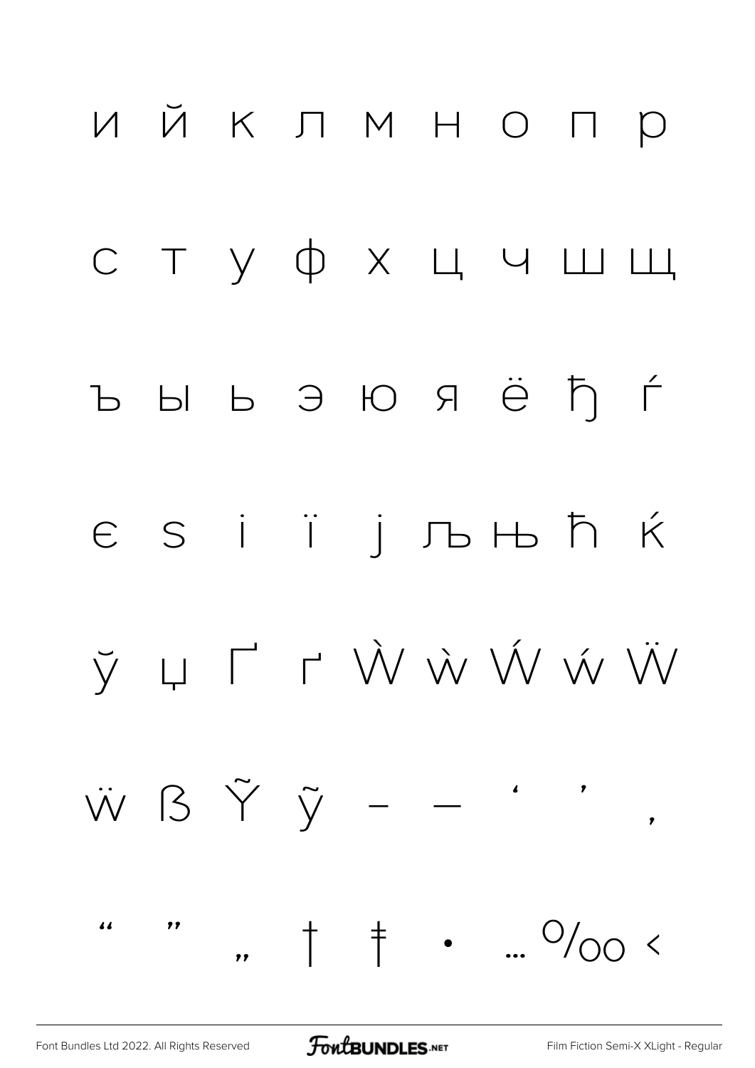и й к л м н о п р

с т у ф х ц ч ш щ

ъ ы ь э ю я ё ђ ѓ

є ѕ і ї ј љ њ ћ ќ

ў џ Ґ ґ Ẁ ẁ Ẃ ẃ Ẅ

ẅ ẞ Ỹ ỹ – — ‘ ’ ‚

“ ” „ † ‡ • … ‰ ‹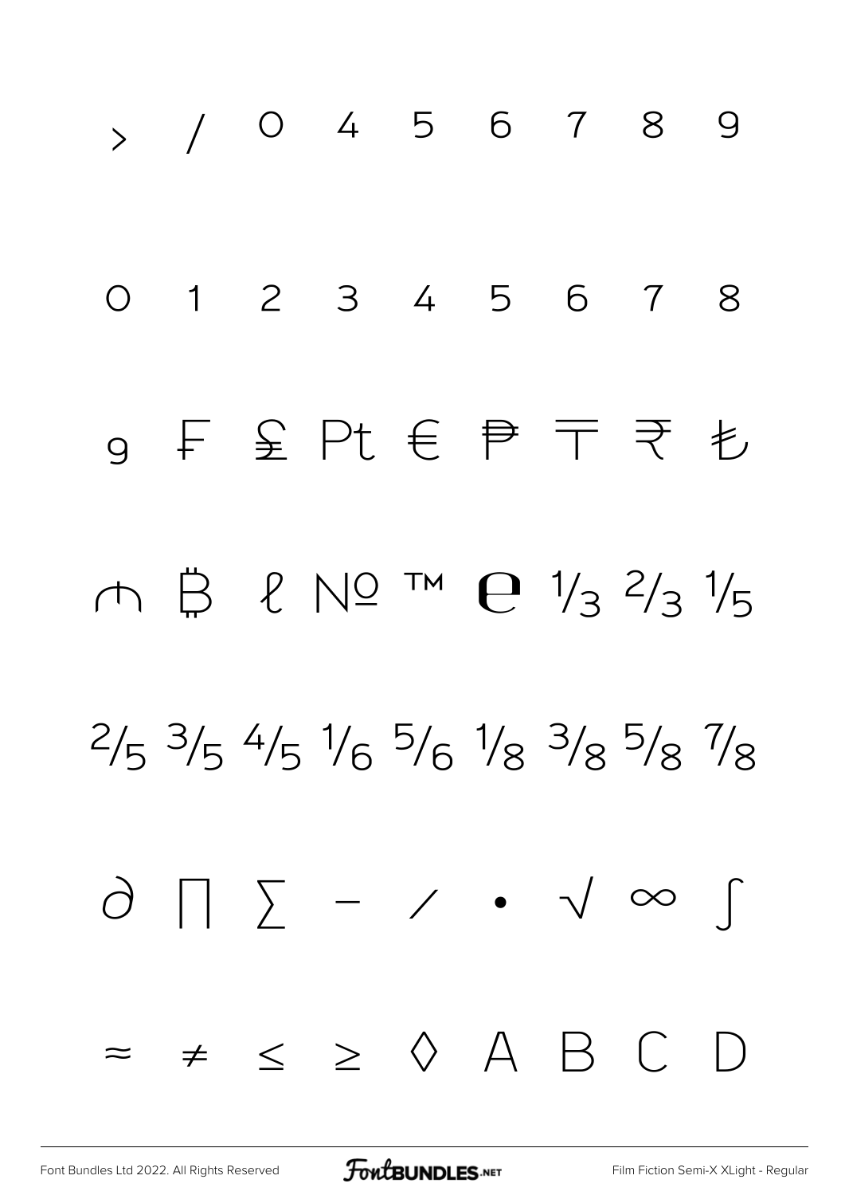› / 0 4 5 6 7 8 9

0 1 2 3 4 5 6 7 8

9 ₣ ₤ ₧ € ₱ ₸ ₹ ₺

₼ ₿ ℓ № ™ ℮ ⅓ ⅔ ⅕

⅖ ⅗ ⅘ ⅙ ⅚ ⅛ ⅜ ⅝ ⅞

∂ ∏ ∑ − ∕ • √ ∞ ∫

≈ ≠ ≤ ≥ ◊ A B C D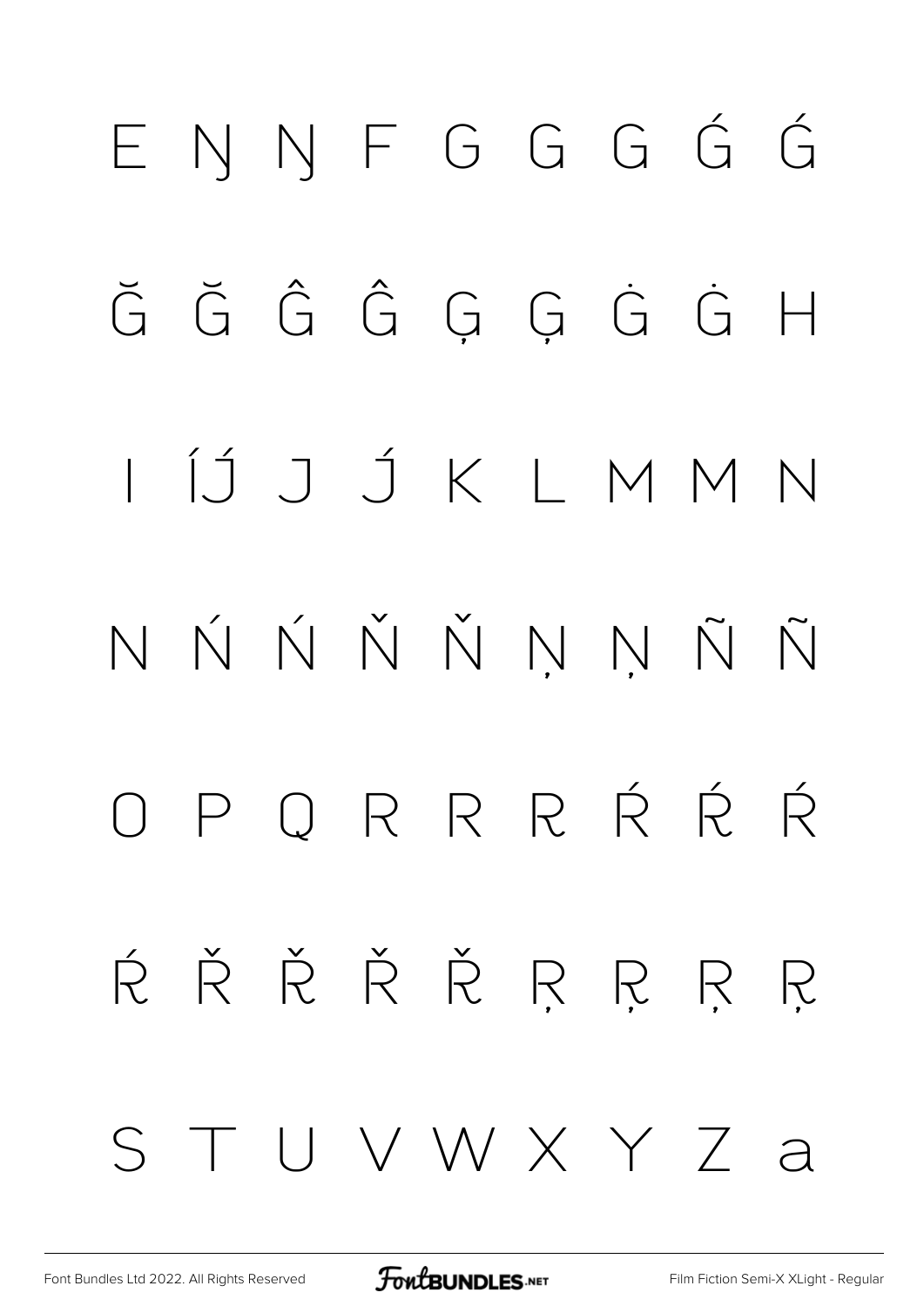E Ŋ Ŋ F G G G Ǵ Ǵ

Ğ Ğ Ĝ Ĝ Ģ Ģ Ġ Ġ H

I ÍJ́ J J́ K L M M N

N Ń Ń Ň Ň Ņ Ņ Ñ Ñ

O P Q R R R Ŕ Ŕ Ŕ

Ŕ Ř Ř Ř Ř Ŗ Ŗ Ŗ Ŗ

S T U V W X Y Z a

Font Bundles Ltd 2022. All Rights Reserved

Film Fiction Semi-X XLight - Regular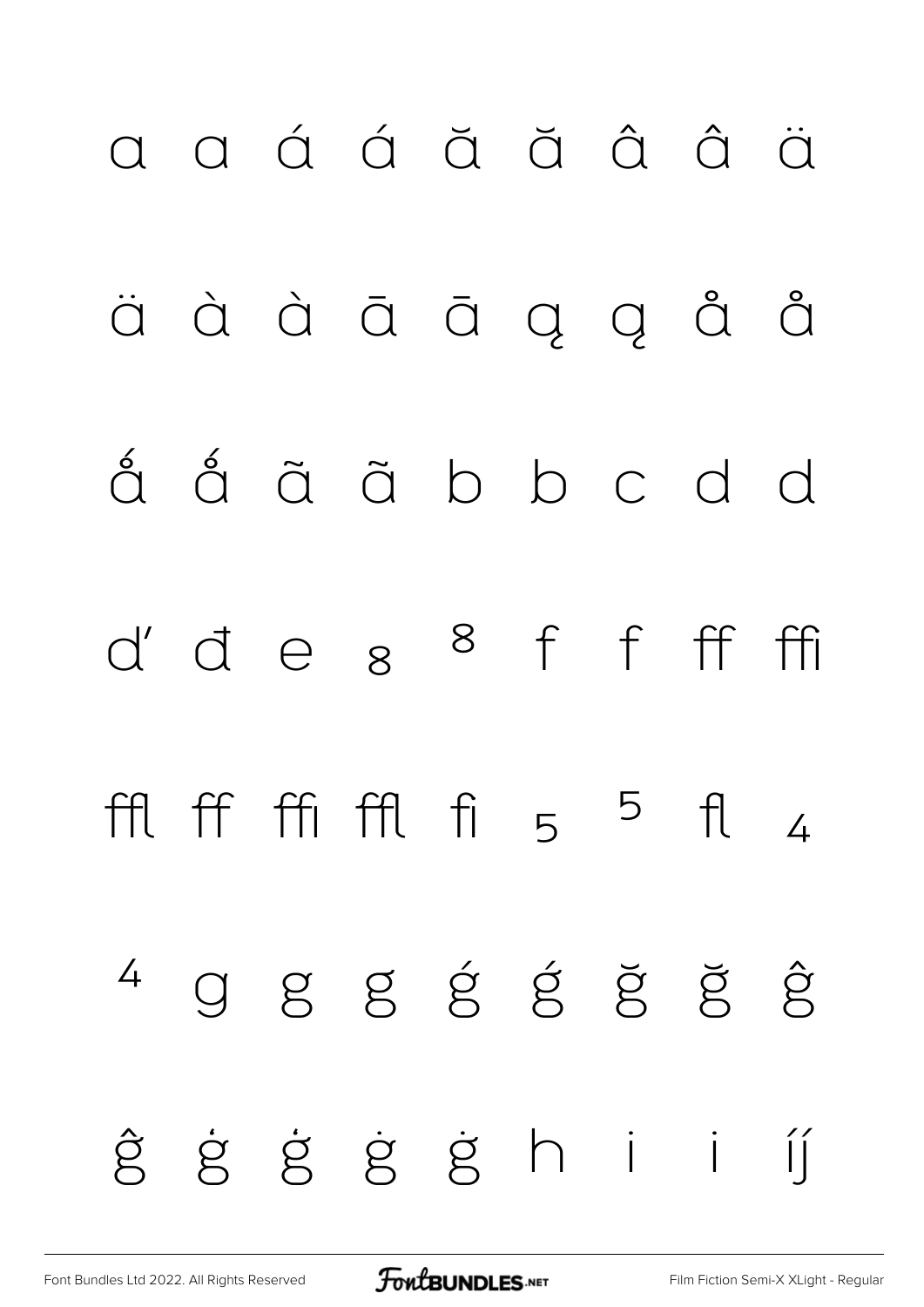ɑ ɑ ά ά ӑ ӑ ɑ̂ ɑ̂ ɑ̈

ɑ̈ ɑ̀ ɑ̀ ɑ̄ ɑ̄ ą ą ɑ̊ ɑ̊

ǻ ǻ ɑ̃ ɑ̃ b b c d d

d' đ e ₈ ⁸ f f ff ffi

ffl ff ffi ffl fi ₅ ⁵ fl ₄

⁴ g g g ǵ ǵ ğ ğ ĝ

ĝ ģ ģ ġ ġ h i i íj́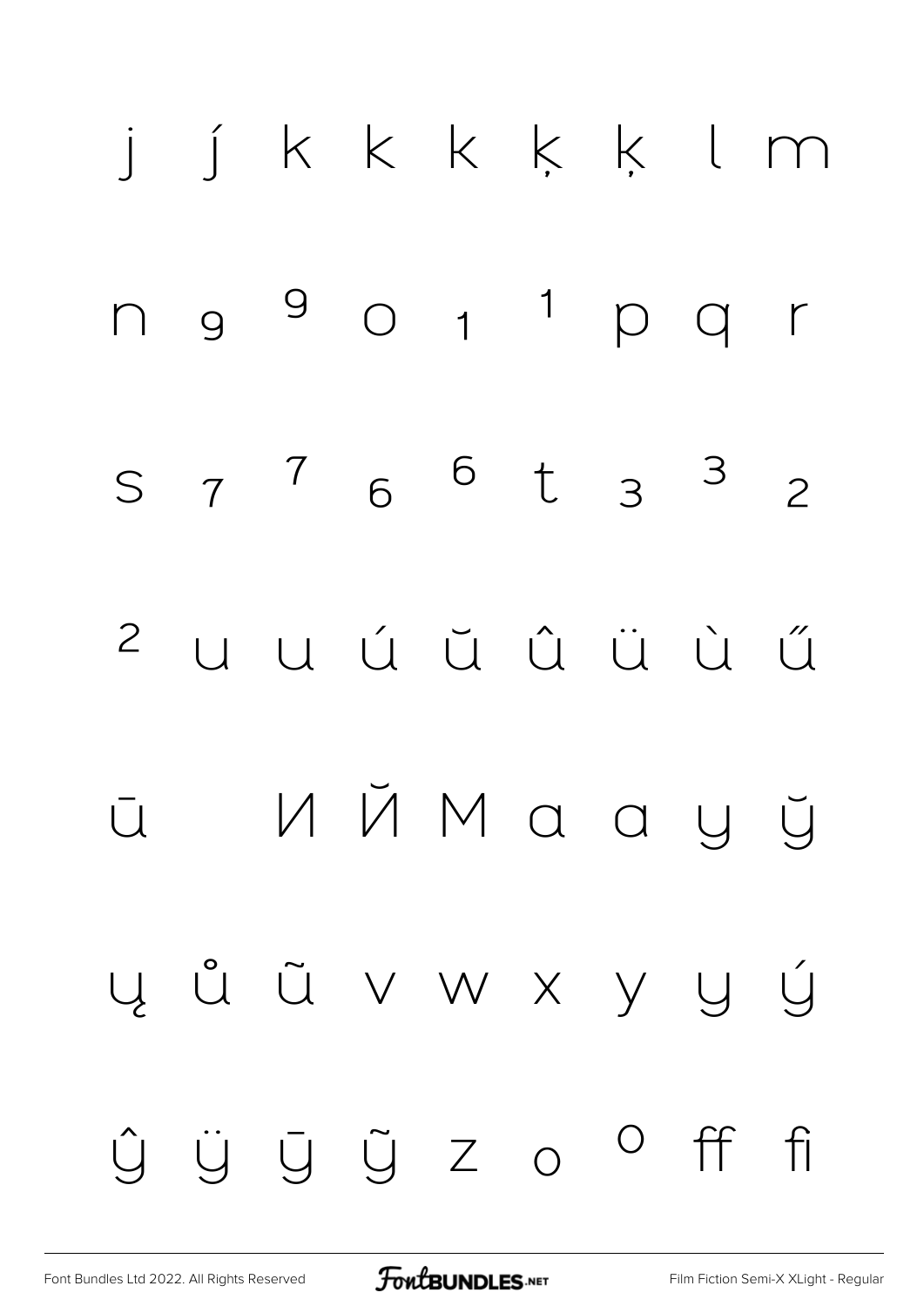j ĵ k k k ķ ķ l m

n ₉ ⁹ o ₁ ¹ p q r

s ₇ ⁷ ₆ ⁶ t ₃ ³ ₂

² u u ú ŭ û ü ù ű

ū   И Й M ɑ ɑ y ў

ų ů ũ v w x y y ý

ŷ ÿ ȳ ỹ z ₀ ⁰ ﬀ ﬁ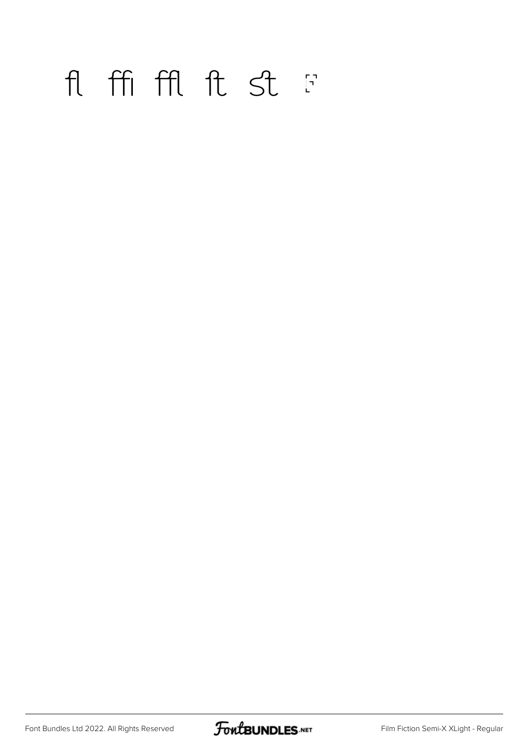ﬂ ﬃ ﬄ ﬅ ﬆ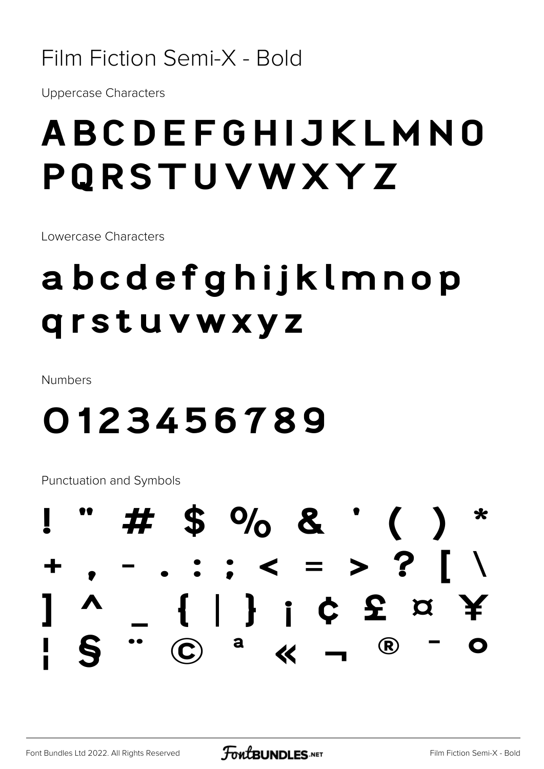# Film Fiction Semi-X - Bold

Uppercase Characters

## ABCDEFGHIJKLMNO PQRSTUVWXYZ

Lowercase Characters

## abcdefghijklmnop qrstuvwxyz

Numbers

## 0123456789

Punctuation and Symbols

## ! " # $ % & ' ( ) * + , - . : ; < = > ? [ \ ] ^ _ { | } ¡ ¢ £ ¤ ¥ ¦ § ¨ © ª « ¬ ® ¯ °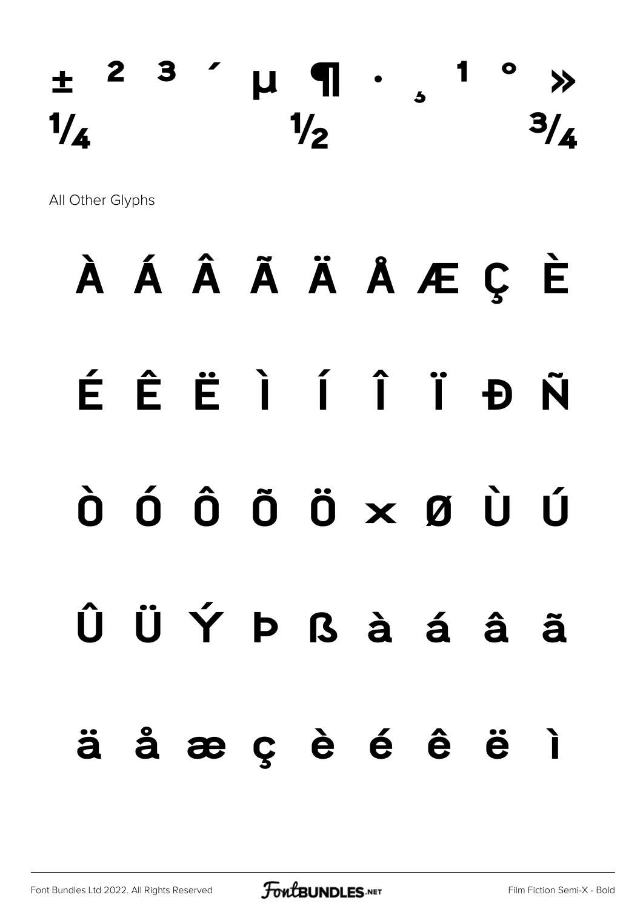± ² ³ ´ µ ¶ · ¸ ¹ ° »
¼ ½ ¾

All Other Glyphs

À Á Â Ã Ä Å Æ Ç È

É Ê Ë Ì Í Î Ï Ð Ñ

Ò Ó Ô Õ Ö × Ø Ù Ú

Û Ü Ý Þ ß à á â ã

ä å æ ç è é ê ë ì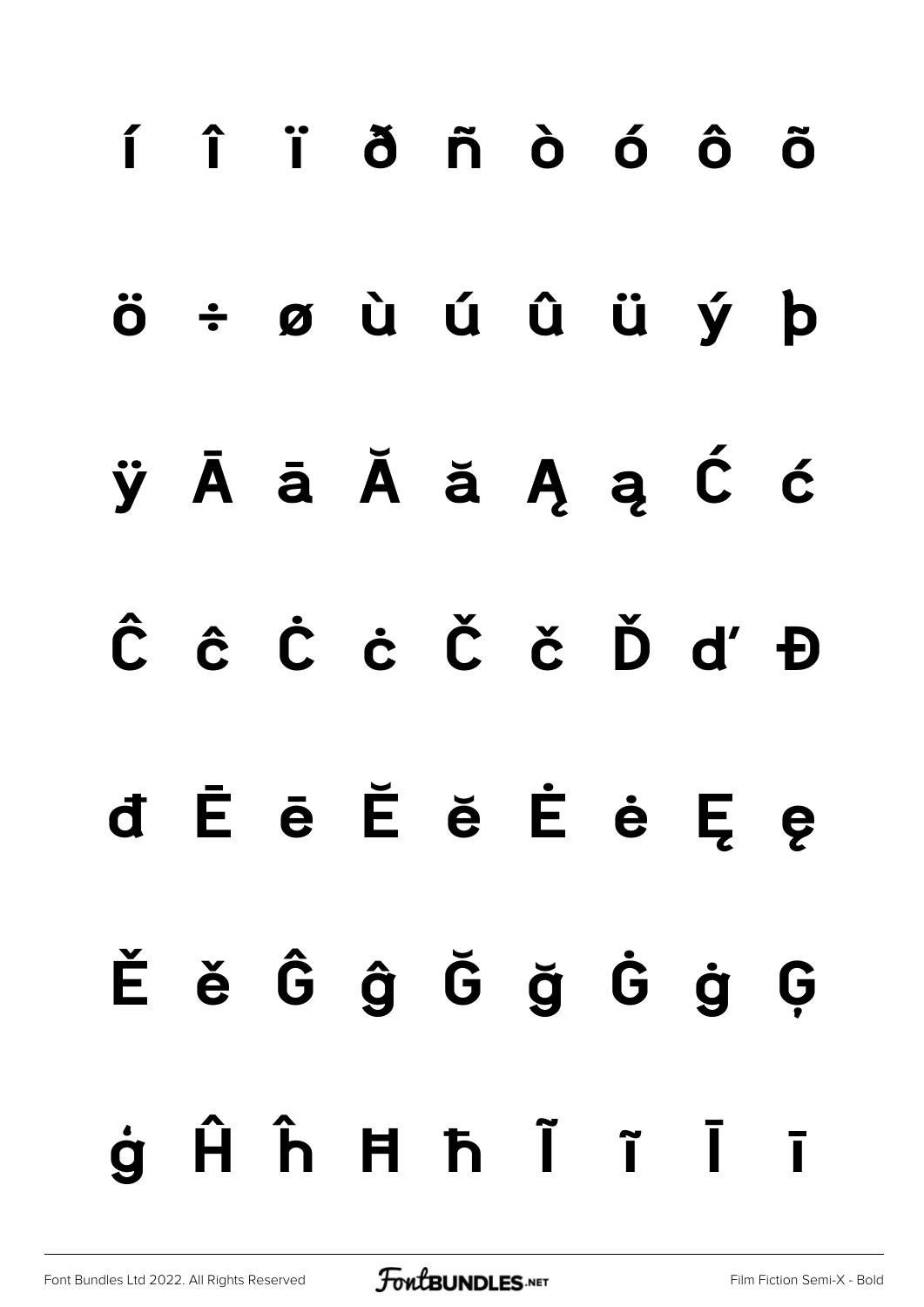í î ï ð ñ ò ó ô õ

ö ÷ ø ù ú û ü ý þ

ÿ Ā ā Ă ă Ą ą Ć ć

Ĉ ĉ Ċ ċ Č č Ď ď Đ

đ Ē ē Ĕ ĕ Ė ė Ę ę

Ě ě Ĝ ĝ Ğ ğ Ġ ġ Ģ

ģ Ĥ ĥ Ħ ħ Ĩ ĩ Ī ī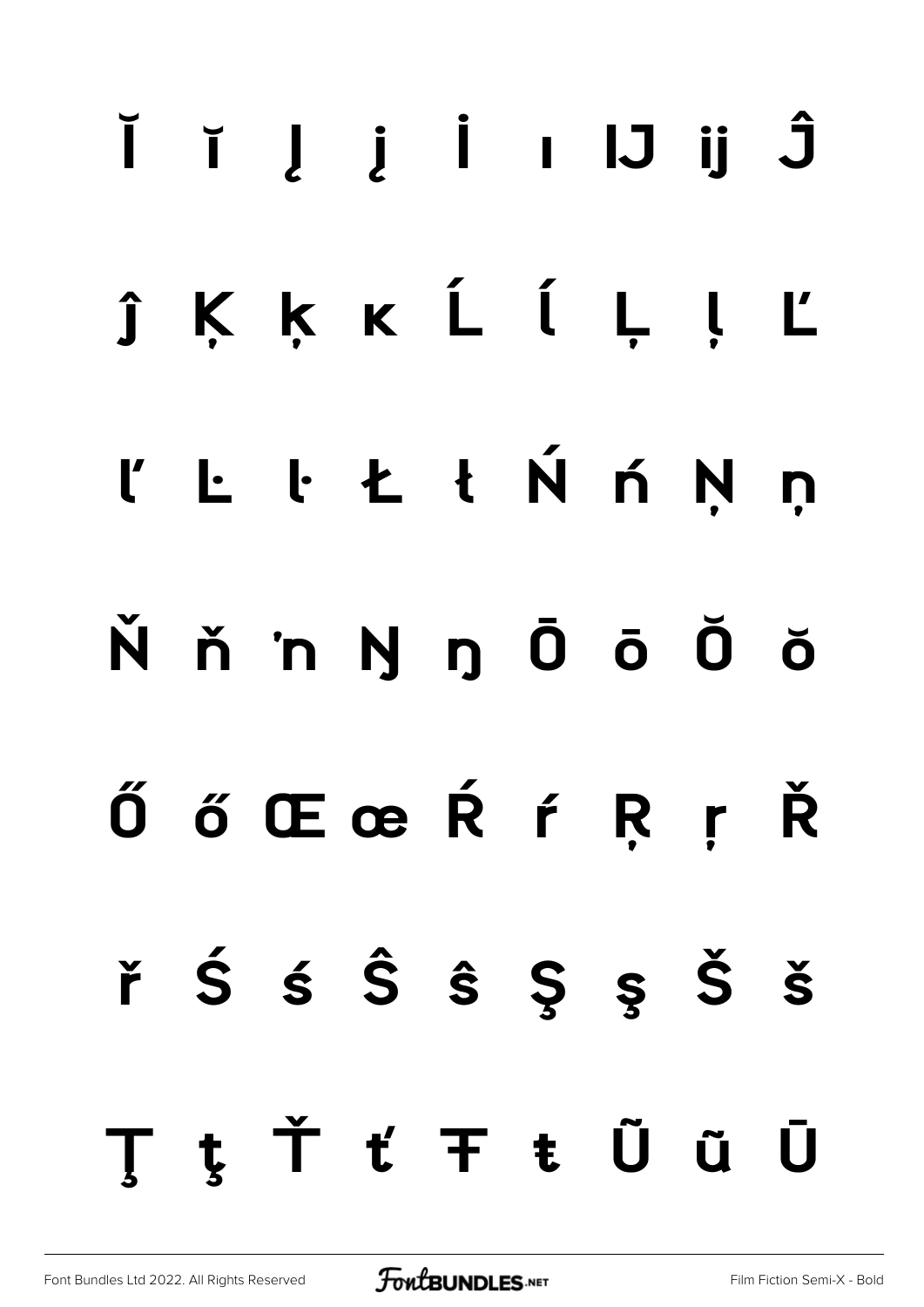Ĭ ĭ Į į İ ı Ĳ ĳ Ĵ

ĵ Ķ ķ ĸ Ĺ ĺ Ļ ļ Ľ

ľ Ŀ ŀ Ł ł Ń ń Ņ ņ

Ň ň ŉ Ŋ ŋ Ō ō Ŏ ŏ

Ő ő Œ œ Ŕ ŕ Ŗ ŗ Ř

ř Ś ś Ŝ ŝ Ş ş Š š

Ţ ţ Ť ť Ŧ ŧ Ũ ũ Ū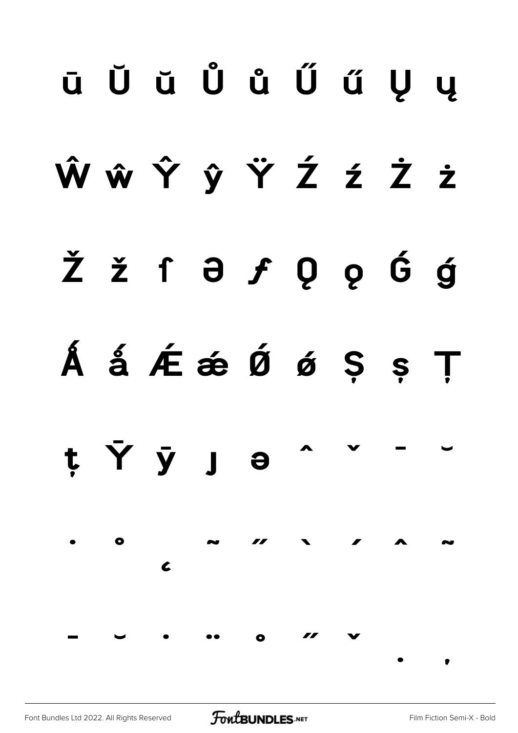ū Ŭ ŭ Ů ů Ű ű Ų ų

Ŵ ŵ Ŷ ŷ Ÿ Ź ź Ż ż

Ž ž ſ Ə ƒ Ǫ ǫ Ǵ ǵ

Ǻ ǻ Ǽ ǽ Ǿ ǿ Ș ș Ț

ț Ȳ ȳ ȷ ə ˆ ˇ ˉ ˘

˙ ˚ ˛ ˜ ˝ ˋ ˊ ̂ ̃

̄ ̆ ̇ ̈ ̊ ̋ ̌ ̣ ̦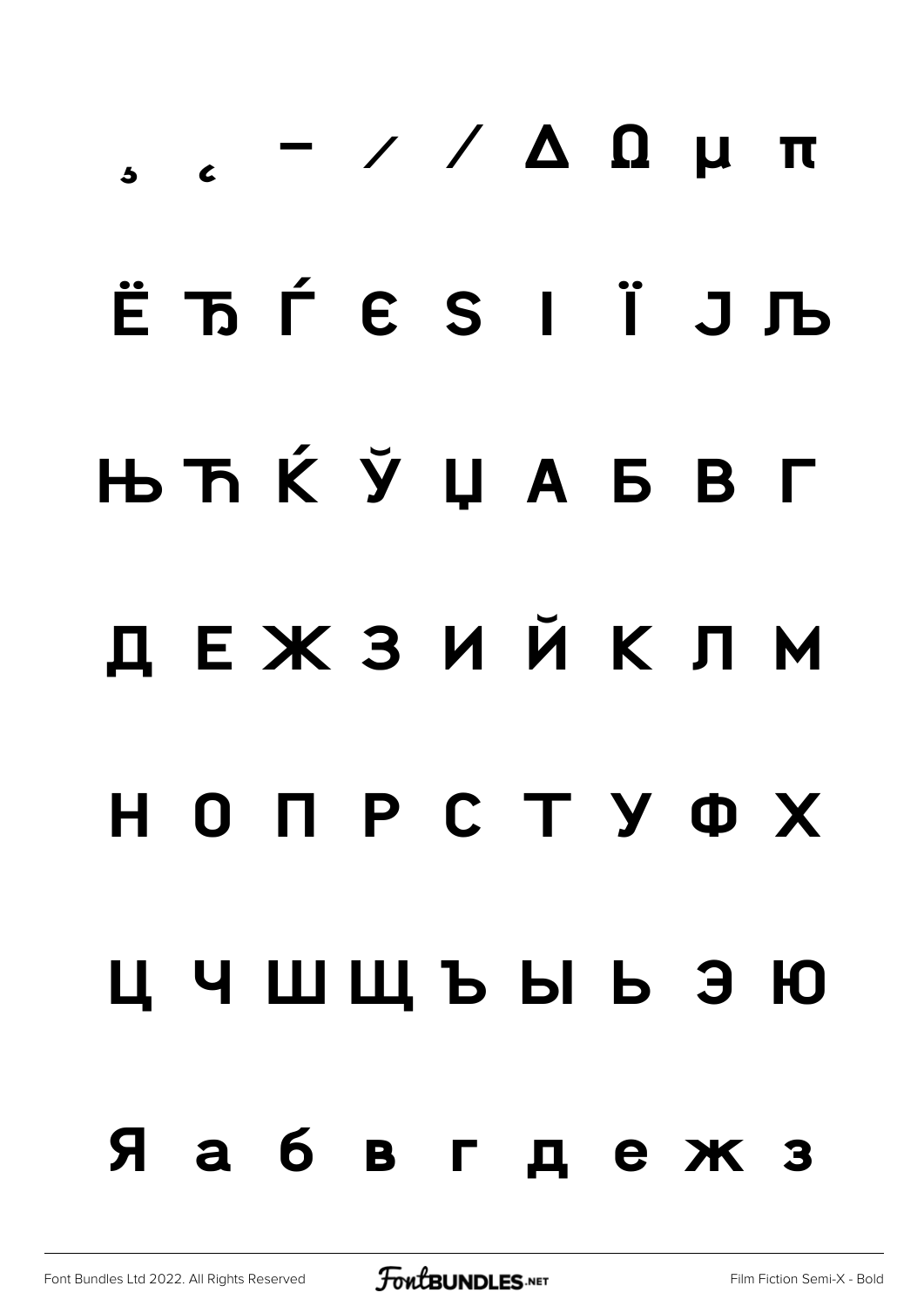˛ ˓ – ⁄ ∕ ∆ Ω µ π

Ё Ђ Ѓ Є Ѕ І Ї Ј Љ

Њ Ћ Ќ Ў Џ А Б В Г

Д Е Ж З И Й К Л М

Н О П Р С Т У Ф Х

Ц Ч Ш Щ Ъ Ы Ь Э Ю

Я а б в г д е ж з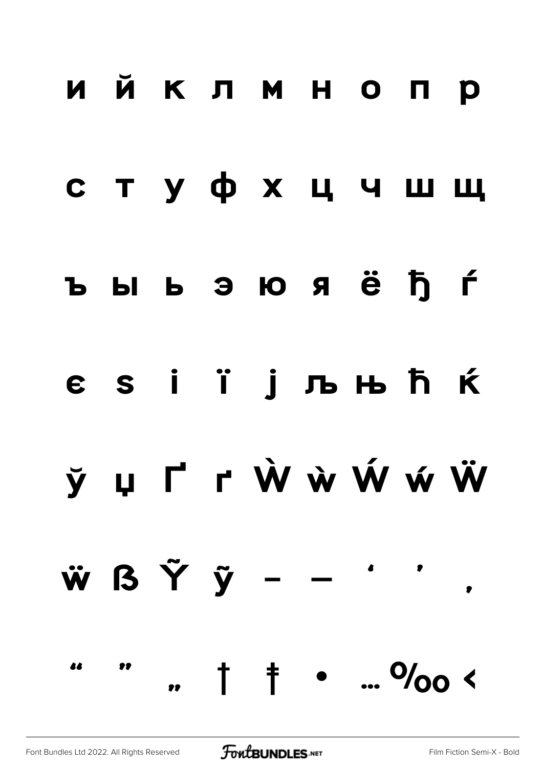и й к л м н о п р

с т у ф х ц ч ш щ

ъ ы ь э ю я ё ђ ѓ

є ѕ і ї ј љ њ ћ ќ

ў џ Ґ ґ Ẁ ẁ Ẃ ẃ Ẅ

ẅ ẞ Ỹ ỹ – — ‘ ’ ‚

“ ” „ † ‡ • … ‰ ‹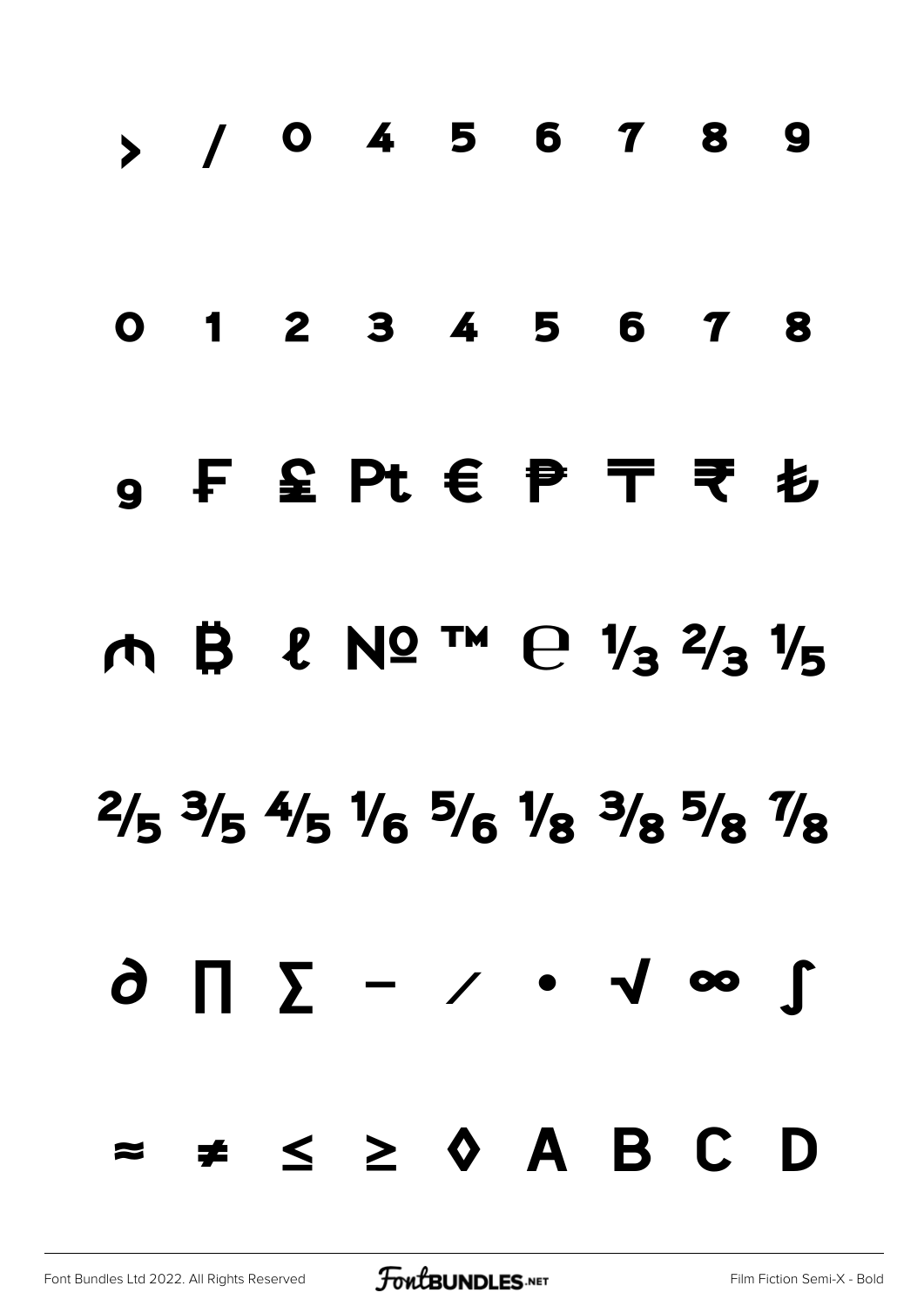› / ⁰ ⁴ ⁵ ⁶ ⁷ ⁸ ⁹

₀ ₁ ₂ ₃ ₄ ₅ ₆ ₇ ₈

₉ ₣ ₤ ₧ € ₱ ₸ ₹ ₺

₼ ₿ ℓ № ™ ℮ ⅓ ⅔ ⅕

⅖ ⅗ ⅘ ⅙ ⅚ ⅛ ⅜ ⅝ ⅞

∂ ∏ ∑ − ∕ ∙ √ ∞ ∫

≈ ≠ ≤ ≥ ◊ A B C D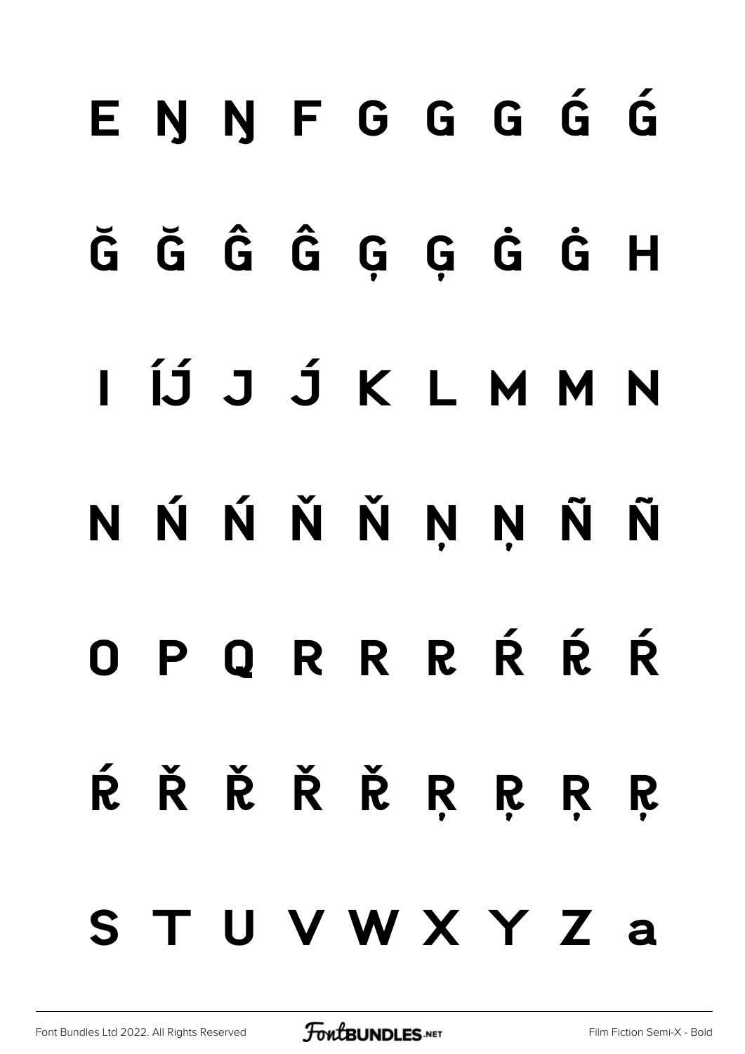E Ŋ Ŋ F G G G Ǵ Ǵ

Ğ Ğ Ĝ Ĝ Ģ Ģ Ġ Ġ H

I ÍJ J J́ K L M M N

N Ń Ń Ň Ň Ņ Ņ Ñ Ñ

O P Q R R R Ŕ Ŕ Ŕ

Ŕ Ř Ř Ř Ř Ŗ Ŗ Ŗ Ŗ

S T U V W X Y Z a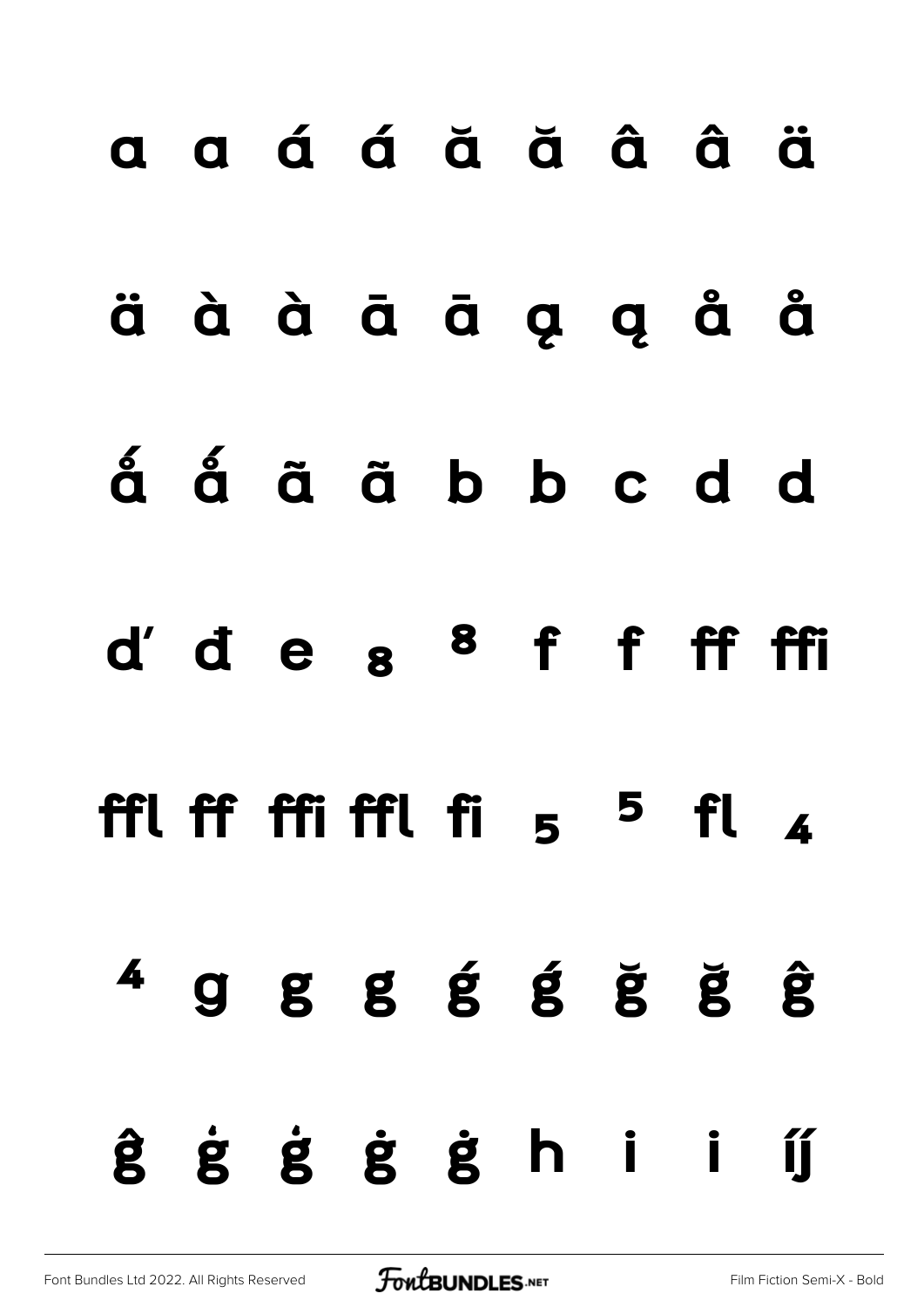a a á á ă ă â â ä

ä à à ā ā ą ą å å

ǻ ǻ ã ã b b c d d

ď đ e ₈ ⁸ f f ff ffi

ffl ff ffi ffl fi ₅ ⁵ fl ₄

⁴ g g g ǵ ǵ ğ ğ ĝ

ĝ ģ ģ ġ ġ h i i íj́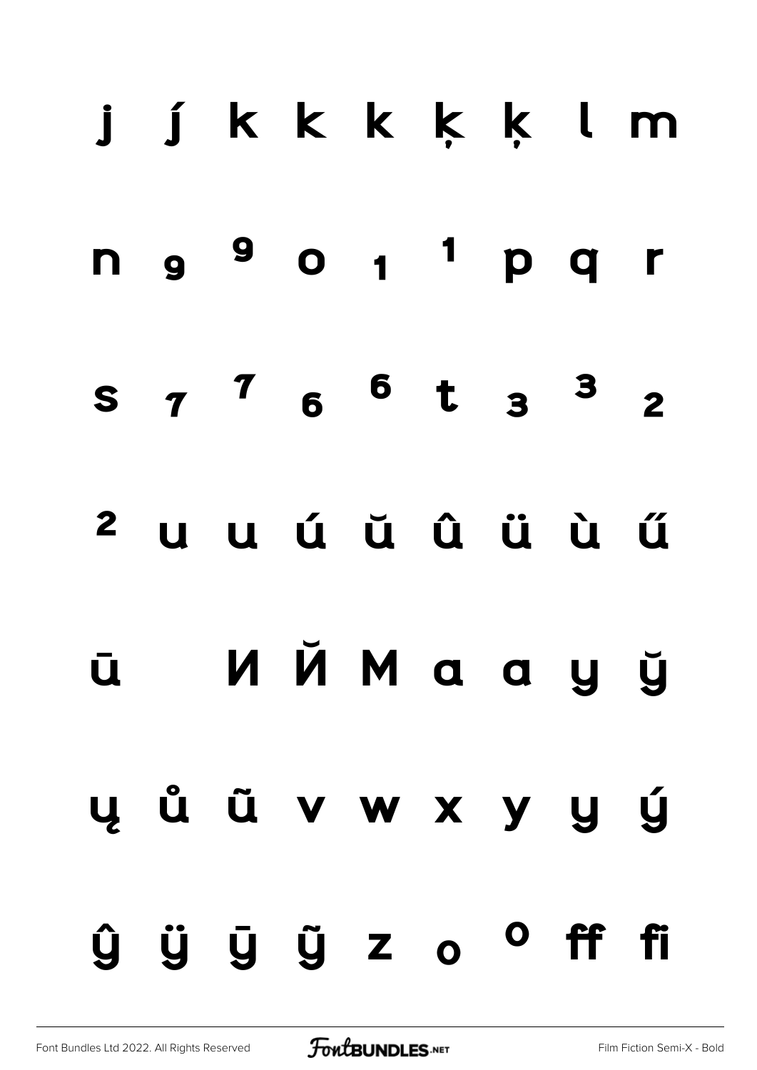j ĵ k k k ķ ķ l m

n ₉ ⁹ o ₁ ¹ p q r

s ₇ ⁷ ₆ ⁶ t ₃ ³ ₂

² u u ú ŭ û ü ù ű

ū И Й M ɑ ɑ y ў

ų ů ũ v w x y y ý

ŷ ÿ ȳ ỹ z ₒ ᵒ ﬀ ﬁ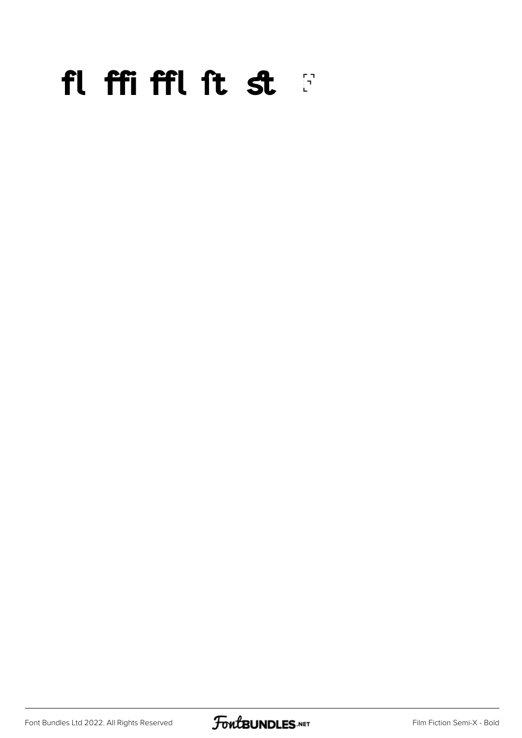fl ffi ffl ft st ⛶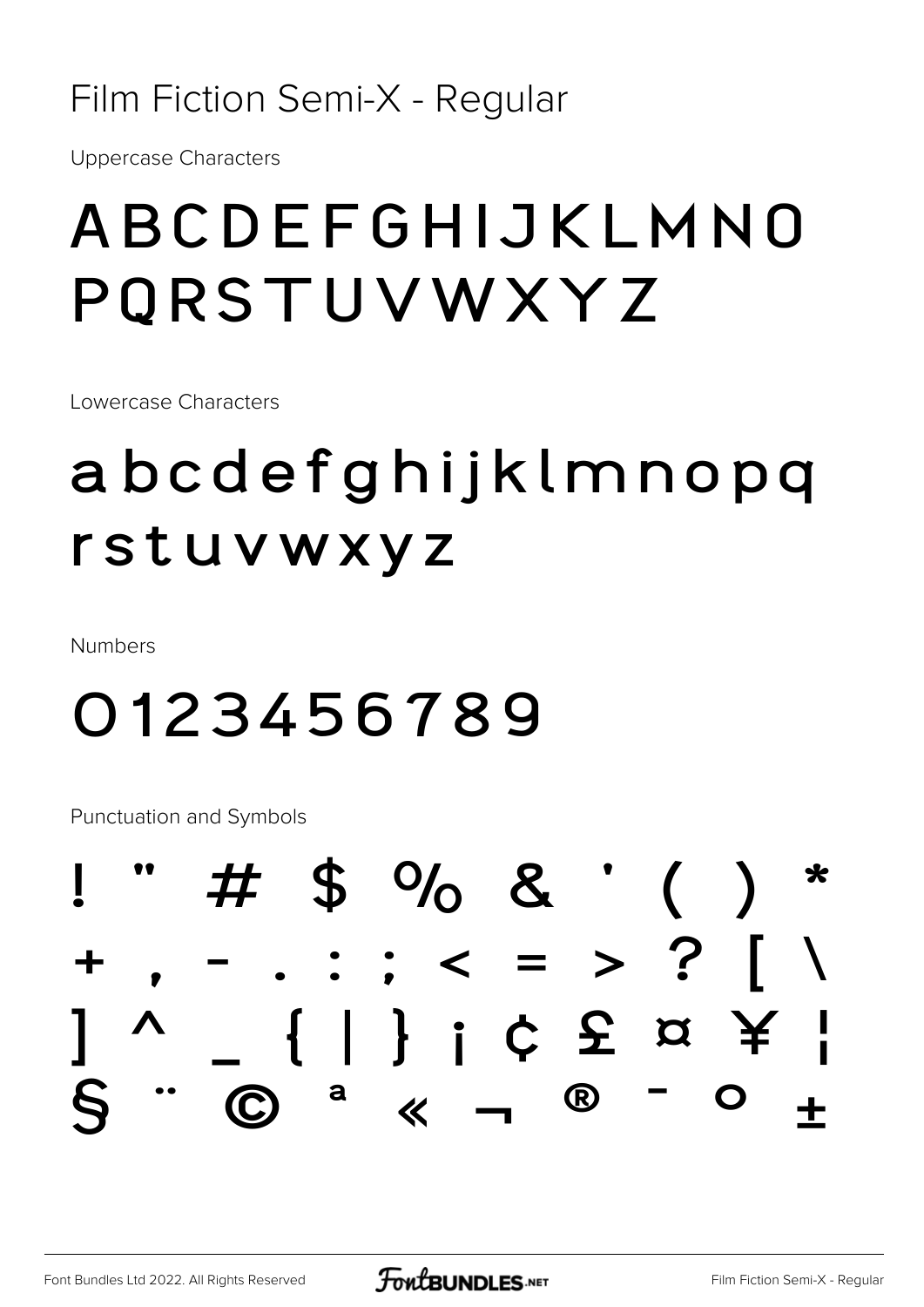# Film Fiction Semi-X - Regular

Uppercase Characters

ABCDEFGHIJKLMNO
PQRSTUVWXYZ

Lowercase Characters

abcdefghijklmnopq
rstuvwxyz

Numbers

0123456789

Punctuation and Symbols

! " # $ % & ' ( ) *
+ , - . : ; < = > ? [ \
] ^ _ { | } ¡ ¢ £ ¤ ¥ ¦
§ ¨ © ª « ¬ ® ¯ ° ±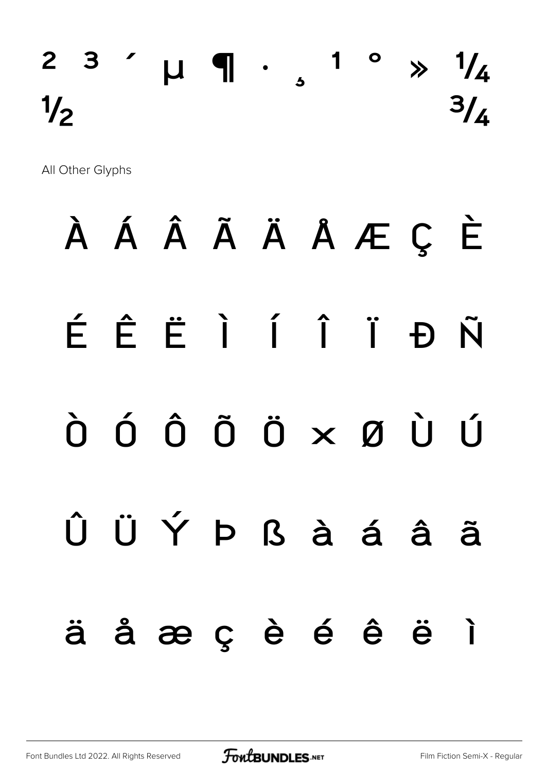² ³ ´ µ ¶ · ¸ ¹ º » ¼
½ ¾

All Other Glyphs

À Á Â Ã Ä Å Æ Ç È

É Ê Ë Ì Í Î Ï Ð Ñ

Ò Ó Ô Õ Ö × Ø Ù Ú

Û Ü Ý Þ ß à á â ã

ä å æ ç è é ê ë ì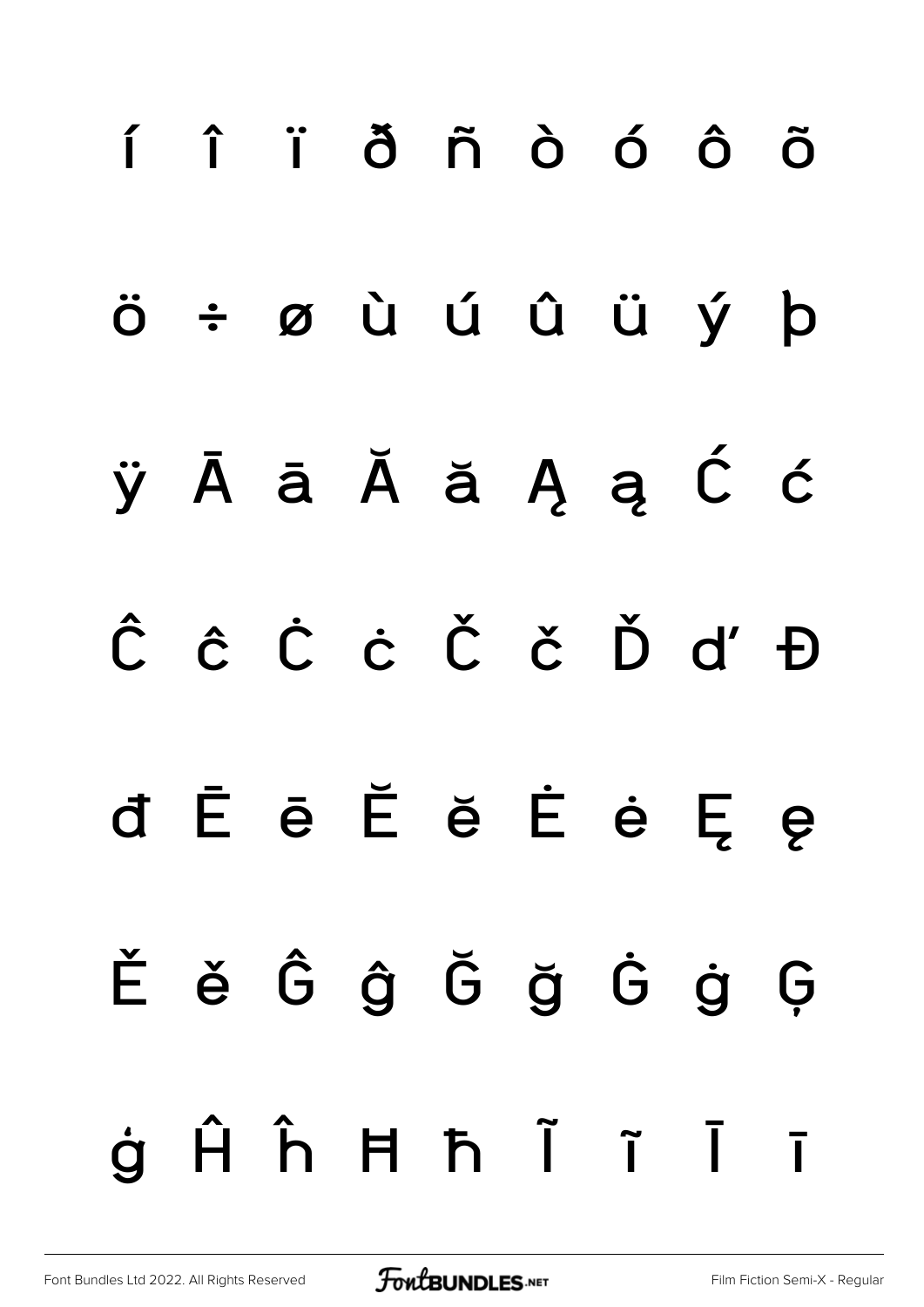í î ï ð ñ ò ó ô õ

ö ÷ ø ù ú û ü ý þ

ÿ Ā ā Ă ă Ą ą Ć ć

Ĉ ĉ Ċ ċ Č č Ď ď Đ

đ Ē ē Ĕ ĕ Ė ė Ę ę

Ě ě Ĝ ĝ Ğ ğ Ġ ġ Ģ

ģ Ĥ ĥ Ħ ħ Ĩ ĩ Ī ī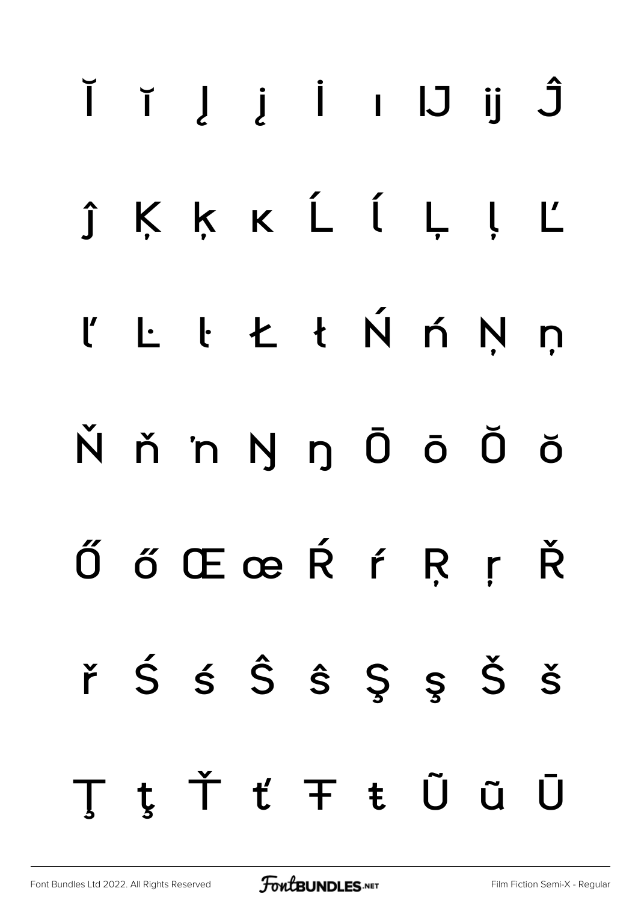Ĭ ĭ Į į İ ı Ĳ ĳ Ĵ

ĵ Ķ ķ ĸ Ĺ ĺ Ļ ļ Ľ

ľ Ŀ ŀ Ł ł Ń ń Ņ ņ

Ň ň ŉ Ŋ ŋ Ō ō Ŏ ŏ

Ő ő Œ œ Ŕ ŕ Ŗ ŗ Ř

ř Ś ś Ŝ ŝ Ş ş Š š

Ţ ţ Ť ť Ŧ ŧ Ũ ũ Ū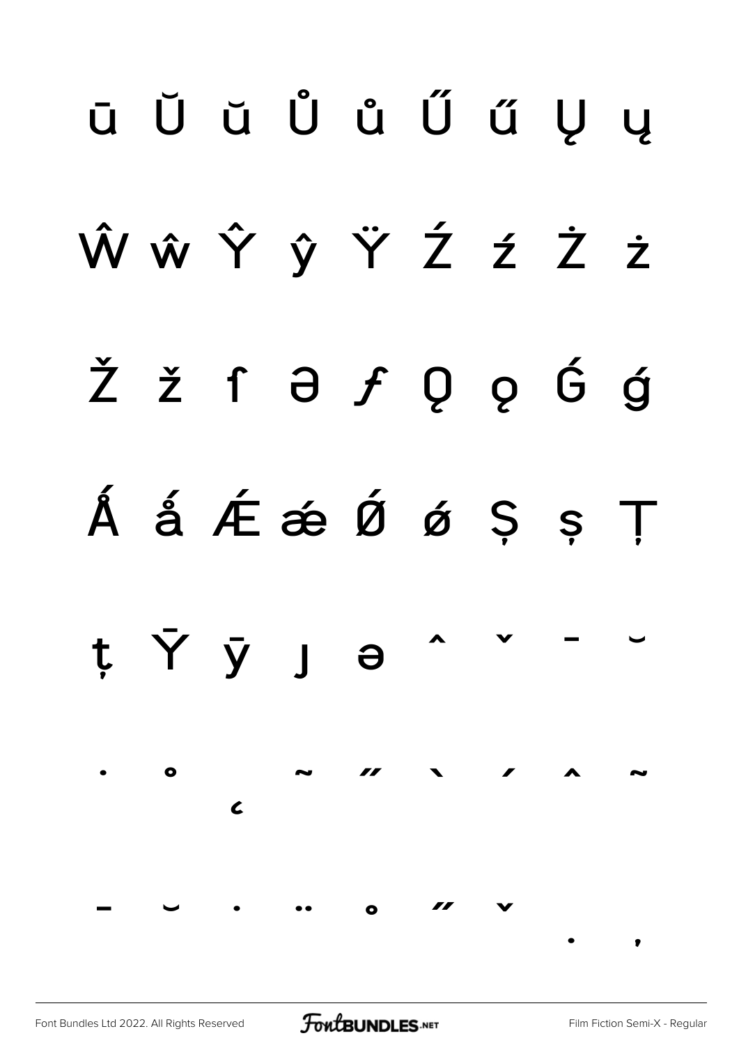ū Ŭ ŭ Ů ů Ű ű Ų ų

Ŵ ŵ Ŷ ŷ Ÿ Ź ź Ż ż

Ž ž ſ Ə ƒ Ǫ ǫ Ǵ ǵ

Ǻ ǻ Ǽ ǽ Ǿ ǿ Ș ș Ț

ț Ȳ ȳ ȷ ə ˆ ˇ ˉ ˘

˙ ˚ ˛ ˜ ˝ ˋ ˊ ˆ ˜

̄ ̆ ̇ ̈ ̊ ̋ ̌ ̣ ̦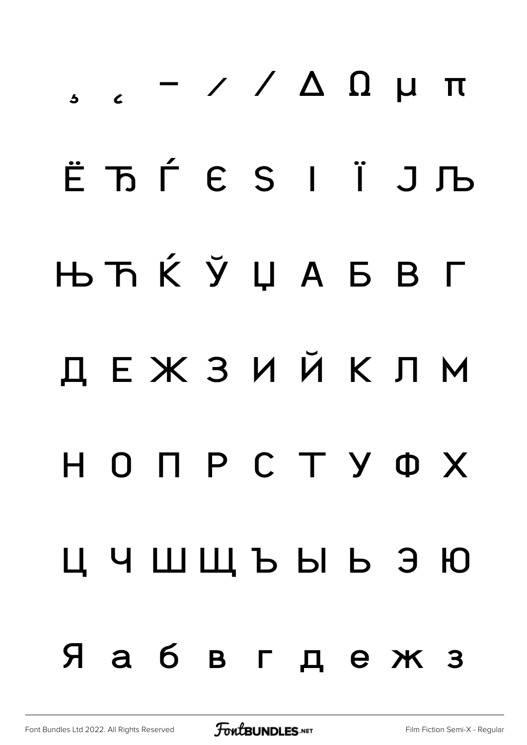˛ ˓ – ⁄ ∕ ∆ Ω µ π

Ё Ђ Ѓ Є Ѕ І Ї Ј Љ

Њ Ћ Ќ Ў Џ А Б В Г

Д Е Ж З И Й К Л М

Н О П Р С Т У Ф Х

Ц Ч Ш Щ Ъ Ы Ь Э Ю

Я а б в г д е ж з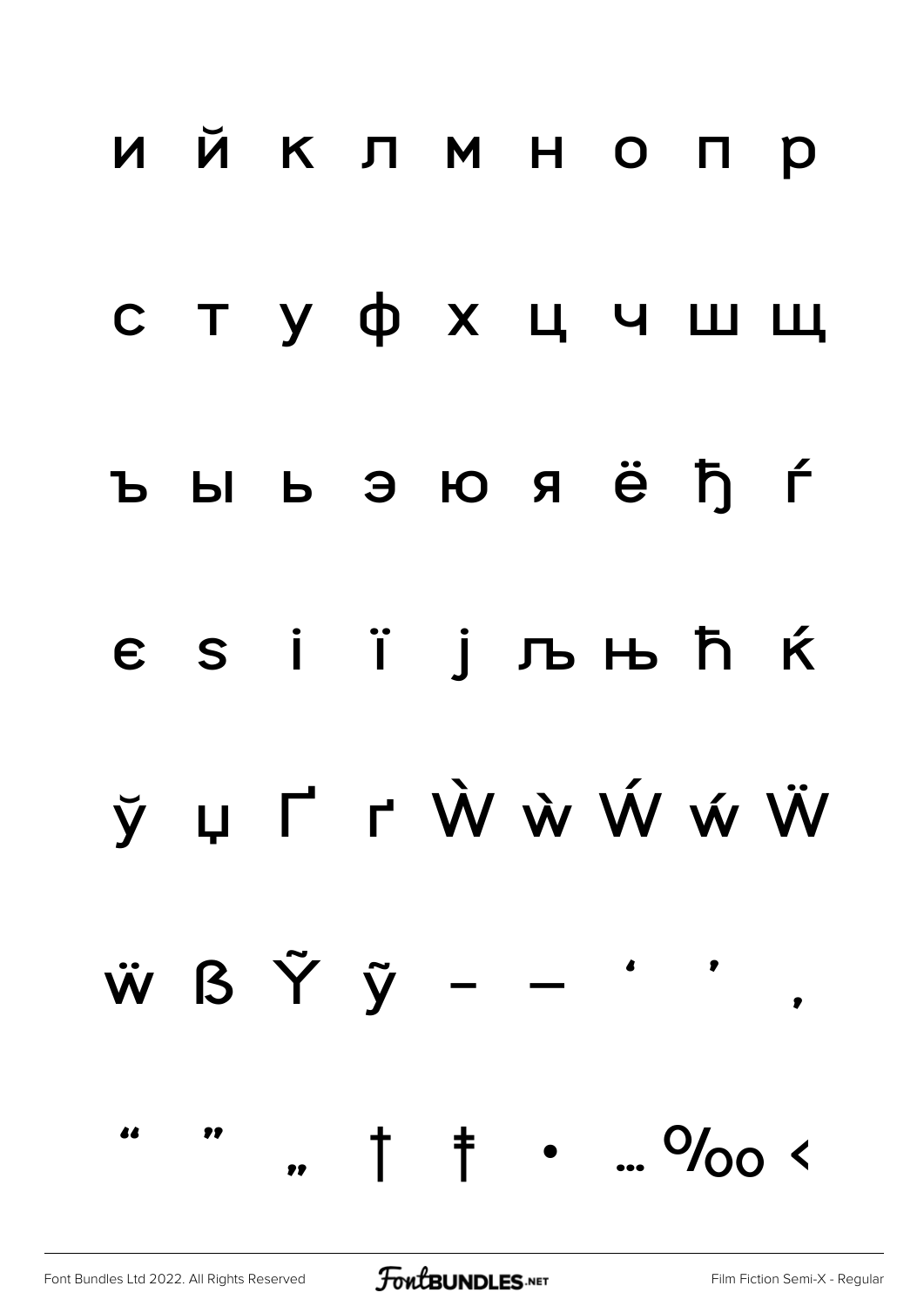и й к л м н о п р

с т у ф х ц ч ш щ

ъ ы ь э ю я ё ђ ѓ

є ѕ і ї ј љ њ ћ ќ

ў џ Ґ ґ Ẁ ẁ Ẃ ẃ Ẅ

ẅ ẞ Ỹ ỹ – — ‘ ’ ‚

“ ” „ † ‡ • … ‰ ‹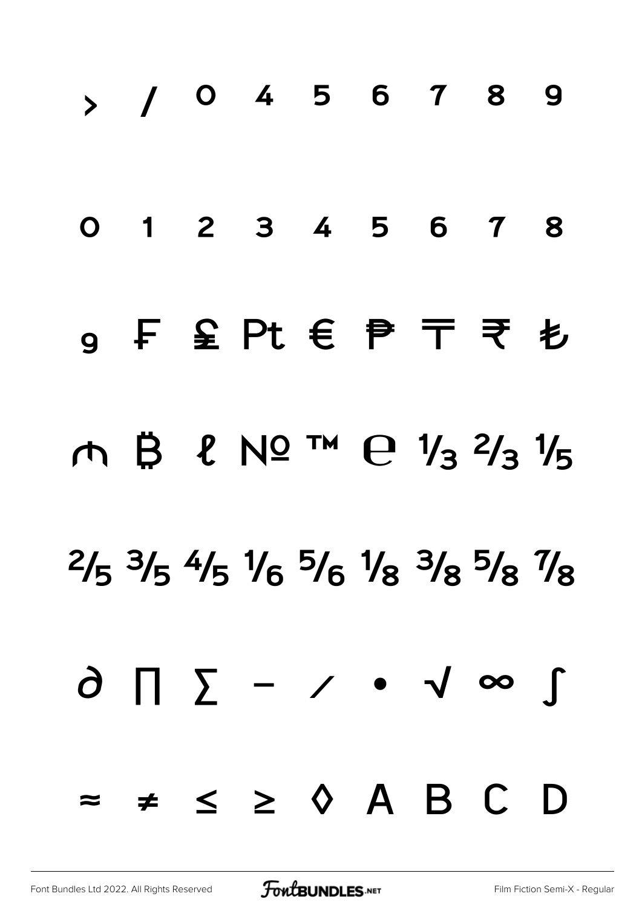› / 0 4 5 6 7 8 9

0 1 2 3 4 5 6 7 8

9 ₣ ₤ ₧ € ₱ ₸ ₹ ₺

֏ ₿ ℓ № ™ ℮ ⅓ ⅔ ⅕

⅖ ⅗ ⅘ ⅙ ⅚ ⅛ ⅜ ⅝ ⅞

∂ ∏ ∑ − ∕ • √ ∞ ∫

≈ ≠ ≤ ≥ ◊ A B C D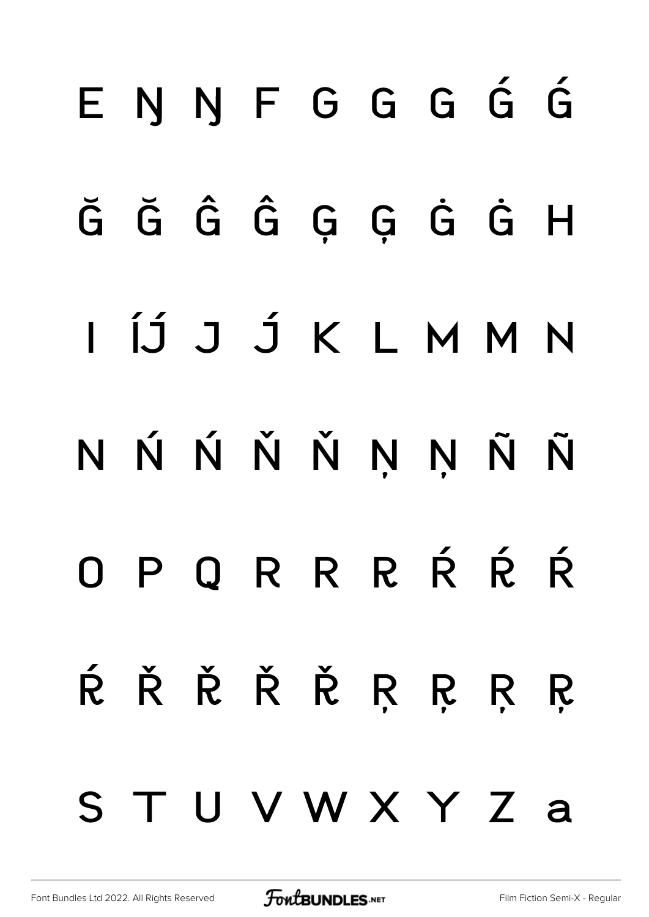E Ŋ Ŋ F G G G Ǵ Ǵ

Ğ Ğ Ĝ Ĝ Ģ Ģ Ġ Ġ H

I ÍJ́ J J́ K L M M N

N Ń Ń Ň Ň Ņ Ņ Ñ Ñ

O P Q R R R Ŕ Ŕ Ŕ

Ŕ Ř Ř Ř Ř Ŗ Ŗ Ŗ Ŗ

S T U V W X Y Z a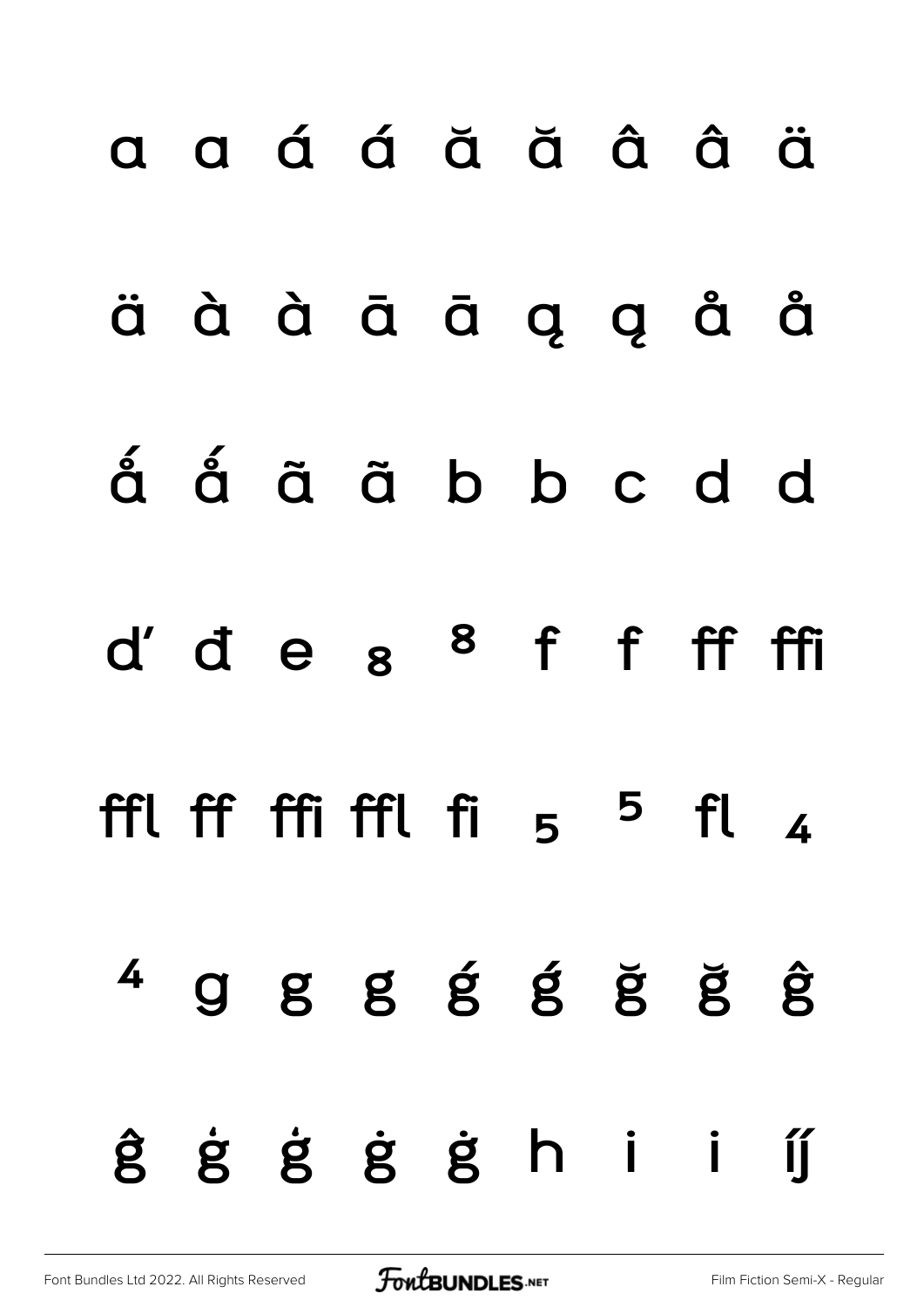ɑ ɑ ɑ́ ɑ́ ɑ̆ ɑ̆ ɑ̂ ɑ̂ ɑ̈

ɑ̈ ɑ̀ ɑ̀ ɑ̄ ɑ̄ ą ą ɑ̊ ɑ̊

ǻ ǻ ɑ̃ ɑ̃ b b c d d

ď đ e ₈ ⁸ f f ﬀ ﬃ

ﬄ ﬀ ﬃ ﬄ ﬁ ₅ ⁵ ﬂ ₄

⁴ g g g ǵ ǵ ğ ğ ĝ

ĝ ġ ģ ġ ġ h i i íj́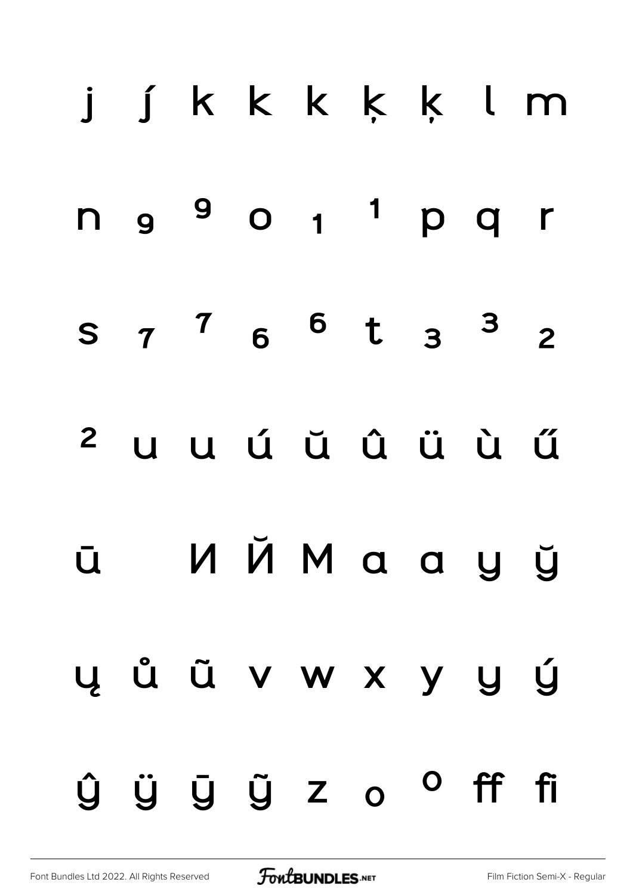j ĵ k k k ķ ķ l m

n ₉ ⁹ o ₁ ¹ p q r

s ₇ ⁷ ₆ ⁶ t ₃ ³ ₂

² u u ú ŭ û ü ù ű

ū И Й M ɑ ɑ y y̆

ų ů ũ v w x y y ý

ŷ ÿ ȳ ỹ z ₒ ᵒ ﬀ ﬁ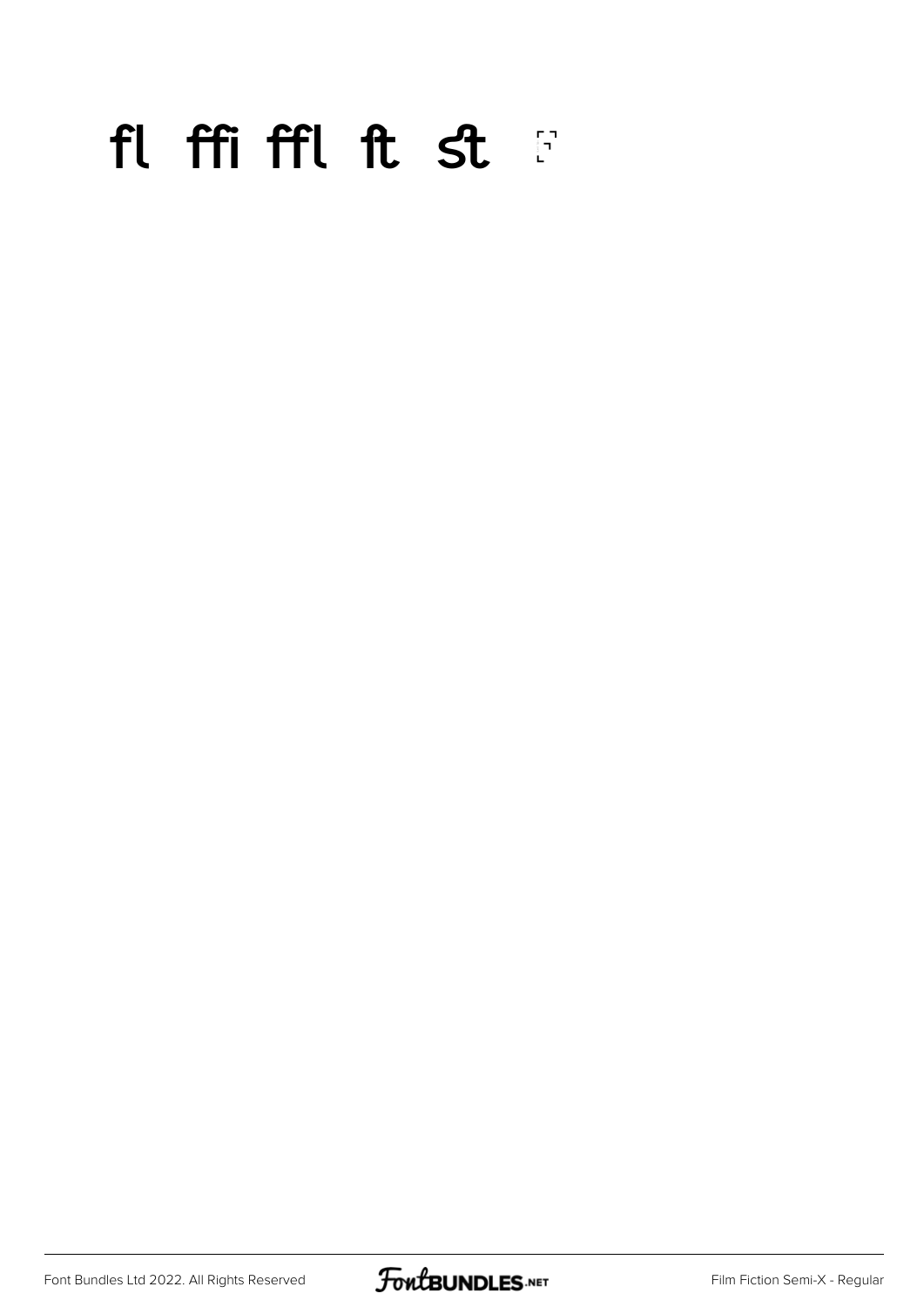ﬂ ﬃ ﬄ ﬅ ﬆ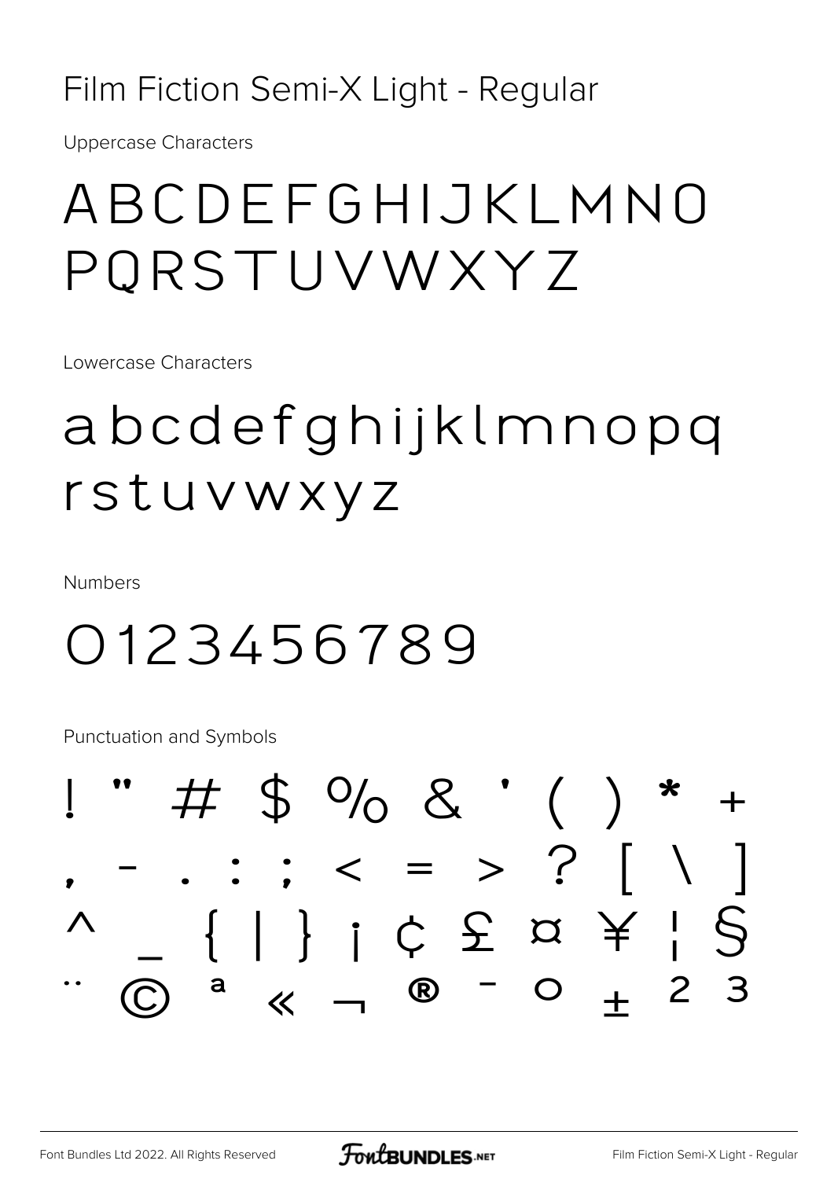Film Fiction Semi-X Light - Regular

Uppercase Characters

ABCDEFGHIJKLMNO
PQRSTUVWXYZ

Lowercase Characters

abcdefghijklmnopq
rstuvwxyz

Numbers

0123456789

Punctuation and Symbols

! " # $ % & ' ( ) * +
, - . : ; < = > ? [ \ ]
^ _ { | } ¡ ¢ £ ¤ ¥ ¦ §
¨ © ª « ¬ ® ¯ ° ± ² ³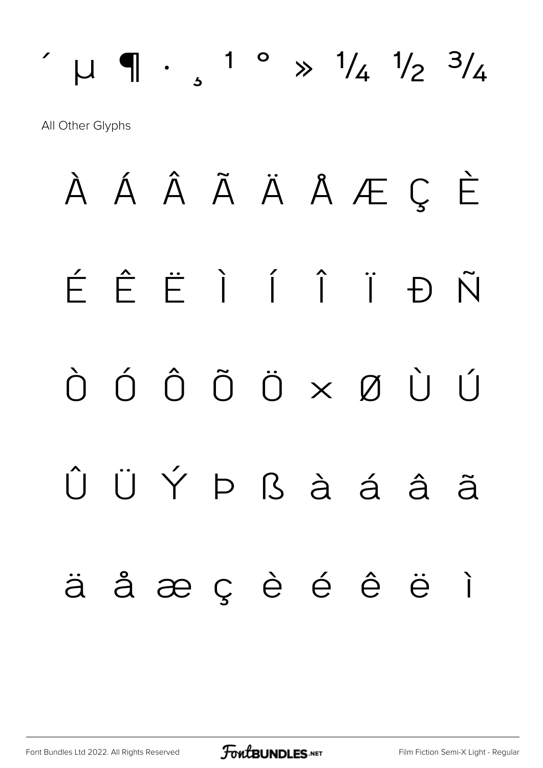´ µ ¶ · ¸ ¹ ° » ¼ ½ ¾

All Other Glyphs

À Á Â Ã Ä Å Æ Ç È

É Ê Ë Ì Í Î Ï Ð Ñ

Ò Ó Ô Õ Ö × Ø Ù Ú

Û Ü Ý Þ ß à á â ã

ä å æ ç è é ê ë ì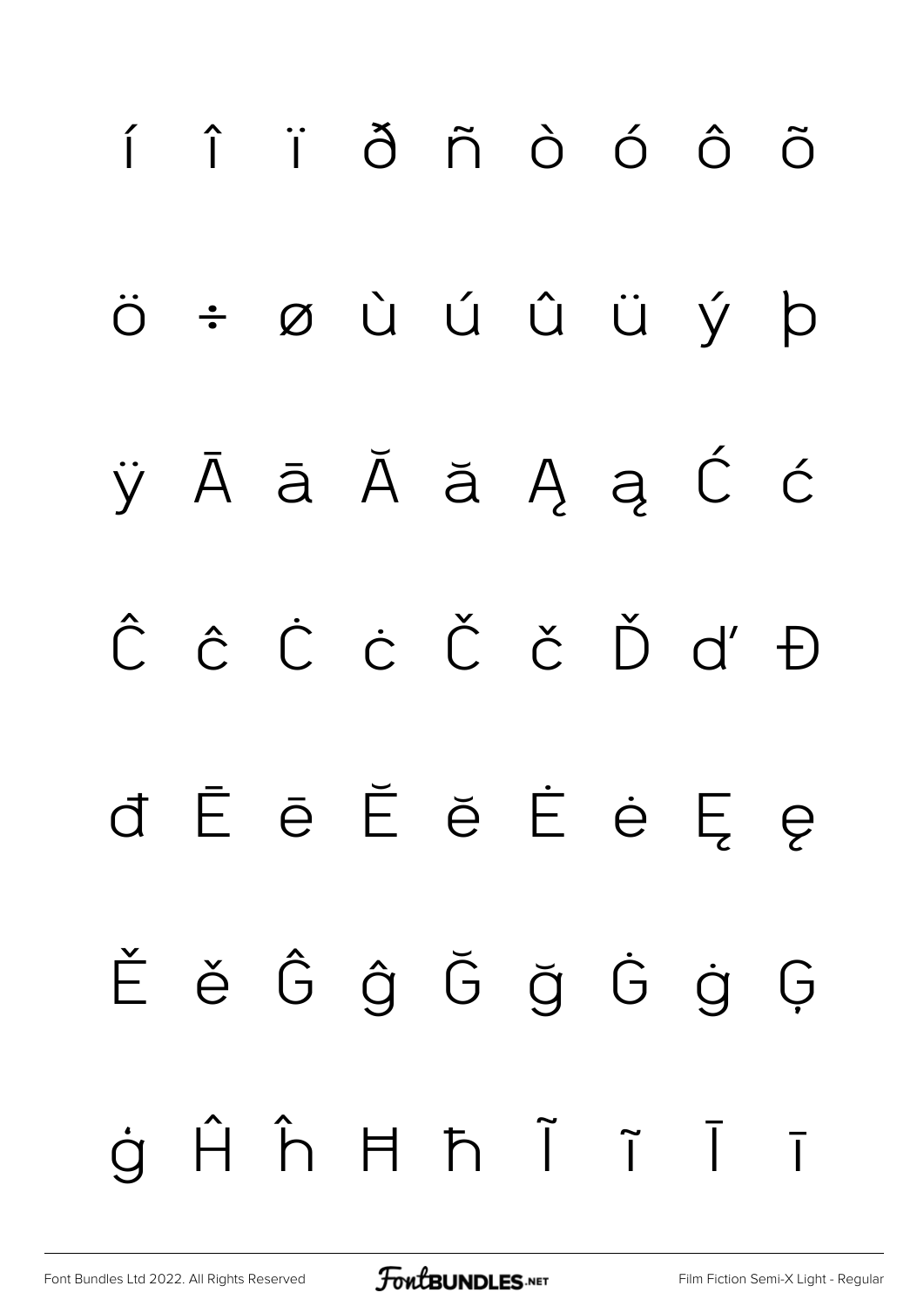í î ï ð ñ ò ó ô õ

ö ÷ ø ù ú û ü ý þ

ÿ Ā ā Ă ă Ą ą Ć ć

Ĉ ĉ Ċ ċ Č č Ď ď Đ

đ Ē ē Ĕ ĕ Ė ė Ę ę

Ě ě Ĝ ĝ Ğ ğ Ġ ġ Ģ

ģ Ĥ ĥ Ħ ħ Ĩ ĩ Ī ī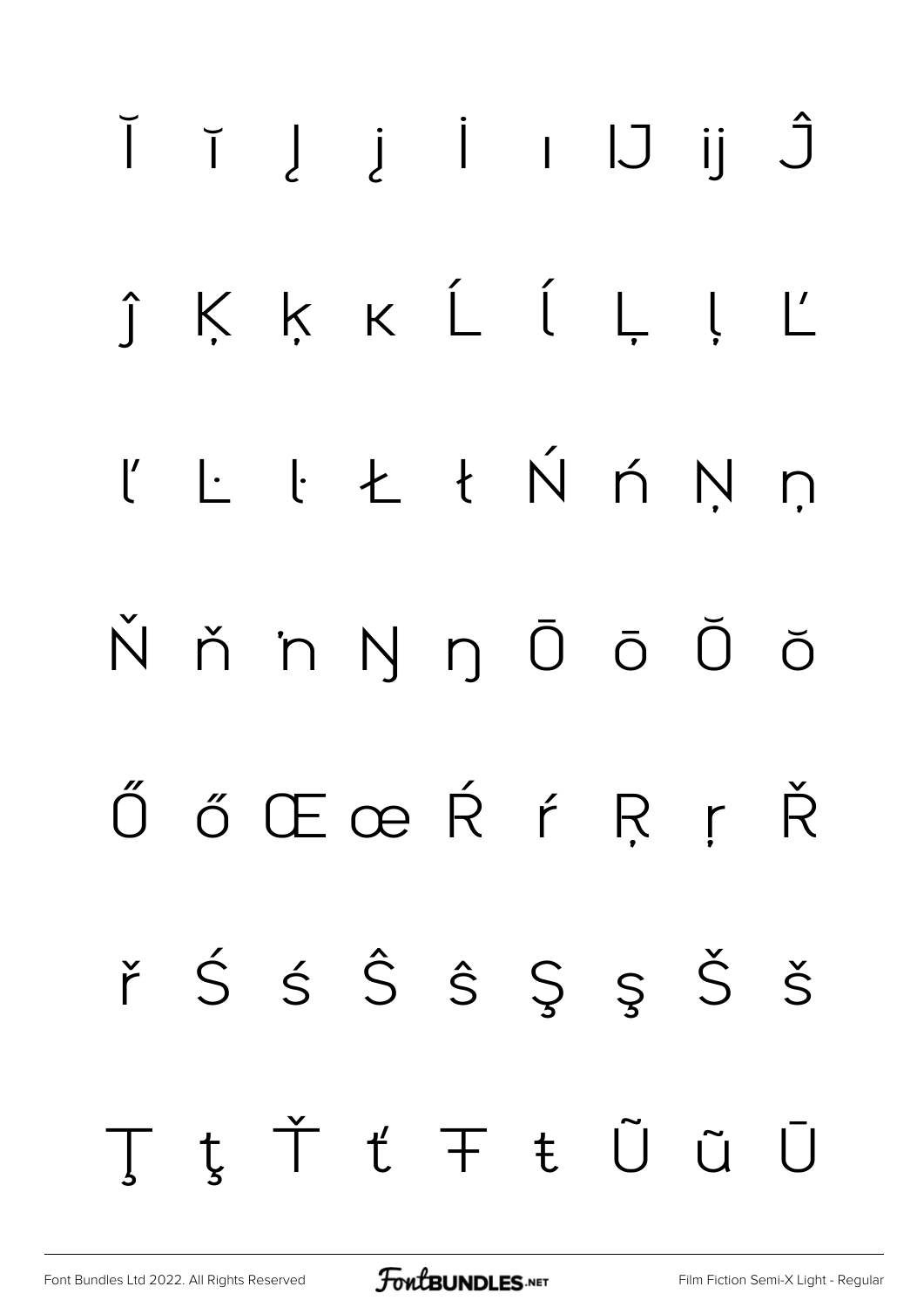Ĭ ĭ Į į İ ı Ĳ ĳ Ĵ

ĵ Ķ ķ ĸ Ĺ ĺ Ļ ļ Ľ

ľ Ŀ ŀ Ł ł Ń ń Ņ ņ

Ň ň ŉ Ŋ ŋ Ō ō Ŏ ŏ

Ő ő Œ œ Ŕ ŕ Ŗ ŗ Ř

ř Ś ś Ŝ ŝ Ş ş Š š

Ţ ţ Ť ť Ŧ ŧ Ũ ũ Ū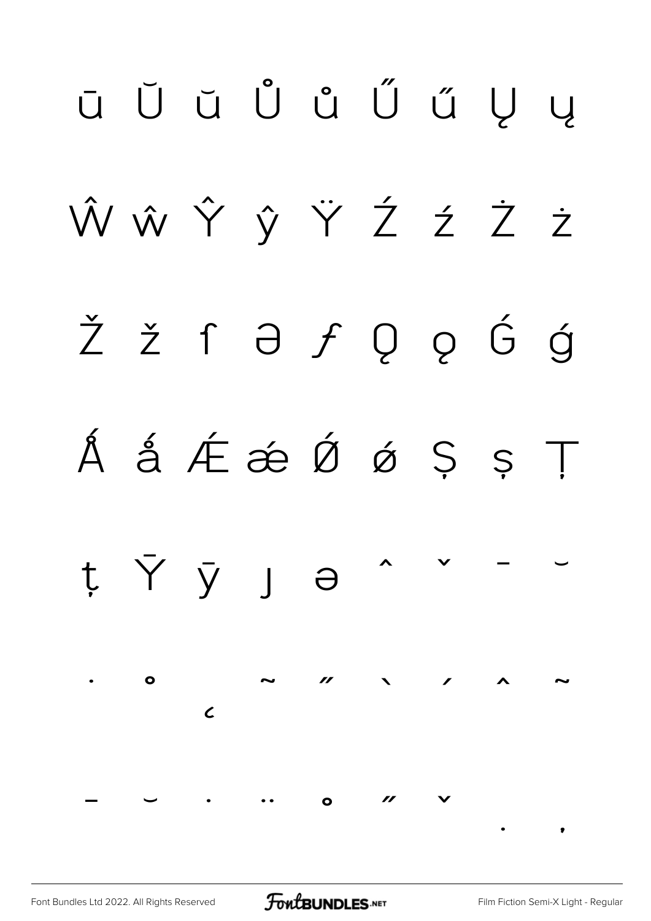ū Ŭ ŭ Ů ů Ű ű Ų ų

Ŵ ŵ Ŷ ŷ Ÿ Ź ź Ż ż

Ž ž ſ Ə ƒ Ǫ ǫ Ǵ ǵ

Ǻ ǻ Ǽ ǽ Ǿ ǿ Ș ș Ț

ț Ȳ ȳ ȷ ə ˆ ˇ ˉ ˘

˙ ˚ ˛ ˜ ˝ ˋ ˊ ˆ ˜

̄ ̆ ̇ ̈ ̊ ̋ ̌ ̣ ̦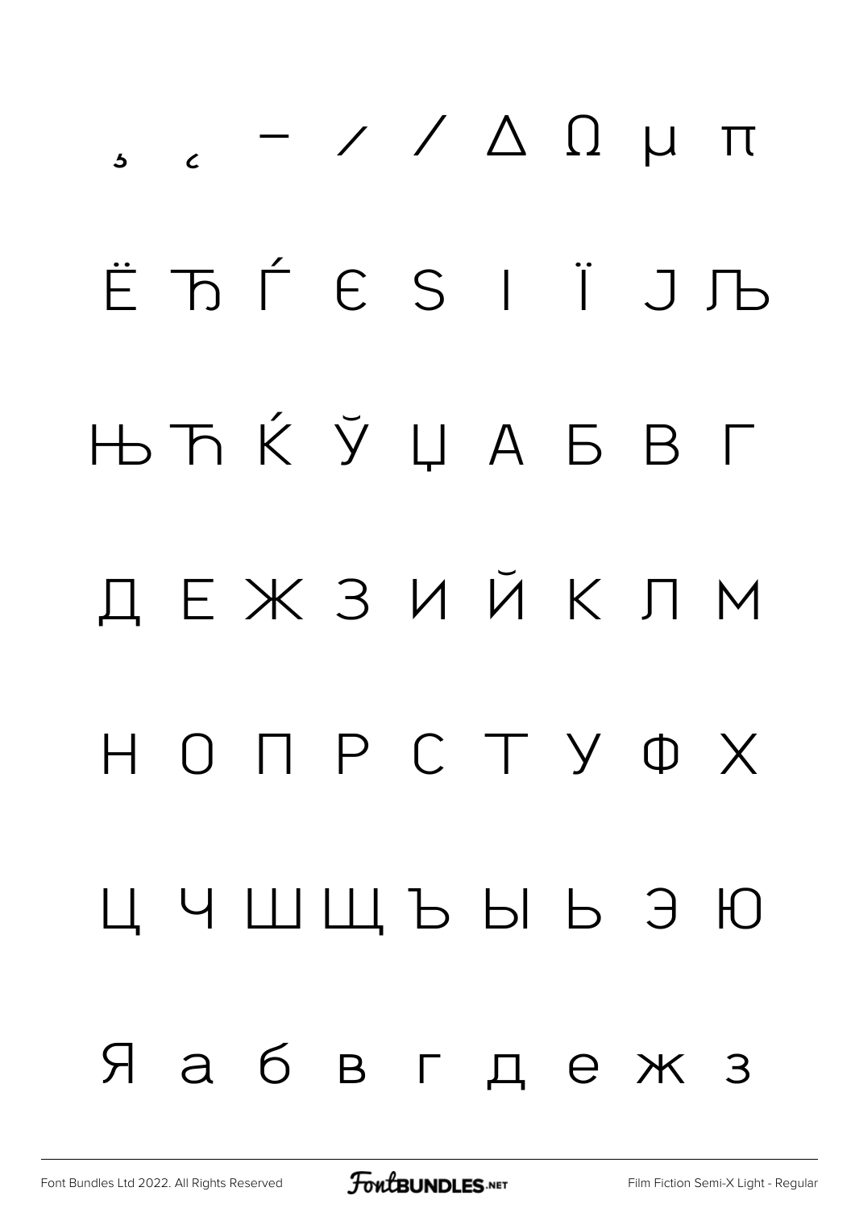˛ ˛ – ⁄ ∕ ∆ Ω µ π

Ё Ђ Ѓ Є Ѕ І Ї Ј Љ

Њ Ћ Ќ Ў Џ А Б В Г

Д Е Ж З И Й К Л М

Н О П Р С Т У Ф Х

Ц Ч Ш Щ Ъ Ы Ь Э Ю

Я а б в г д е ж з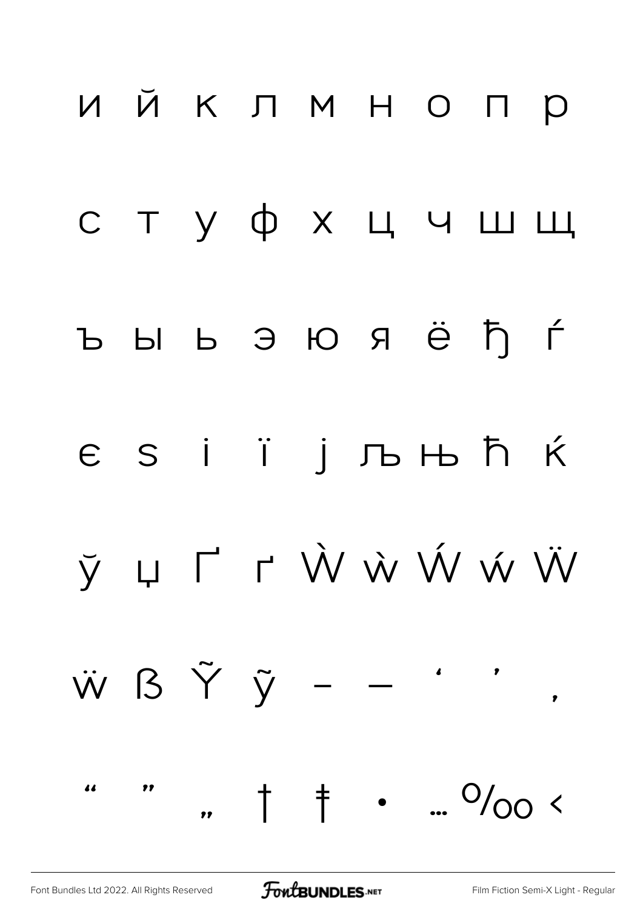и й к л м н о п р

с т у ф х ц ч ш щ

ъ ы ь э ю я ё ђ ѓ

є ѕ і ї ј љ њ ћ ќ

ў џ Ґ ґ Ẁ ẁ Ẃ ẃ Ẅ

ẅ ẞ Ỹ ỹ – — ‘ ’ ‚

“ ” „ † ‡ • … ‰ ‹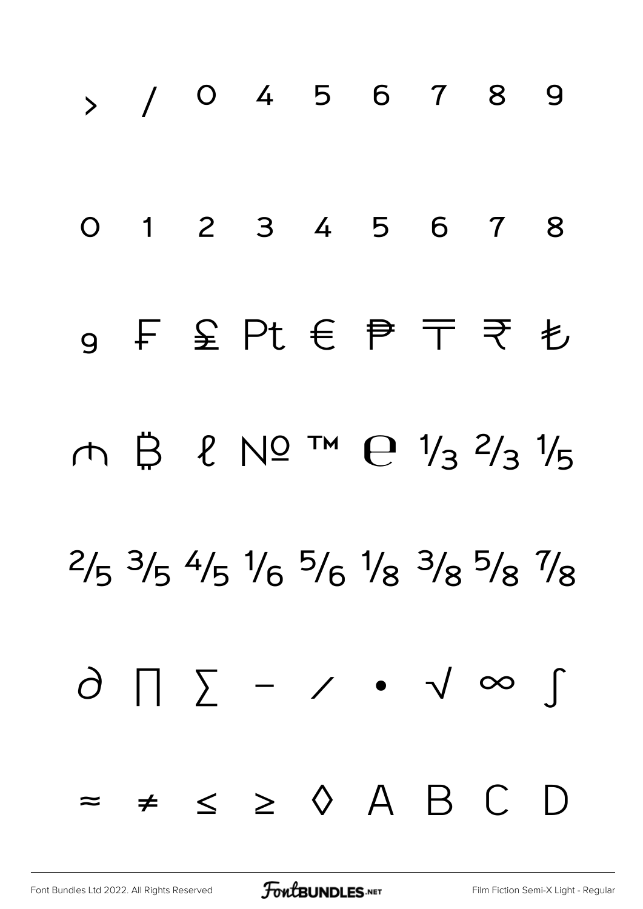› / 0 4 5 6 7 8 9

0 1 2 3 4 5 6 7 8

9 ₣ ₤ ₧ € ₱ ₸ ₹ ₺

₼ ₿ ℓ № ™ ℮ ⅓ ⅔ ⅕

⅖ ⅗ ⅘ ⅙ ⅚ ⅛ ⅜ ⅝ ⅞

∂ ∏ ∑ − ∕ • √ ∞ ∫

≈ ≠ ≤ ≥ ◊ A B C D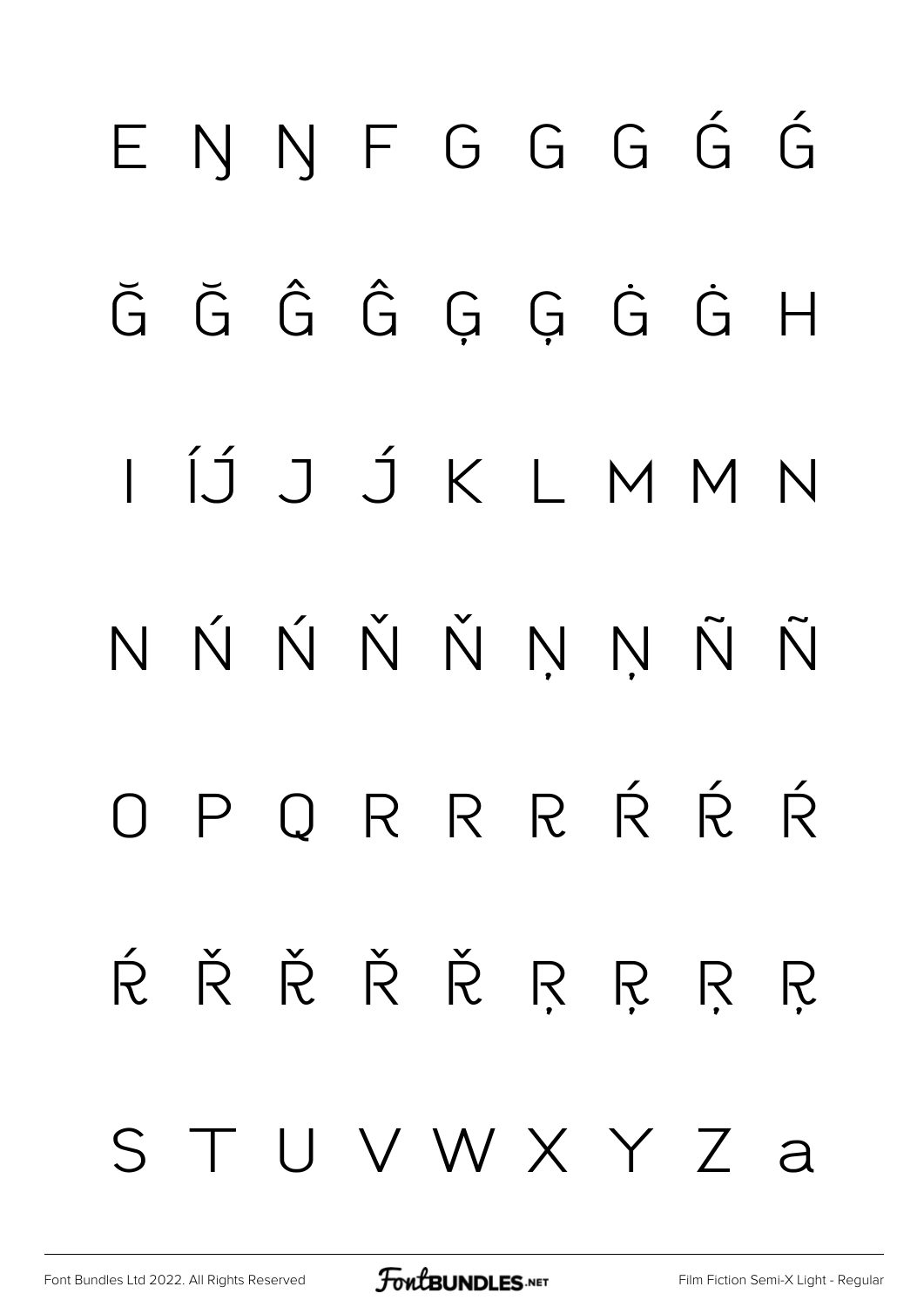E Ŋ Ŋ F G G G Ǵ Ǵ

Ğ Ğ Ĝ Ĝ Ģ Ģ Ġ Ġ H

I ÍJ́ J J́ K L M M N

N Ń Ń Ň Ň Ņ Ņ Ñ Ñ

O P Q R R R Ŕ Ŕ Ŕ

Ŕ Ř Ř Ř Ř Ŗ Ŗ Ŗ Ŗ

S T U V W X Y Z a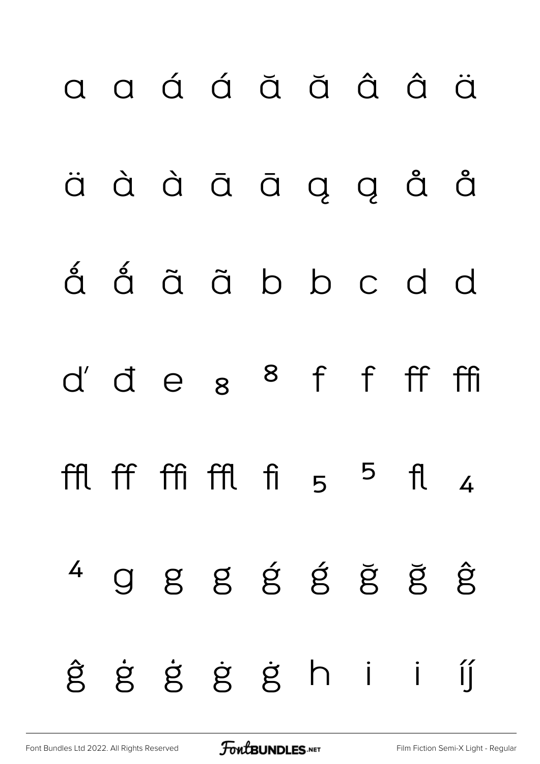ɑ ɑ ɑ́ ɑ́ ɑ̆ ɑ̆ ɑ̂ ɑ̂ ɑ̈

ɑ̈ ɑ̀ ɑ̀ ɑ̄ ɑ̄ ą ą ɑ̊ ɑ̊

ɑ̊́ ɑ̊́ ɑ̃ ɑ̃ b b c d d

ď đ e ₈ ⁸ f f ff ffi

ffl ff ffi ffl fi ₅ ⁵ fl ₄

⁴ g g g ǵ ǵ ğ ğ ĝ

ĝ ġ ġ ġ ġ h i i íj́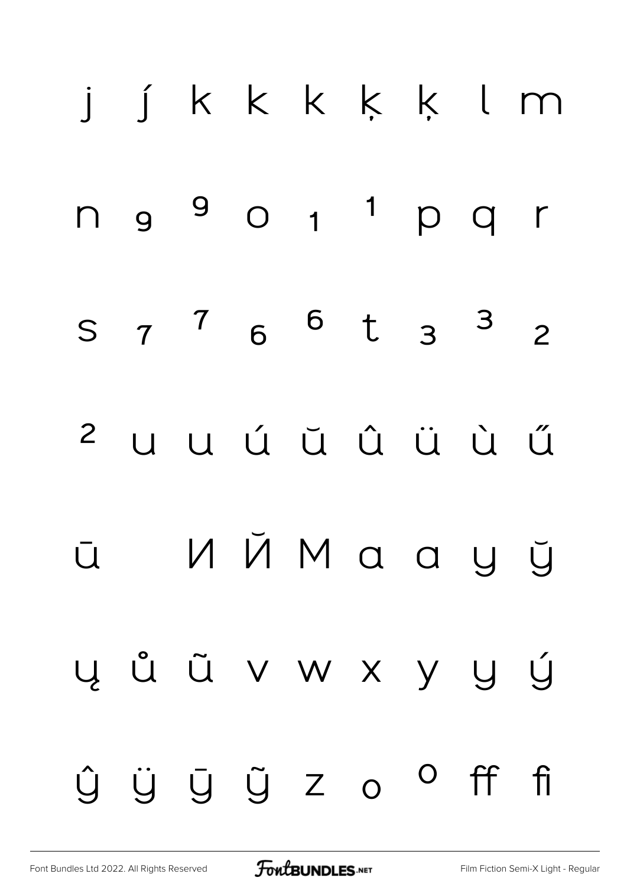j ĵ k k k ķ ķ l m

n ₉ ⁹ o ₁ ¹ p q r

s ₇ ⁷ ₆ ⁶ t ₃ ³ ₂

² u u ú ŭ û ü ù ű

ū И Й M ɑ ɑ y ў

ų ů ũ v w x y y ý

ŷ ÿ ȳ ỹ z ₒ ᵒ ff fi

Font Bundles Ltd 2022. All Rights Reserved

FontBUNDLES.NET

Film Fiction Semi-X Light - Regular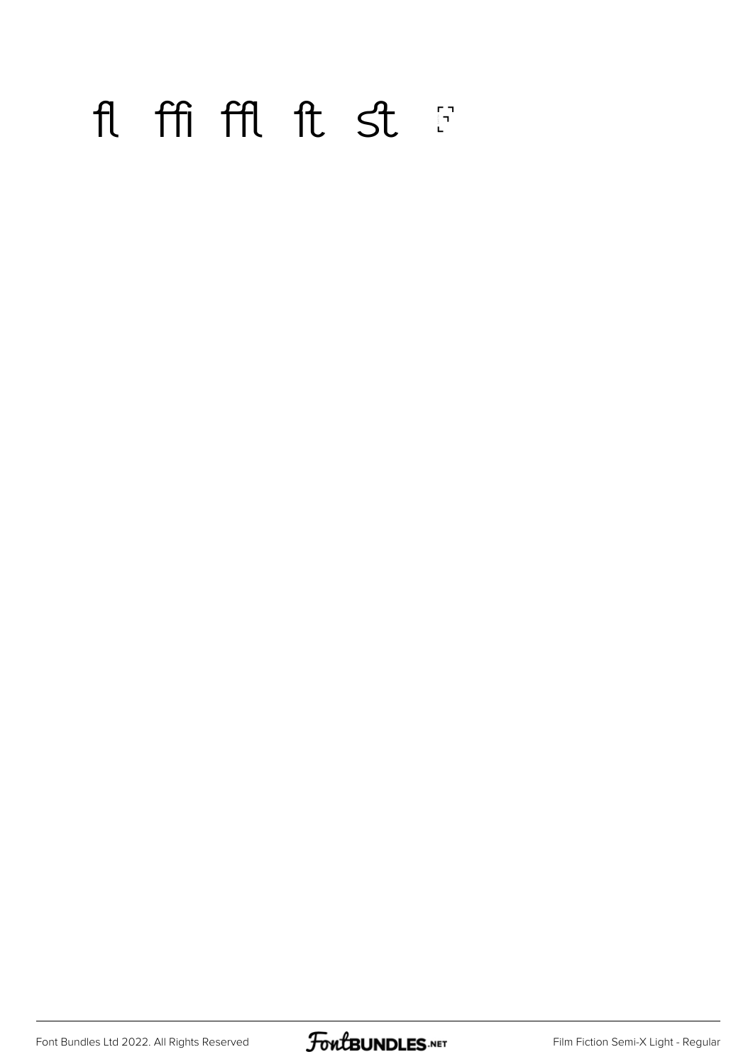ﬂ ﬃ ﬄ ﬅ ﬆ